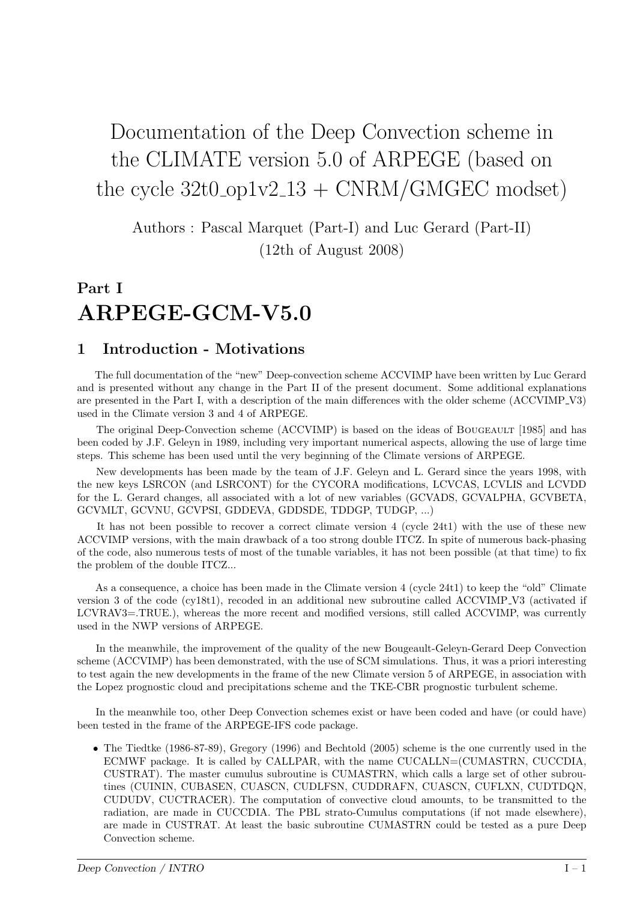# Documentation of the Deep Convection scheme in the CLIMATE version 5.0 of ARPEGE (based on the cycle 32t0_op1v2_13 + CNRM/GMGEC modset)

Authors : Pascal Marquet (Part-I) and Luc Gerard (Part-II)
(12th of August 2008)

# Part I
# ARPEGE-GCM-V5.0

## 1 Introduction - Motivations

The full documentation of the "new" Deep-convection scheme ACCVIMP have been written by Luc Gerard and is presented without any change in the Part II of the present document. Some additional explanations are presented in the Part I, with a description of the main differences with the older scheme (ACCVIMP_V3) used in the Climate version 3 and 4 of ARPEGE.

The original Deep-Convection scheme (ACCVIMP) is based on the ideas of Bougeault [1985] and has been coded by J.F. Geleyn in 1989, including very important numerical aspects, allowing the use of large time steps. This scheme has been used until the very beginning of the Climate versions of ARPEGE.

New developments has been made by the team of J.F. Geleyn and L. Gerard since the years 1998, with the new keys LSRCON (and LSRCONT) for the CYCORA modifications, LCVCAS, LCVLIS and LCVDD for the L. Gerard changes, all associated with a lot of new variables (GCVADS, GCVALPHA, GCVBETA, GCVMLT, GCVNU, GCVPSI, GDDEVA, GDDSDE, TDDGP, TUDGP, ...)

It has not been possible to recover a correct climate version 4 (cycle 24t1) with the use of these new ACCVIMP versions, with the main drawback of a too strong double ITCZ. In spite of numerous back-phasing of the code, also numerous tests of most of the tunable variables, it has not been possible (at that time) to fix the problem of the double ITCZ...

As a consequence, a choice has been made in the Climate version 4 (cycle 24t1) to keep the "old" Climate version 3 of the code (cy18t1), recoded in an additional new subroutine called ACCVIMP_V3 (activated if LCVRAV3=.TRUE.), whereas the more recent and modified versions, still called ACCVIMP, was currently used in the NWP versions of ARPEGE.

In the meanwhile, the improvement of the quality of the new Bougeault-Geleyn-Gerard Deep Convection scheme (ACCVIMP) has been demonstrated, with the use of SCM simulations. Thus, it was a priori interesting to test again the new developments in the frame of the new Climate version 5 of ARPEGE, in association with the Lopez prognostic cloud and precipitations scheme and the TKE-CBR prognostic turbulent scheme.

In the meanwhile too, other Deep Convection schemes exist or have been coded and have (or could have) been tested in the frame of the ARPEGE-IFS code package.

- The Tiedtke (1986-87-89), Gregory (1996) and Bechtold (2005) scheme is the one currently used in the ECMWF package. It is called by CALLPAR, with the name CUCALLN=(CUMASTRN, CUCCDIA, CUSTRAT). The master cumulus subroutine is CUMASTRN, which calls a large set of other subroutines (CUININ, CUBASEN, CUASCN, CUDLFSN, CUDDRAFN, CUASCN, CUFLXN, CUDTDQN, CUDUDV, CUCTRACER). The computation of convective cloud amounts, to be transmitted to the radiation, are made in CUCCDIA. The PBL strato-Cumulus computations (if not made elsewhere), are made in CUSTRAT. At least the basic subroutine CUMASTRN could be tested as a pure Deep Convection scheme.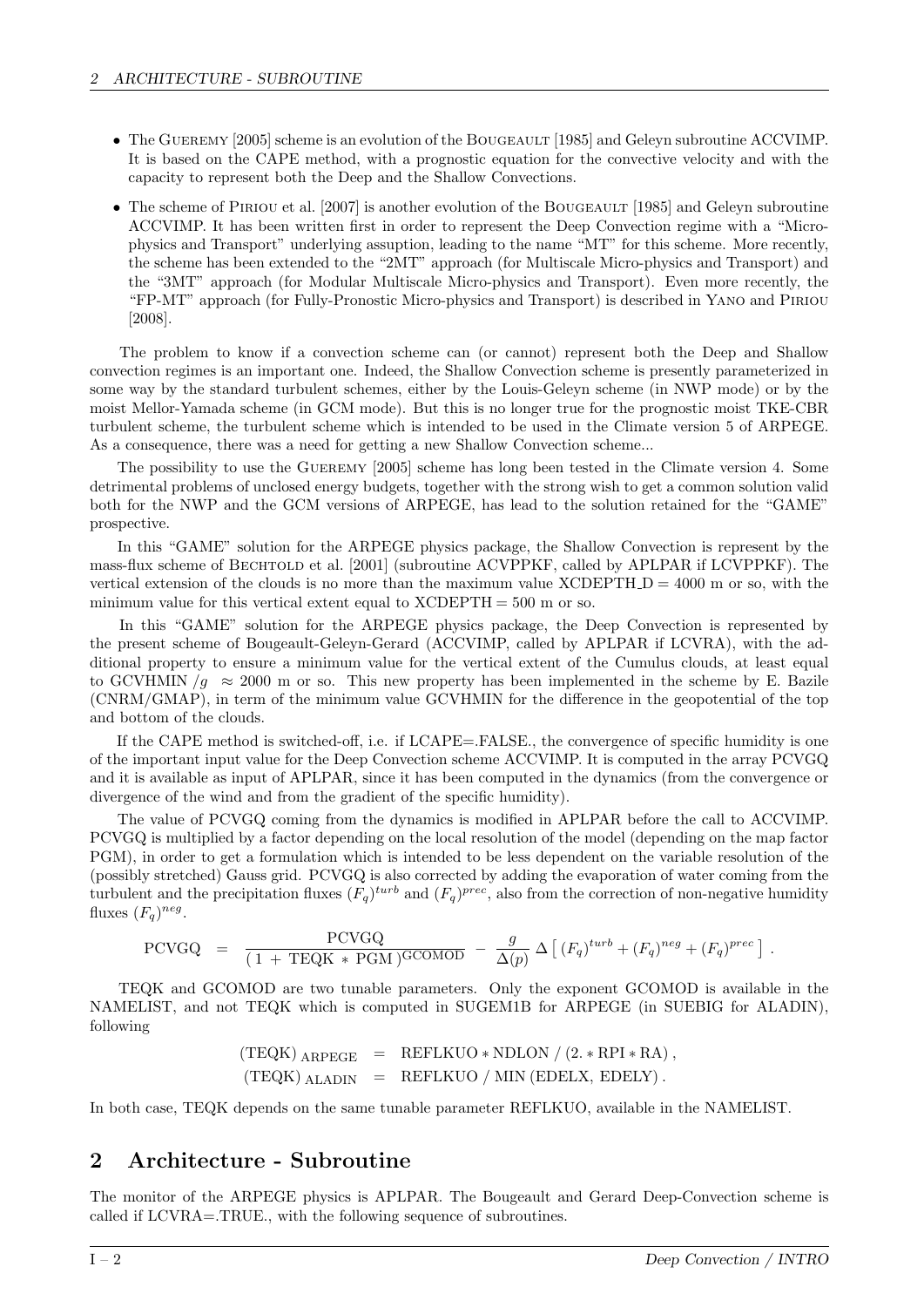- The Gueremy [2005] scheme is an evolution of the Bougeault [1985] and Geleyn subroutine ACCVIMP. It is based on the CAPE method, with a prognostic equation for the convective velocity and with the capacity to represent both the Deep and the Shallow Convections.
- The scheme of Piriou et al. [2007] is another evolution of the Bougeault [1985] and Geleyn subroutine ACCVIMP. It has been written first in order to represent the Deep Convection regime with a "Micro-physics and Transport" underlying assuption, leading to the name "MT" for this scheme. More recently, the scheme has been extended to the "2MT" approach (for Multiscale Micro-physics and Transport) and the "3MT" approach (for Modular Multiscale Micro-physics and Transport). Even more recently, the "FP-MT" approach (for Fully-Pronostic Micro-physics and Transport) is described in Yano and Piriou [2008].

The problem to know if a convection scheme can (or cannot) represent both the Deep and Shallow convection regimes is an important one. Indeed, the Shallow Convection scheme is presently parameterized in some way by the standard turbulent schemes, either by the Louis-Geleyn scheme (in NWP mode) or by the moist Mellor-Yamada scheme (in GCM mode). But this is no longer true for the prognostic moist TKE-CBR turbulent scheme, the turbulent scheme which is intended to be used in the Climate version 5 of ARPEGE. As a consequence, there was a need for getting a new Shallow Convection scheme...

The possibility to use the Gueremy [2005] scheme has long been tested in the Climate version 4. Some detrimental problems of unclosed energy budgets, together with the strong wish to get a common solution valid both for the NWP and the GCM versions of ARPEGE, has lead to the solution retained for the "GAME" prospective.

In this "GAME" solution for the ARPEGE physics package, the Shallow Convection is represent by the mass-flux scheme of Bechtold et al. [2001] (subroutine ACVPPKF, called by APLPAR if LCVPPKF). The vertical extension of the clouds is no more than the maximum value XCDEPTH_D = 4000 m or so, with the minimum value for this vertical extent equal to XCDEPTH = 500 m or so.

In this "GAME" solution for the ARPEGE physics package, the Deep Convection is represented by the present scheme of Bougeault-Geleyn-Gerard (ACCVIMP, called by APLPAR if LCVRA), with the additional property to ensure a minimum value for the vertical extent of the Cumulus clouds, at least equal to GCVHMIN $/g \approx 2000$ m or so. This new property has been implemented in the scheme by E. Bazile (CNRM/GMAP), in term of the minimum value GCVHMIN for the difference in the geopotential of the top and bottom of the clouds.

If the CAPE method is switched-off, i.e. if LCAPE=.FALSE., the convergence of specific humidity is one of the important input value for the Deep Convection scheme ACCVIMP. It is computed in the array PCVGQ and it is available as input of APLPAR, since it has been computed in the dynamics (from the convergence or divergence of the wind and from the gradient of the specific humidity).

The value of PCVGQ coming from the dynamics is modified in APLPAR before the call to ACCVIMP. PCVGQ is multiplied by a factor depending on the local resolution of the model (depending on the map factor PGM), in order to get a formulation which is intended to be less dependent on the variable resolution of the (possibly stretched) Gauss grid. PCVGQ is also corrected by adding the evaporation of water coming from the turbulent and the precipitation fluxes $(F_q)^{turb}$ and $(F_q)^{prec}$, also from the correction of non-negative humidity fluxes $(F_q)^{neg}$.

$$\mathrm{PCVGQ} \;=\; \frac{\mathrm{PCVGQ}}{(\,1\,+\,\mathrm{TEQK}\,*\,\mathrm{PGM}\,)^{\mathrm{GCOMOD}}} \;-\; \frac{g}{\Delta(p)}\,\Delta\left[\,(F_q)^{turb} + (F_q)^{neg} + (F_q)^{prec}\,\right] .$$

TEQK and GCOMOD are two tunable parameters. Only the exponent GCOMOD is available in the NAMELIST, and not TEQK which is computed in SUGEM1B for ARPEGE (in SUEBIG for ALADIN), following

$$(\mathrm{TEQK})_{\,\mathrm{ARPEGE}} \;=\; \mathrm{REFLKUO} * \mathrm{NDLON} \;/\; (2. * \mathrm{RPI} * \mathrm{RA})\,,$$
$$(\mathrm{TEQK})_{\,\mathrm{ALADIN}} \;=\; \mathrm{REFLKUO} \;/\; \mathrm{MIN}\,(\mathrm{EDELX},\ \mathrm{EDELY})\,.$$

In both case, TEQK depends on the same tunable parameter REFLKUO, available in the NAMELIST.

## 2 Architecture - Subroutine

The monitor of the ARPEGE physics is APLPAR. The Bougeault and Gerard Deep-Convection scheme is called if LCVRA=.TRUE., with the following sequence of subroutines.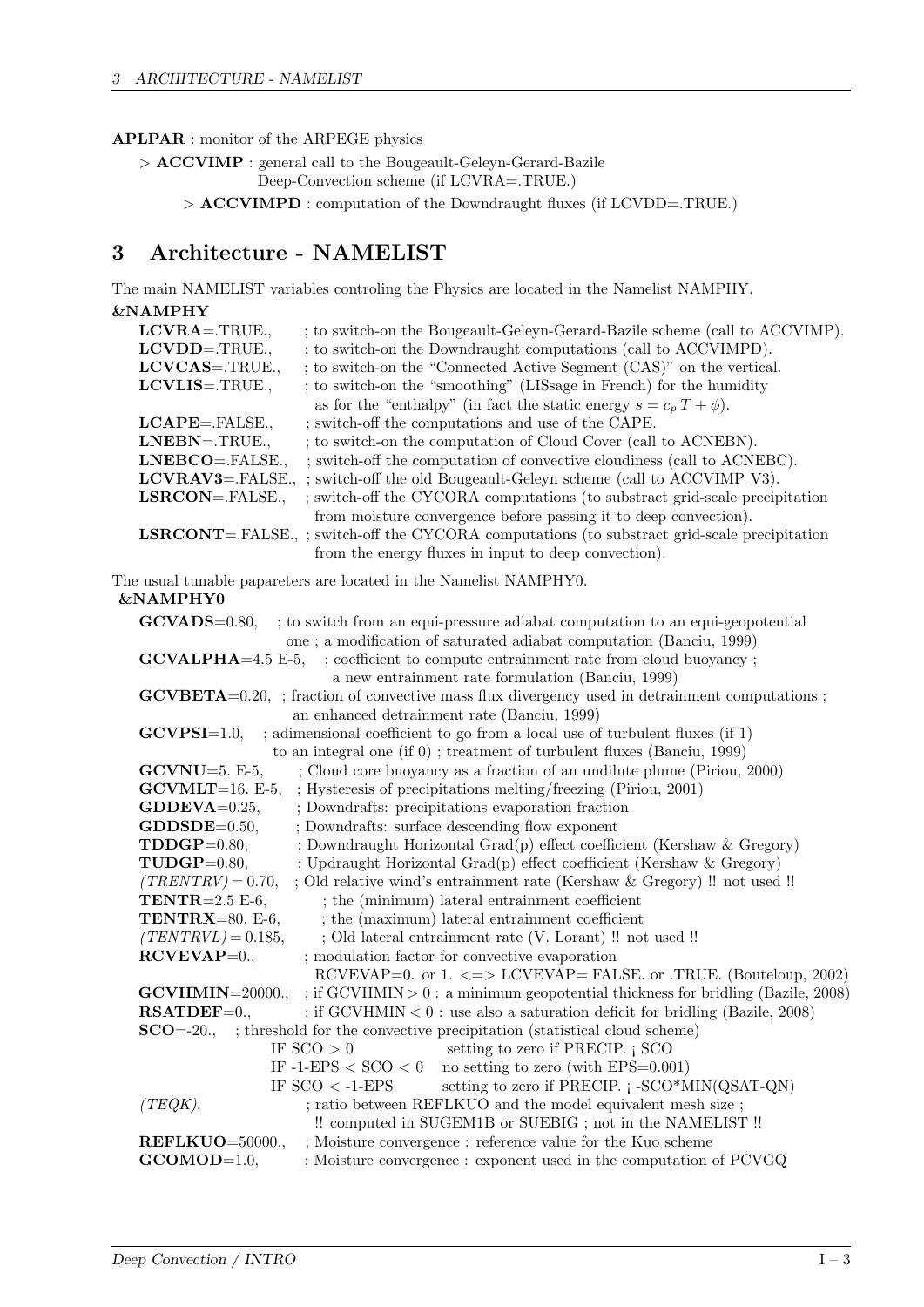**APLPAR** : monitor of the ARPEGE physics

> **ACCVIMP** : general call to the Bougeault-Geleyn-Gerard-Bazile Deep-Convection scheme (if LCVRA=.TRUE.)

> > **ACCVIMPD** : computation of the Downdraught fluxes (if LCVDD=.TRUE.)

# 3 Architecture - NAMELIST

The main NAMELIST variables controling the Physics are located in the Namelist NAMPHY.

**&NAMPHY**

- **LCVRA**=.TRUE., ; to switch-on the Bougeault-Geleyn-Gerard-Bazile scheme (call to ACCVIMP).
- **LCVDD**=.TRUE., ; to switch-on the Downdraught computations (call to ACCVIMPD).
- **LCVCAS**=.TRUE., ; to switch-on the "Connected Active Segment (CAS)" on the vertical.
- **LCVLIS**=.TRUE., ; to switch-on the "smoothing" (LISsage in French) for the humidity as for the "enthalpy" (in fact the static energy $s = c_p\,T + \phi$).
- **LCAPE**=.FALSE., ; switch-off the computations and use of the CAPE.
- **LNEBN**=.TRUE., ; to switch-on the computation of Cloud Cover (call to ACNEBN).
- **LNEBCO**=.FALSE., ; switch-off the computation of convective cloudiness (call to ACNEBC).
- **LCVRAV3**=.FALSE., ; switch-off the old Bougeault-Geleyn scheme (call to ACCVIMP_V3).
- **LSRCON**=.FALSE., ; switch-off the CYCORA computations (to substract grid-scale precipitation from moisture convergence before passing it to deep convection).
- **LSRCONT**=.FALSE., ; switch-off the CYCORA computations (to substract grid-scale precipitation from the energy fluxes in input to deep convection).

The usual tunable papareters are located in the Namelist NAMPHY0.

**&NAMPHY0**

- **GCVADS**=0.80, ; to switch from an equi-pressure adiabat computation to an equi-geopotential one ; a modification of saturated adiabat computation (Banciu, 1999)
- **GCVALPHA**=4.5 E-5, ; coefficient to compute entrainment rate from cloud buoyancy ; a new entrainment rate formulation (Banciu, 1999)
- **GCVBETA**=0.20, ; fraction of convective mass flux divergency used in detrainment computations ; an enhanced detrainment rate (Banciu, 1999)
- **GCVPSI**=1.0, ; adimensional coefficient to go from a local use of turbulent fluxes (if 1) to an integral one (if 0) ; treatment of turbulent fluxes (Banciu, 1999)
- **GCVNU**=5. E-5, ; Cloud core buoyancy as a fraction of an undilute plume (Piriou, 2000)
- **GCVMLT**=16. E-5, ; Hysteresis of precipitations melting/freezing (Piriou, 2001)
- **GDDEVA**=0.25, ; Downdrafts: precipitations evaporation fraction
- **GDDSDE**=0.50, ; Downdrafts: surface descending flow exponent
- **TDDGP**=0.80, ; Downdraught Horizontal Grad(p) effect coefficient (Kershaw & Gregory)
- **TUDGP**=0.80, ; Updraught Horizontal Grad(p) effect coefficient (Kershaw & Gregory)
- *(TRENTRV)* = 0.70, ; Old relative wind's entrainment rate (Kershaw & Gregory) !! not used !!
- **TENTR**=2.5 E-6, ; the (minimum) lateral entrainment coefficient
- **TENTRX**=80. E-6, ; the (maximum) lateral entrainment coefficient
- *(TENTRVL)* = 0.185, ; Old lateral entrainment rate (V. Lorant) !! not used !!
- **RCVEVAP**=0., ; modulation factor for convective evaporation RCVEVAP=0. or 1. <=> LCVEVAP=.FALSE. or .TRUE. (Bouteloup, 2002)
- **GCVHMIN**=20000., ; if GCVHMIN > 0 : a minimum geopotential thickness for bridling (Bazile, 2008)
- **RSATDEF**=0., ; if GCVHMIN < 0 : use also a saturation deficit for bridling (Bazile, 2008)
- **SCO**=-20., ; threshold for the convective precipitation (statistical cloud scheme)
  - IF SCO > 0 &nbsp;&nbsp; setting to zero if PRECIP. < SCO
  - IF -1-EPS < SCO < 0 &nbsp;&nbsp; no setting to zero (with EPS=0.001)
  - IF SCO < -1-EPS &nbsp;&nbsp; setting to zero if PRECIP. < -SCO*MIN(QSAT-QN)
- *(TEQK)*, ; ratio between REFLKUO and the model equivalent mesh size ; !! computed in SUGEM1B or SUEBIG ; not in the NAMELIST !!
- **REFLKUO**=50000., ; Moisture convergence : reference value for the Kuo scheme
- **GCOMOD**=1.0, ; Moisture convergence : exponent used in the computation of PCVGQ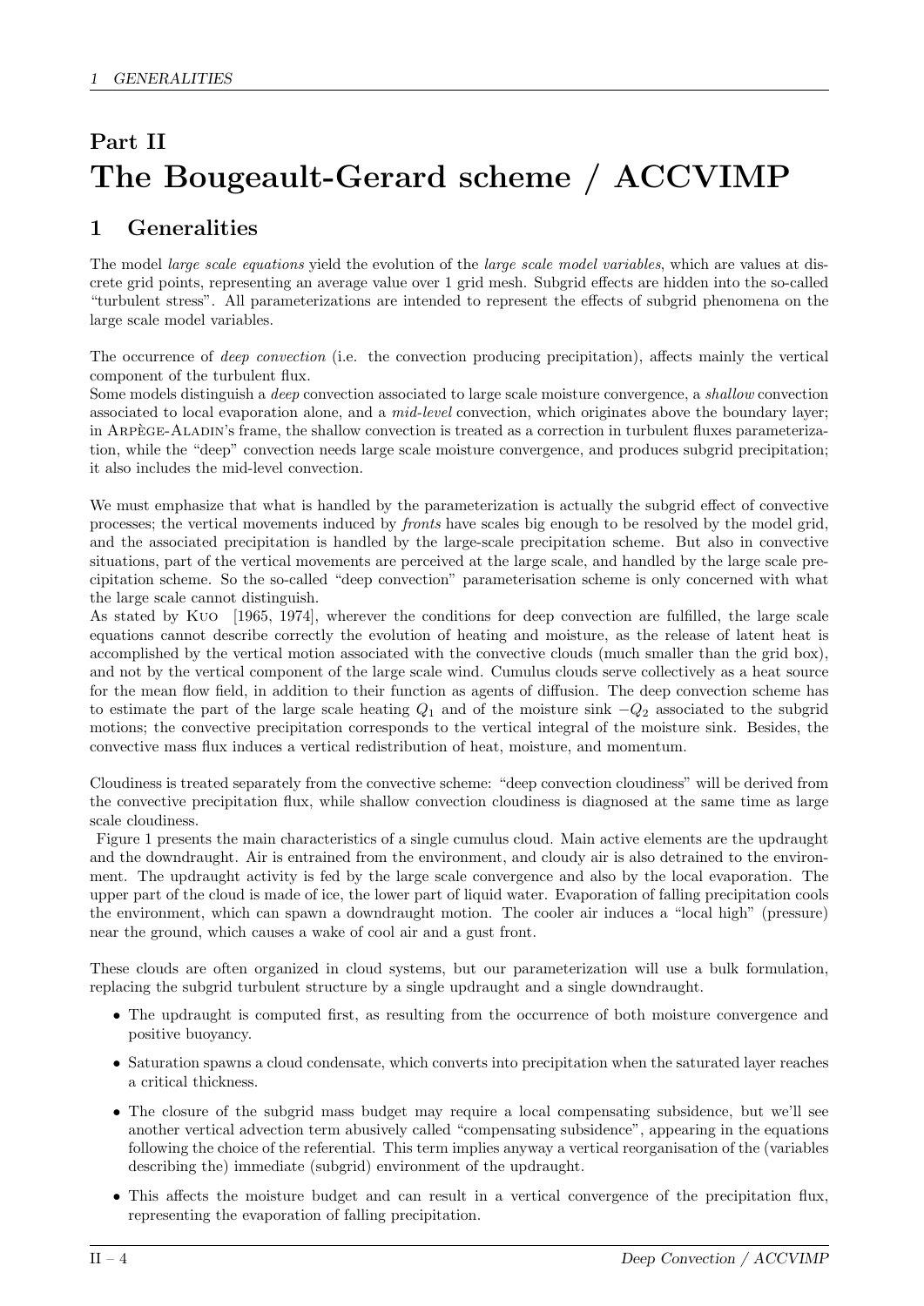# Part II
# The Bougeault-Gerard scheme / ACCVIMP

## 1 Generalities

The model *large scale equations* yield the evolution of the *large scale model variables*, which are values at discrete grid points, representing an average value over 1 grid mesh. Subgrid effects are hidden into the so-called "turbulent stress". All parameterizations are intended to represent the effects of subgrid phenomena on the large scale model variables.

The occurrence of *deep convection* (i.e. the convection producing precipitation), affects mainly the vertical component of the turbulent flux.
Some models distinguish a *deep* convection associated to large scale moisture convergence, a *shallow* convection associated to local evaporation alone, and a *mid-level* convection, which originates above the boundary layer; in Arpège-Aladin's frame, the shallow convection is treated as a correction in turbulent fluxes parameterization, while the "deep" convection needs large scale moisture convergence, and produces subgrid precipitation; it also includes the mid-level convection.

We must emphasize that what is handled by the parameterization is actually the subgrid effect of convective processes; the vertical movements induced by *fronts* have scales big enough to be resolved by the model grid, and the associated precipitation is handled by the large-scale precipitation scheme. But also in convective situations, part of the vertical movements are perceived at the large scale, and handled by the large scale precipitation scheme. So the so-called "deep convection" parameterisation scheme is only concerned with what the large scale cannot distinguish.
As stated by Kuo [1965, 1974], wherever the conditions for deep convection are fulfilled, the large scale equations cannot describe correctly the evolution of heating and moisture, as the release of latent heat is accomplished by the vertical motion associated with the convective clouds (much smaller than the grid box), and not by the vertical component of the large scale wind. Cumulus clouds serve collectively as a heat source for the mean flow field, in addition to their function as agents of diffusion. The deep convection scheme has to estimate the part of the large scale heating $Q_1$ and of the moisture sink $-Q_2$ associated to the subgrid motions; the convective precipitation corresponds to the vertical integral of the moisture sink. Besides, the convective mass flux induces a vertical redistribution of heat, moisture, and momentum.

Cloudiness is treated separately from the convective scheme: "deep convection cloudiness" will be derived from the convective precipitation flux, while shallow convection cloudiness is diagnosed at the same time as large scale cloudiness.
Figure 1 presents the main characteristics of a single cumulus cloud. Main active elements are the updraught and the downdraught. Air is entrained from the environment, and cloudy air is also detrained to the environment. The updraught activity is fed by the large scale convergence and also by the local evaporation. The upper part of the cloud is made of ice, the lower part of liquid water. Evaporation of falling precipitation cools the environment, which can spawn a downdraught motion. The cooler air induces a "local high" (pressure) near the ground, which causes a wake of cool air and a gust front.

These clouds are often organized in cloud systems, but our parameterization will use a bulk formulation, replacing the subgrid turbulent structure by a single updraught and a single downdraught.

- The updraught is computed first, as resulting from the occurrence of both moisture convergence and positive buoyancy.
- Saturation spawns a cloud condensate, which converts into precipitation when the saturated layer reaches a critical thickness.
- The closure of the subgrid mass budget may require a local compensating subsidence, but we'll see another vertical advection term abusively called "compensating subsidence", appearing in the equations following the choice of the referential. This term implies anyway a vertical reorganisation of the (variables describing the) immediate (subgrid) environment of the updraught.
- This affects the moisture budget and can result in a vertical convergence of the precipitation flux, representing the evaporation of falling precipitation.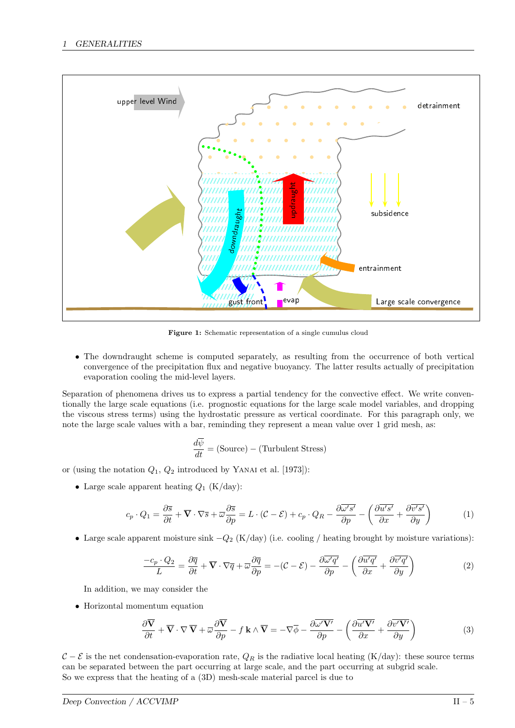**Figure 1:** Schematic representation of a single cumulus cloud

- The downdraught scheme is computed separately, as resulting from the occurrence of both vertical convergence of the precipitation flux and negative buoyancy. The latter results actually of precipitation evaporation cooling the mid-level layers.

Separation of phenomena drives us to express a partial tendency for the convective effect. We write conventionally the large scale equations (i.e. prognostic equations for the large scale model variables, and dropping the viscous stress terms) using the hydrostatic pressure as vertical coordinate. For this paragraph only, we note the large scale values with a bar, reminding they represent a mean value over 1 grid mesh, as:

$$\frac{d\overline{\psi}}{dt} = \text{(Source)} - \text{(Turbulent Stress)}$$

or (using the notation $Q_1$, $Q_2$ introduced by Yanai et al. [1973]):

- Large scale apparent heating $Q_1$ (K/day):

$$c_p \cdot Q_1 = \frac{\partial \overline{s}}{\partial t} + \overline{\mathbf{V}} \cdot \nabla \overline{s} + \overline{\omega}\frac{\partial \overline{s}}{\partial p} = L \cdot (\mathcal{C} - \mathcal{E}) + c_p \cdot Q_R - \frac{\partial \overline{\omega' s'}}{\partial p} - \left( \frac{\partial \overline{u' s'}}{\partial x} + \frac{\partial \overline{v' s'}}{\partial y} \right) \tag{1}$$

- Large scale apparent moisture sink $-Q_2$ (K/day) (i.e. cooling / heating brought by moisture variations):

$$\frac{-c_p \cdot Q_2}{L} = \frac{\partial \overline{q}}{\partial t} + \overline{\mathbf{V}} \cdot \nabla \overline{q} + \overline{\omega}\frac{\partial \overline{q}}{\partial p} = -(\mathcal{C} - \mathcal{E}) - \frac{\partial \overline{\omega' q'}}{\partial p} - \left( \frac{\partial \overline{u' q'}}{\partial x} + \frac{\partial \overline{v' q'}}{\partial y} \right) \tag{2}$$

  In addition, we may consider the

- Horizontal momentum equation

$$\frac{\partial \overline{\mathbf{V}}}{\partial t} + \overline{\mathbf{V}} \cdot \nabla \,\overline{\mathbf{V}} + \overline{\omega}\frac{\partial \overline{\mathbf{V}}}{\partial p} - f\,\mathbf{k} \wedge \overline{\mathbf{V}} = -\nabla\overline{\phi} - \frac{\partial \overline{\omega' \mathbf{V}'}}{\partial p} - \left( \frac{\partial \overline{u' \mathbf{V}'}}{\partial x} + \frac{\partial \overline{v' \mathbf{V}'}}{\partial y} \right) \tag{3}$$

$\mathcal{C} - \mathcal{E}$ is the net condensation-evaporation rate, $Q_R$ is the radiative local heating (K/day): these source terms can be separated between the part occurring at large scale, and the part occurring at subgrid scale.
So we express that the heating of a (3D) mesh-scale material parcel is due to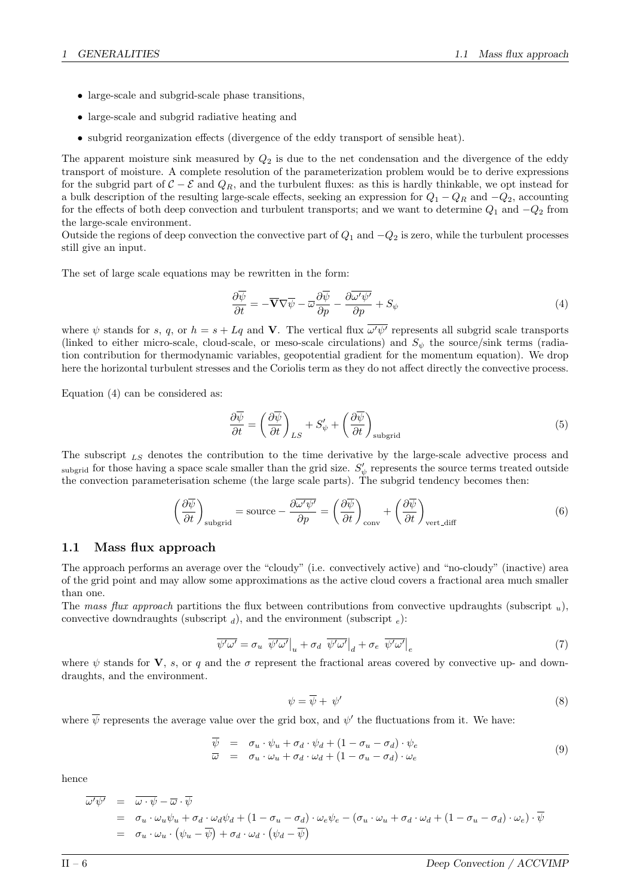- large-scale and subgrid-scale phase transitions,
- large-scale and subgrid radiative heating and
- subgrid reorganization effects (divergence of the eddy transport of sensible heat).

The apparent moisture sink measured by $Q_2$ is due to the net condensation and the divergence of the eddy transport of moisture. A complete resolution of the parameterization problem would be to derive expressions for the subgrid part of $\mathcal{C} - \mathcal{E}$ and $Q_R$, and the turbulent fluxes: as this is hardly thinkable, we opt instead for a bulk description of the resulting large-scale effects, seeking an expression for $Q_1 - Q_R$ and $-Q_2$, accounting for the effects of both deep convection and turbulent transports; and we want to determine $Q_1$ and $-Q_2$ from the large-scale environment.
Outside the regions of deep convection the convective part of $Q_1$ and $-Q_2$ is zero, while the turbulent processes still give an input.

The set of large scale equations may be rewritten in the form:

$$\frac{\partial \overline{\psi}}{\partial t} = -\overline{\mathbf{V}} \nabla \overline{\psi} - \overline{\varpi} \frac{\partial \overline{\psi}}{\partial p} - \frac{\partial \overline{\omega' \psi'}}{\partial p} + S_\psi \tag{4}$$

where $\psi$ stands for $s$, $q$, or $h = s + Lq$ and $\mathbf{V}$. The vertical flux $\overline{\omega'\psi'}$ represents all subgrid scale transports (linked to either micro-scale, cloud-scale, or meso-scale circulations) and $S_\psi$ the source/sink terms (radiation contribution for thermodynamic variables, geopotential gradient for the momentum equation). We drop here the horizontal turbulent stresses and the Coriolis term as they do not affect directly the convective process.

Equation (4) can be considered as:

$$\frac{\partial \overline{\psi}}{\partial t} = \left( \frac{\partial \overline{\psi}}{\partial t} \right)_{LS} + S'_\psi + \left( \frac{\partial \overline{\psi}}{\partial t} \right)_{\text{subgrid}} \tag{5}$$

The subscript $_{LS}$ denotes the contribution to the time derivative by the large-scale advective process and $_{\text{subgrid}}$ for those having a space scale smaller than the grid size. $S'_\psi$ represents the source terms treated outside the convection parameterisation scheme (the large scale parts). The subgrid tendency becomes then:

$$\left( \frac{\partial \overline{\psi}}{\partial t} \right)_{\text{subgrid}} = \text{source} - \frac{\partial \overline{\omega' \psi'}}{\partial p} = \left( \frac{\partial \overline{\psi}}{\partial t} \right)_{\text{conv}} + \left( \frac{\partial \overline{\psi}}{\partial t} \right)_{\text{vert\_diff}} \tag{6}$$

## 1.1 Mass flux approach

The approach performs an average over the "cloudy" (i.e. convectively active) and "no-cloudy" (inactive) area of the grid point and may allow some approximations as the active cloud covers a fractional area much smaller than one.
The *mass flux approach* partitions the flux between contributions from convective updraughts (subscript $_u$), convective downdraughts (subscript $_d$), and the environment (subscript $_e$):

$$\overline{\psi'\omega'} = \sigma_u \left. \overline{\psi'\omega'} \right|_u + \sigma_d \left. \overline{\psi'\omega'} \right|_d + \sigma_e \left. \overline{\psi'\omega'} \right|_e \tag{7}$$

where $\psi$ stands for $\mathbf{V}$, $s$, or $q$ and the $\sigma$ represent the fractional areas covered by convective up- and downdraughts, and the environment.

$$\psi = \overline{\psi} + \psi' \tag{8}$$

where $\overline{\psi}$ represents the average value over the grid box, and $\psi'$ the fluctuations from it. We have:

$$\begin{aligned}
\overline{\psi} &= \sigma_u \cdot \psi_u + \sigma_d \cdot \psi_d + (1 - \sigma_u - \sigma_d) \cdot \psi_e \\
\overline{\omega} &= \sigma_u \cdot \omega_u + \sigma_d \cdot \omega_d + (1 - \sigma_u - \sigma_d) \cdot \omega_e
\end{aligned} \tag{9}$$

hence

$$\begin{aligned}
\overline{\omega'\psi'} &= \overline{\omega \cdot \psi} - \overline{\omega} \cdot \overline{\psi} \\
&= \sigma_u \cdot \omega_u \psi_u + \sigma_d \cdot \omega_d \psi_d + (1 - \sigma_u - \sigma_d) \cdot \omega_e \psi_e - (\sigma_u \cdot \omega_u + \sigma_d \cdot \omega_d + (1 - \sigma_u - \sigma_d) \cdot \omega_e) \cdot \overline{\psi} \\
&= \sigma_u \cdot \omega_u \cdot \left( \psi_u - \overline{\psi} \right) + \sigma_d \cdot \omega_d \cdot \left( \psi_d - \overline{\psi} \right)
\end{aligned}$$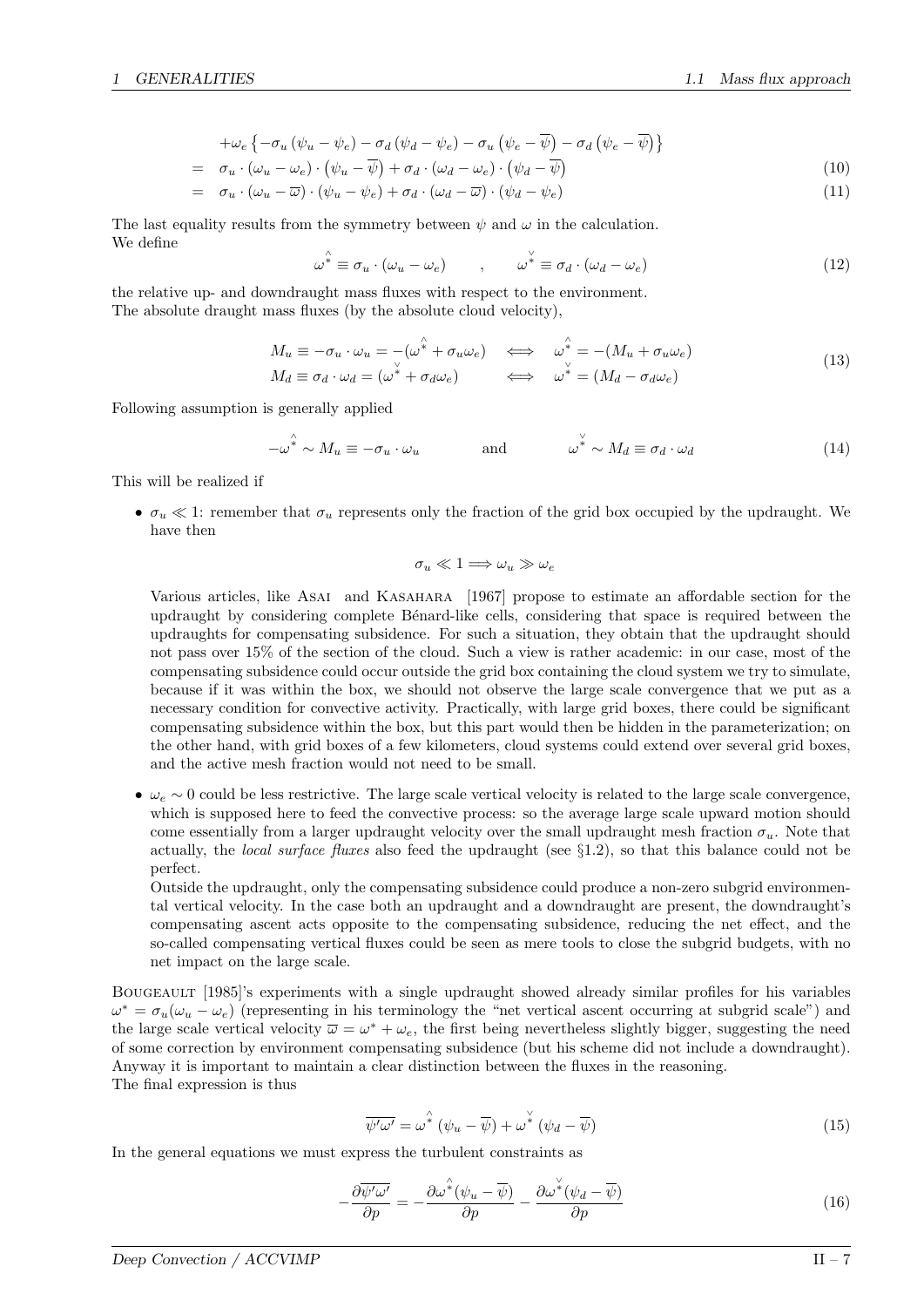$$
\begin{aligned}
&+\omega_e \left\{-\sigma_u \left(\psi_u - \psi_e\right) - \sigma_d \left(\psi_d - \psi_e\right) - \sigma_u \left(\psi_e - \overline{\psi}\right) - \sigma_d \left(\psi_e - \overline{\psi}\right)\right\} \\
=\; & \sigma_u \cdot (\omega_u - \omega_e) \cdot \left(\psi_u - \overline{\psi}\right) + \sigma_d \cdot (\omega_d - \omega_e) \cdot \left(\psi_d - \overline{\psi}\right) \qquad (10) \\
=\; & \sigma_u \cdot (\omega_u - \overline{\omega}) \cdot (\psi_u - \psi_e) + \sigma_d \cdot (\omega_d - \overline{\omega}) \cdot (\psi_d - \psi_e) \qquad (11)
\end{aligned}
$$

The last equality results from the symmetry between $\psi$ and $\omega$ in the calculation.
We define

$$
\overset{\wedge}{\omega^*} \equiv \sigma_u \cdot (\omega_u - \omega_e) \qquad , \qquad \overset{\vee}{\omega^*} \equiv \sigma_d \cdot (\omega_d - \omega_e) \tag{12}
$$

the relative up- and downdraught mass fluxes with respect to the environment.
The absolute draught mass fluxes (by the absolute cloud velocity),

$$
\begin{aligned}
M_u &\equiv -\sigma_u \cdot \omega_u = -(\overset{\wedge}{\omega^*} + \sigma_u \omega_e) \quad \iff \quad \overset{\wedge}{\omega^*} = -(M_u + \sigma_u \omega_e) \\
M_d &\equiv \sigma_d \cdot \omega_d = (\overset{\vee}{\omega^*} + \sigma_d \omega_e) \qquad \iff \quad \overset{\vee}{\omega^*} = (M_d - \sigma_d \omega_e)
\end{aligned} \tag{13}
$$

Following assumption is generally applied

$$
-\overset{\wedge}{\omega^*} \sim M_u \equiv -\sigma_u \cdot \omega_u \qquad \text{and} \qquad \overset{\vee}{\omega^*} \sim M_d \equiv \sigma_d \cdot \omega_d \tag{14}
$$

This will be realized if

- $\sigma_u \ll 1$: remember that $\sigma_u$ represents only the fraction of the grid box occupied by the updraught. We have then

  $$\sigma_u \ll 1 \Longrightarrow \omega_u \gg \omega_e$$

  Various articles, like Asai and Kasahara [1967] propose to estimate an affordable section for the updraught by considering complete Bénard-like cells, considering that space is required between the updraughts for compensating subsidence. For such a situation, they obtain that the updraught should not pass over 15% of the section of the cloud. Such a view is rather academic: in our case, most of the compensating subsidence could occur outside the grid box containing the cloud system we try to simulate, because if it was within the box, we should not observe the large scale convergence that we put as a necessary condition for convective activity. Practically, with large grid boxes, there could be significant compensating subsidence within the box, but this part would then be hidden in the parameterization; on the other hand, with grid boxes of a few kilometers, cloud systems could extend over several grid boxes, and the active mesh fraction would not need to be small.

- $\omega_e \sim 0$ could be less restrictive. The large scale vertical velocity is related to the large scale convergence, which is supposed here to feed the convective process: so the average large scale upward motion should come essentially from a larger updraught velocity over the small updraught mesh fraction $\sigma_u$. Note that actually, the *local surface fluxes* also feed the updraught (see §1.2), so that this balance could not be perfect.
  Outside the updraught, only the compensating subsidence could produce a non-zero subgrid environmental vertical velocity. In the case both an updraught and a downdraught are present, the downdraught's compensating ascent acts opposite to the compensating subsidence, reducing the net effect, and the so-called compensating vertical fluxes could be seen as mere tools to close the subgrid budgets, with no net impact on the large scale.

Bougeault [1985]'s experiments with a single updraught showed already similar profiles for his variables $\omega^* = \sigma_u(\omega_u - \omega_e)$ (representing in his terminology the "net vertical ascent occurring at subgrid scale") and the large scale vertical velocity $\overline{\omega} = \omega^* + \omega_e$, the first being nevertheless slightly bigger, suggesting the need of some correction by environment compensating subsidence (but his scheme did not include a downdraught). Anyway it is important to maintain a clear distinction between the fluxes in the reasoning.
The final expression is thus

$$
\overline{\psi'\omega'} = \overset{\wedge}{\omega^*} \left(\psi_u - \overline{\psi}\right) + \overset{\vee}{\omega^*} \left(\psi_d - \overline{\psi}\right) \tag{15}
$$

In the general equations we must express the turbulent constraints as

$$
-\frac{\partial \overline{\psi'\omega'}}{\partial p} = -\frac{\partial \overset{\wedge}{\omega^*}(\psi_u - \overline{\psi})}{\partial p} - \frac{\partial \overset{\vee}{\omega^*}(\psi_d - \overline{\psi})}{\partial p} \tag{16}
$$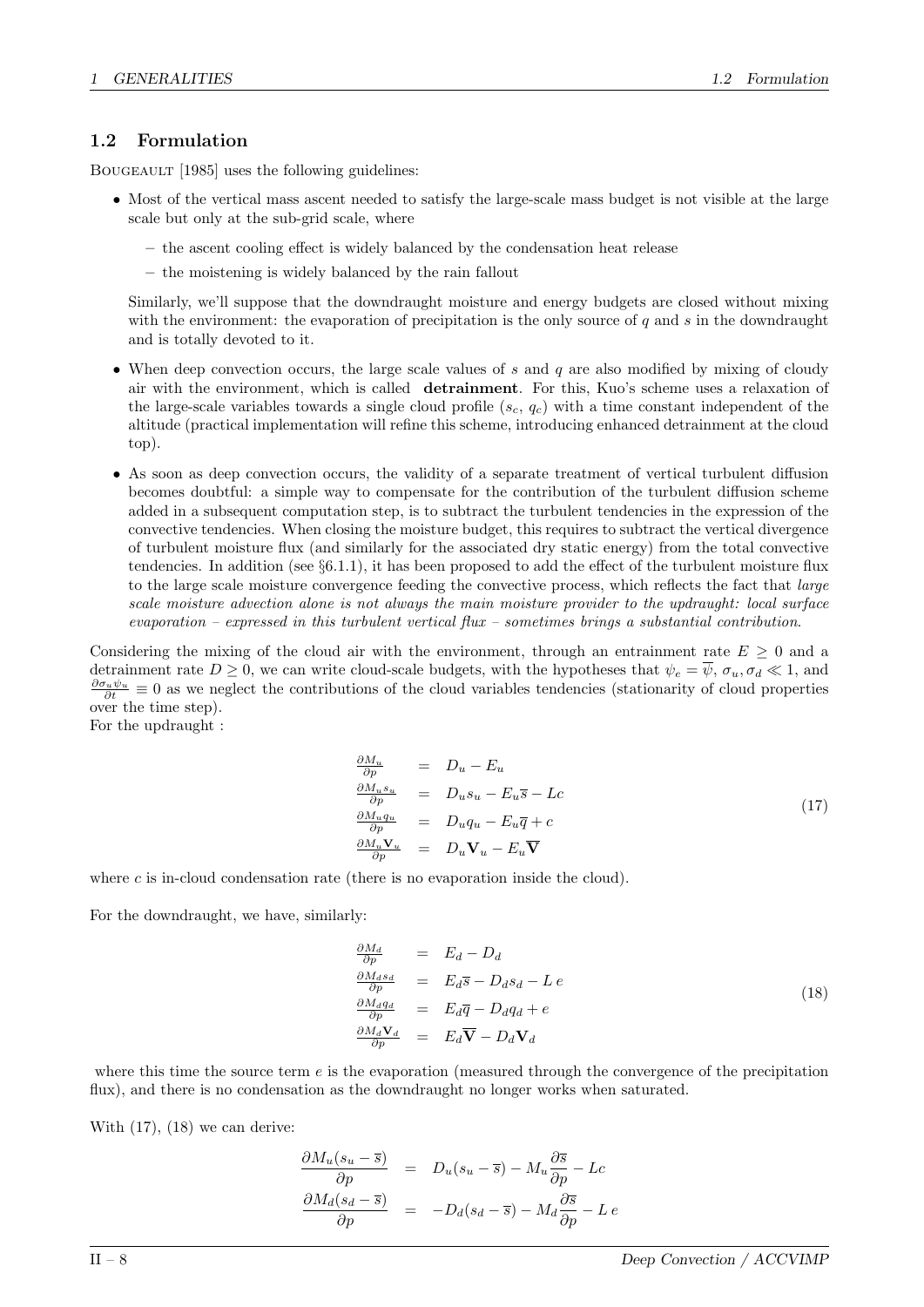## 1.2 Formulation

BOUGEAULT [1985] uses the following guidelines:

- Most of the vertical mass ascent needed to satisfy the large-scale mass budget is not visible at the large scale but only at the sub-grid scale, where
  - the ascent cooling effect is widely balanced by the condensation heat release
  - the moistening is widely balanced by the rain fallout

  Similarly, we'll suppose that the downdraught moisture and energy budgets are closed without mixing with the environment: the evaporation of precipitation is the only source of $q$ and $s$ in the downdraught and is totally devoted to it.

- When deep convection occurs, the large scale values of $s$ and $q$ are also modified by mixing of cloudy air with the environment, which is called **detrainment**. For this, Kuo's scheme uses a relaxation of the large-scale variables towards a single cloud profile ($s_c$, $q_c$) with a time constant independent of the altitude (practical implementation will refine this scheme, introducing enhanced detrainment at the cloud top).

- As soon as deep convection occurs, the validity of a separate treatment of vertical turbulent diffusion becomes doubtful: a simple way to compensate for the contribution of the turbulent diffusion scheme added in a subsequent computation step, is to subtract the turbulent tendencies in the expression of the convective tendencies. When closing the moisture budget, this requires to subtract the vertical divergence of turbulent moisture flux (and similarly for the associated dry static energy) from the total convective tendencies. In addition (see §6.1.1), it has been proposed to add the effect of the turbulent moisture flux to the large scale moisture convergence feeding the convective process, which reflects the fact that *large scale moisture advection alone is not always the main moisture provider to the updraught: local surface evaporation – expressed in this turbulent vertical flux – sometimes brings a substantial contribution*.

Considering the mixing of the cloud air with the environment, through an entrainment rate $E \geq 0$ and a detrainment rate $D \geq 0$, we can write cloud-scale budgets, with the hypotheses that $\psi_e = \overline{\psi}$, $\sigma_u, \sigma_d \ll 1$, and $\frac{\partial \sigma_u \psi_u}{\partial t} \equiv 0$ as we neglect the contributions of the cloud variables tendencies (stationarity of cloud properties over the time step).
For the updraught :

$$
\begin{aligned}
\frac{\partial M_u}{\partial p} &= D_u - E_u \\
\frac{\partial M_u s_u}{\partial p} &= D_u s_u - E_u \overline{s} - Lc \\
\frac{\partial M_u q_u}{\partial p} &= D_u q_u - E_u \overline{q} + c \\
\frac{\partial M_u \mathbf{V}_u}{\partial p} &= D_u \mathbf{V}_u - E_u \overline{\mathbf{V}}
\end{aligned}
\tag{17}
$$

where $c$ is in-cloud condensation rate (there is no evaporation inside the cloud).

For the downdraught, we have, similarly:

$$
\begin{aligned}
\frac{\partial M_d}{\partial p} &= E_d - D_d \\
\frac{\partial M_d s_d}{\partial p} &= E_d \overline{s} - D_d s_d - L\,e \\
\frac{\partial M_d q_d}{\partial p} &= E_d \overline{q} - D_d q_d + e \\
\frac{\partial M_d \mathbf{V}_d}{\partial p} &= E_d \overline{\mathbf{V}} - D_d \mathbf{V}_d
\end{aligned}
\tag{18}
$$

where this time the source term $e$ is the evaporation (measured through the convergence of the precipitation flux), and there is no condensation as the downdraught no longer works when saturated.

With (17), (18) we can derive:

$$
\begin{aligned}
\frac{\partial M_u (s_u - \overline{s})}{\partial p} &= D_u (s_u - \overline{s}) - M_u \frac{\partial \overline{s}}{\partial p} - Lc \\
\frac{\partial M_d (s_d - \overline{s})}{\partial p} &= -D_d (s_d - \overline{s}) - M_d \frac{\partial \overline{s}}{\partial p} - L\,e
\end{aligned}
$$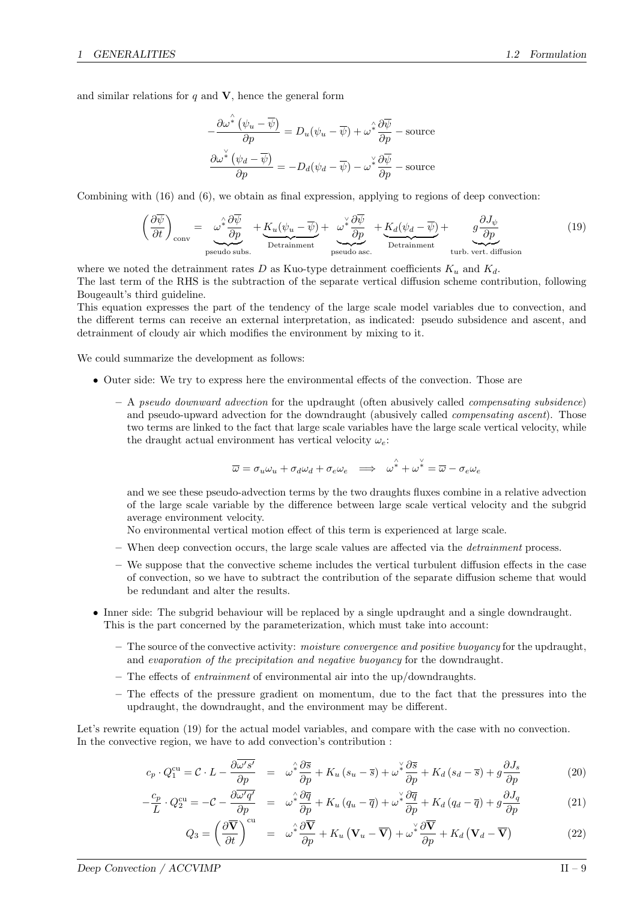and similar relations for $q$ and $\mathbf{V}$, hence the general form

$$-\frac{\partial \overset{\wedge}{\omega^*}\left(\psi_u - \overline{\psi}\right)}{\partial p} = D_u(\psi_u - \overline{\psi}) + \overset{\wedge}{\omega^*}\frac{\partial \overline{\psi}}{\partial p} - \text{source}$$

$$\frac{\partial \overset{\vee}{\omega^*}\left(\psi_d - \overline{\psi}\right)}{\partial p} = -D_d(\psi_d - \overline{\psi}) - \overset{\vee}{\omega^*}\frac{\partial \overline{\psi}}{\partial p} - \text{source}$$

Combining with (16) and (6), we obtain as final expression, applying to regions of deep convection:

$$\left(\frac{\partial \overline{\psi}}{\partial t}\right)_{\text{conv}} = \underbrace{\overset{\wedge}{\omega^*}\frac{\partial \overline{\psi}}{\partial p}}_{\text{pseudo subs.}} + \underbrace{K_u(\psi_u - \overline{\psi})}_{\text{Detrainment}} + \underbrace{\overset{\vee}{\omega^*}\frac{\partial \overline{\psi}}{\partial p}}_{\text{pseudo asc.}} + \underbrace{K_d(\psi_d - \overline{\psi})}_{\text{Detrainment}} + \underbrace{g\frac{\partial J_\psi}{\partial p}}_{\text{turb. vert. diffusion}} \tag{19}$$

where we noted the detrainment rates $D$ as Kuo-type detrainment coefficients $K_u$ and $K_d$.
The last term of the RHS is the subtraction of the separate vertical diffusion scheme contribution, following Bougeault's third guideline.
This equation expresses the part of the tendency of the large scale model variables due to convection, and the different terms can receive an external interpretation, as indicated: pseudo subsidence and ascent, and detrainment of cloudy air which modifies the environment by mixing to it.

We could summarize the development as follows:

- Outer side: We try to express here the environmental effects of the convection. Those are
  - A *pseudo downward advection* for the updraught (often abusively called *compensating subsidence*) and pseudo-upward advection for the downdraught (abusively called *compensating ascent*). Those two terms are linked to the fact that large scale variables have the large scale vertical velocity, while the draught actual environment has vertical velocity $\omega_e$:

    $$\overline{\omega} = \sigma_u\omega_u + \sigma_d\omega_d + \sigma_e\omega_e \implies \overset{\wedge}{\omega^*} + \overset{\vee}{\omega^*} = \overline{\omega} - \sigma_e\omega_e$$

    and we see these pseudo-advection terms by the two draughts fluxes combine in a relative advection of the large scale variable by the difference between large scale vertical velocity and the subgrid average environment velocity.
    No environmental vertical motion effect of this term is experienced at large scale.
  - When deep convection occurs, the large scale values are affected via the *detrainment* process.
  - We suppose that the convective scheme includes the vertical turbulent diffusion effects in the case of convection, so we have to subtract the contribution of the separate diffusion scheme that would be redundant and alter the results.
- Inner side: The subgrid behaviour will be replaced by a single updraught and a single downdraught. This is the part concerned by the parameterization, which must take into account:
  - The source of the convective activity: *moisture convergence and positive buoyancy* for the updraught, and *evaporation of the precipitation and negative buoyancy* for the downdraught.
  - The effects of *entrainment* of environmental air into the up/downdraughts.
  - The effects of the pressure gradient on momentum, due to the fact that the pressures into the updraught, the downdraught, and the environment may be different.

Let's rewrite equation (19) for the actual model variables, and compare with the case with no convection.
In the convective region, we have to add convection's contribution :

$$c_p \cdot Q_1^{\text{cu}} = \mathcal{C}\cdot L - \frac{\partial \overline{\omega' s'}}{\partial p} = \overset{\wedge}{\omega^*}\frac{\partial \overline{s}}{\partial p} + K_u\left(s_u - \overline{s}\right) + \overset{\vee}{\omega^*}\frac{\partial \overline{s}}{\partial p} + K_d\left(s_d - \overline{s}\right) + g\frac{\partial J_s}{\partial p} \tag{20}$$

$$-\frac{c_p}{L}\cdot Q_2^{\text{cu}} = -\mathcal{C} - \frac{\partial \overline{\omega' q'}}{\partial p} = \overset{\wedge}{\omega^*}\frac{\partial \overline{q}}{\partial p} + K_u\left(q_u - \overline{q}\right) + \overset{\vee}{\omega^*}\frac{\partial \overline{q}}{\partial p} + K_d\left(q_d - \overline{q}\right) + g\frac{\partial J_q}{\partial p} \tag{21}$$

$$Q_3 = \left(\frac{\partial \overline{\mathbf{V}}}{\partial t}\right)^{\text{cu}} = \overset{\wedge}{\omega^*}\frac{\partial \overline{\mathbf{V}}}{\partial p} + K_u\left(\mathbf{V}_u - \overline{\mathbf{V}}\right) + \overset{\vee}{\omega^*}\frac{\partial \overline{\mathbf{V}}}{\partial p} + K_d\left(\mathbf{V}_d - \overline{\mathbf{V}}\right) \tag{22}$$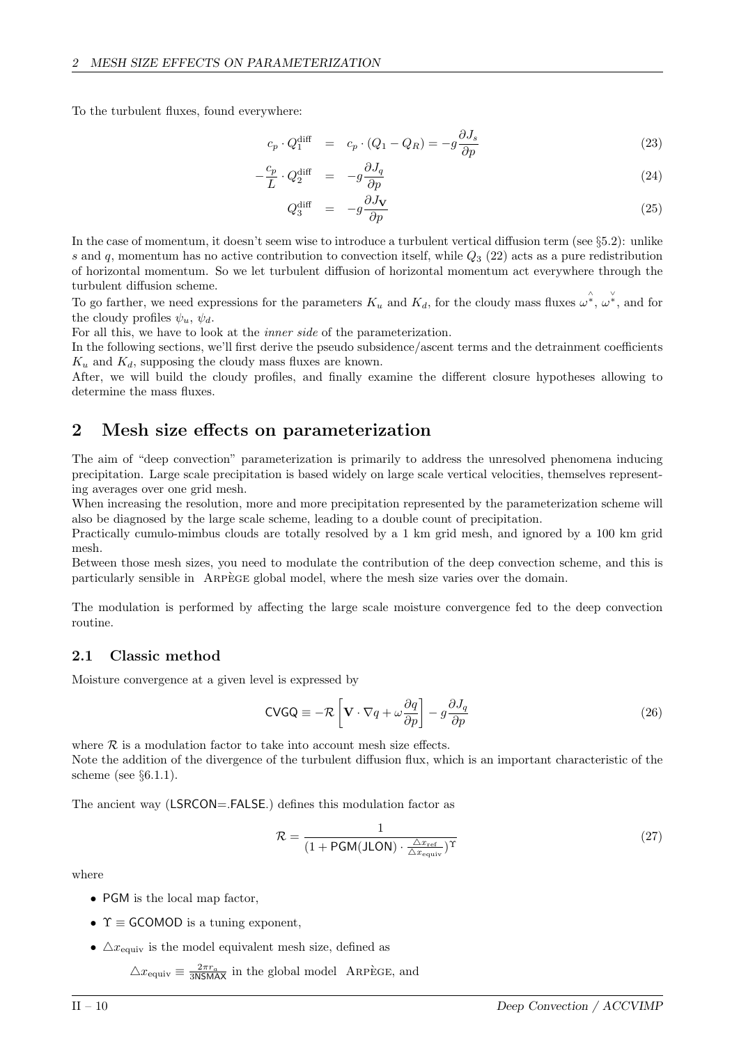To the turbulent fluxes, found everywhere:

$$c_p \cdot Q_1^{\mathrm{diff}} = c_p \cdot (Q_1 - Q_R) = -g\frac{\partial J_s}{\partial p} \tag{23}$$

$$-\frac{c_p}{L} \cdot Q_2^{\mathrm{diff}} = -g\frac{\partial J_q}{\partial p} \tag{24}$$

$$Q_3^{\mathrm{diff}} = -g\frac{\partial J_{\mathbf{V}}}{\partial p} \tag{25}$$

In the case of momentum, it doesn't seem wise to introduce a turbulent vertical diffusion term (see §5.2): unlike $s$ and $q$, momentum has no active contribution to convection itself, while $Q_3$ (22) acts as a pure redistribution of horizontal momentum. So we let turbulent diffusion of horizontal momentum act everywhere through the turbulent diffusion scheme.

To go farther, we need expressions for the parameters $K_u$ and $K_d$, for the cloudy mass fluxes $\hat{\omega}^*$, $\check{\omega}^*$, and for the cloudy profiles $\psi_u$, $\psi_d$.

For all this, we have to look at the *inner side* of the parameterization.

In the following sections, we'll first derive the pseudo subsidence/ascent terms and the detrainment coefficients $K_u$ and $K_d$, supposing the cloudy mass fluxes are known.

After, we will build the cloudy profiles, and finally examine the different closure hypotheses allowing to determine the mass fluxes.

# 2 Mesh size effects on parameterization

The aim of "deep convection" parameterization is primarily to address the unresolved phenomena inducing precipitation. Large scale precipitation is based widely on large scale vertical velocities, themselves representing averages over one grid mesh.

When increasing the resolution, more and more precipitation represented by the parameterization scheme will also be diagnosed by the large scale scheme, leading to a double count of precipitation.

Practically cumulo-mimbus clouds are totally resolved by a 1 km grid mesh, and ignored by a 100 km grid mesh.

Between those mesh sizes, you need to modulate the contribution of the deep convection scheme, and this is particularly sensible in ARPÈGE global model, where the mesh size varies over the domain.

The modulation is performed by affecting the large scale moisture convergence fed to the deep convection routine.

## 2.1 Classic method

Moisture convergence at a given level is expressed by

$$\mathsf{CVGQ} \equiv -\mathcal{R}\left[\mathbf{V}\cdot\nabla q + \omega\frac{\partial q}{\partial p}\right] - g\frac{\partial J_q}{\partial p} \tag{26}$$

where $\mathcal{R}$ is a modulation factor to take into account mesh size effects.

Note the addition of the divergence of the turbulent diffusion flux, which is an important characteristic of the scheme (see §6.1.1).

The ancient way (LSRCON=.FALSE.) defines this modulation factor as

$$\mathcal{R} = \frac{1}{(1 + \mathsf{PGM(JLON)} \cdot \frac{\triangle x_{\mathrm{ref}}}{\triangle x_{\mathrm{equiv}}})^{\Upsilon}} \tag{27}$$

where

- PGM is the local map factor,
- $\Upsilon \equiv$ GCOMOD is a tuning exponent,
- $\triangle x_{\mathrm{equiv}}$ is the model equivalent mesh size, defined as

  $\triangle x_{\mathrm{equiv}} \equiv \frac{2\pi r_a}{3\mathsf{NSMAX}}$ in the global model ARPÈGE, and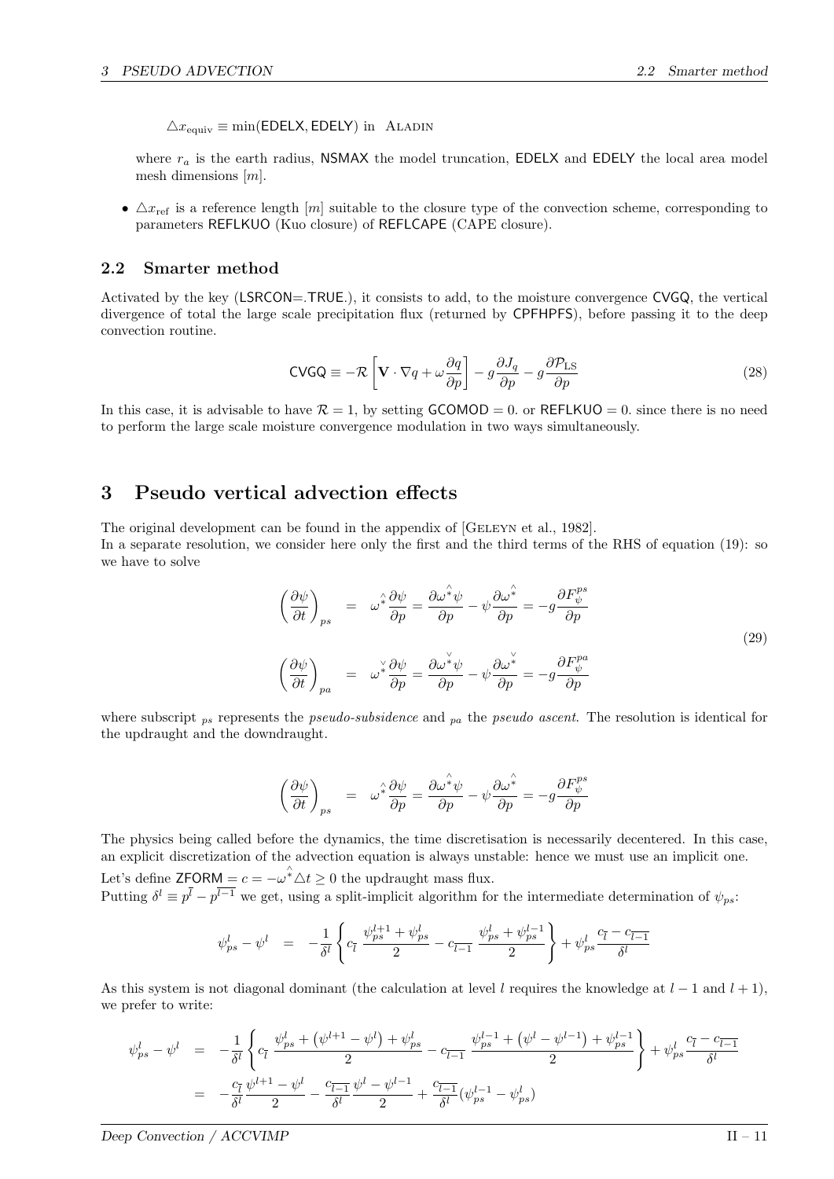$\triangle x_{\text{equiv}} \equiv \min(\mathsf{EDELX}, \mathsf{EDELY})$ in ALADIN

where $r_a$ is the earth radius, NSMAX the model truncation, EDELX and EDELY the local area model mesh dimensions $[m]$.

- $\triangle x_{\text{ref}}$ is a reference length $[m]$ suitable to the closure type of the convection scheme, corresponding to parameters REFLKUO (Kuo closure) of REFLCAPE (CAPE closure).

## 2.2 Smarter method

Activated by the key (LSRCON=.TRUE.), it consists to add, to the moisture convergence CVGQ, the vertical divergence of total the large scale precipitation flux (returned by CPFHPFS), before passing it to the deep convection routine.

$$
\mathsf{CVGQ} \equiv -\mathcal{R}\left[\mathbf{V}\cdot\nabla q + \omega\frac{\partial q}{\partial p}\right] - g\frac{\partial J_q}{\partial p} - g\frac{\partial \mathcal{P}_{\text{LS}}}{\partial p} \tag{28}
$$

In this case, it is advisable to have $\mathcal{R} = 1$, by setting GCOMOD = 0. or REFLKUO = 0. since there is no need to perform the large scale moisture convergence modulation in two ways simultaneously.

# 3 Pseudo vertical advection effects

The original development can be found in the appendix of [GELEYN et al., 1982].
In a separate resolution, we consider here only the first and the third terms of the RHS of equation (19): so we have to solve

$$
\begin{aligned}
\left(\frac{\partial \psi}{\partial t}\right)_{ps} &= \omega^{\hat{*}}\frac{\partial \psi}{\partial p} = \frac{\partial \omega^{\hat{*}}\psi}{\partial p} - \psi\frac{\partial \omega^{\hat{*}}}{\partial p} = -g\frac{\partial F_\psi^{ps}}{\partial p} \\
\left(\frac{\partial \psi}{\partial t}\right)_{pa} &= \omega^{\check{*}}\frac{\partial \psi}{\partial p} = \frac{\partial \omega^{\check{*}}\psi}{\partial p} - \psi\frac{\partial \omega^{\check{*}}}{\partial p} = -g\frac{\partial F_\psi^{pa}}{\partial p}
\end{aligned} \tag{29}
$$

where subscript $_{ps}$ represents the *pseudo-subsidence* and $_{pa}$ the *pseudo ascent*. The resolution is identical for the updraught and the downdraught.

$$
\left(\frac{\partial \psi}{\partial t}\right)_{ps} = \omega^{\hat{*}}\frac{\partial \psi}{\partial p} = \frac{\partial \omega^{\hat{*}}\psi}{\partial p} - \psi\frac{\partial \omega^{\hat{*}}}{\partial p} = -g\frac{\partial F_\psi^{ps}}{\partial p}
$$

The physics being called before the dynamics, the time discretisation is necessarily decentered. In this case, an explicit discretization of the advection equation is always unstable: hence we must use an implicit one.
Let's define ZFORM $= c = -\omega^{\hat{*}}\triangle t \geq 0$ the updraught mass flux.
Putting $\delta^l \equiv p^{\overline{l}} - p^{\overline{l-1}}$ we get, using a split-implicit algorithm for the intermediate determination of $\psi_{ps}$:

$$
\psi_{ps}^l - \psi^l = -\frac{1}{\delta^l}\left\{c_{\overline{l}}\,\frac{\psi_{ps}^{l+1} + \psi_{ps}^l}{2} - c_{\overline{l-1}}\,\frac{\psi_{ps}^l + \psi_{ps}^{l-1}}{2}\right\} + \psi_{ps}^l\frac{c_{\overline{l}} - c_{\overline{l-1}}}{\delta^l}
$$

As this system is not diagonal dominant (the calculation at level $l$ requires the knowledge at $l-1$ and $l+1$), we prefer to write:

$$
\begin{aligned}
\psi_{ps}^l - \psi^l &= -\frac{1}{\delta^l}\left\{c_{\overline{l}}\,\frac{\psi_{ps}^l + \left(\psi^{l+1} - \psi^l\right) + \psi_{ps}^l}{2} - c_{\overline{l-1}}\,\frac{\psi_{ps}^{l-1} + \left(\psi^l - \psi^{l-1}\right) + \psi_{ps}^{l-1}}{2}\right\} + \psi_{ps}^l\frac{c_{\overline{l}} - c_{\overline{l-1}}}{\delta^l} \\
&= -\frac{c_{\overline{l}}}{\delta^l}\frac{\psi^{l+1} - \psi^l}{2} - \frac{c_{\overline{l-1}}}{\delta^l}\frac{\psi^l - \psi^{l-1}}{2} + \frac{c_{\overline{l-1}}}{\delta^l}(\psi_{ps}^{l-1} - \psi_{ps}^l)
\end{aligned}
$$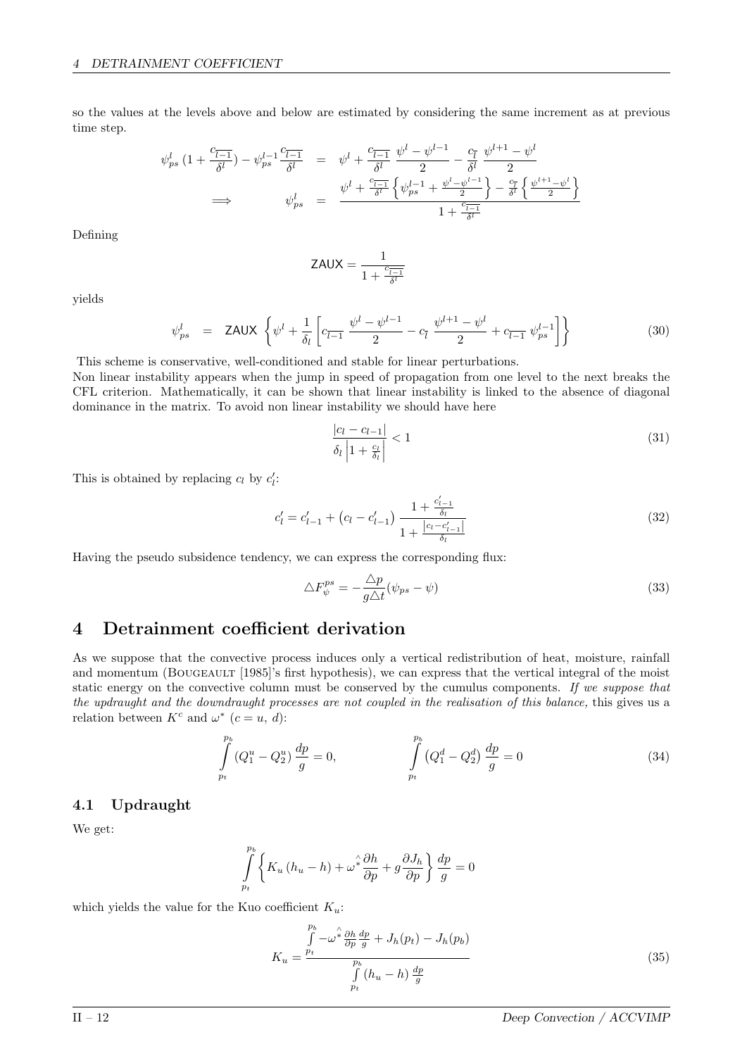so the values at the levels above and below are estimated by considering the same increment as at previous time step.

$$
\begin{aligned}
\psi_{ps}^{l}\,(1+\frac{c_{\overline{l-1}}}{\delta^{l}})-\psi_{ps}^{l-1}\frac{c_{\overline{l-1}}}{\delta^{l}} &= \psi^{l}+\frac{c_{\overline{l-1}}}{\delta^{l}}\,\frac{\psi^{l}-\psi^{l-1}}{2}-\frac{c_{\overline{l}}}{\delta^{l}}\,\frac{\psi^{l+1}-\psi^{l}}{2} \\
\Longrightarrow \qquad \psi_{ps}^{l} &= \frac{\psi^{l}+\frac{c_{\overline{l-1}}}{\delta^{l}}\left\{\psi_{ps}^{l-1}+\frac{\psi^{l}-\psi^{l-1}}{2}\right\}-\frac{c_{\overline{l}}}{\delta^{l}}\left\{\frac{\psi^{l+1}-\psi^{l}}{2}\right\}}{1+\frac{c_{\overline{l-1}}}{\delta^{l}}}
\end{aligned}
$$

Defining

$$
\mathsf{ZAUX}=\frac{1}{1+\frac{c_{\overline{l-1}}}{\delta^{l}}}
$$

yields

$$
\psi_{ps}^{l} \;=\; \mathsf{ZAUX}\,\left\{\psi^{l}+\frac{1}{\delta_{l}}\left[c_{\overline{l-1}}\,\frac{\psi^{l}-\psi^{l-1}}{2}-c_{\overline{l}}\,\frac{\psi^{l+1}-\psi^{l}}{2}+c_{\overline{l-1}}\,\psi_{ps}^{l-1}\right]\right\} \tag{30}
$$

This scheme is conservative, well-conditioned and stable for linear perturbations.
Non linear instability appears when the jump in speed of propagation from one level to the next breaks the CFL criterion. Mathematically, it can be shown that linear instability is linked to the absence of diagonal dominance in the matrix. To avoid non linear instability we should have here

$$
\frac{|c_{l}-c_{l-1}|}{\delta_{l}\left|1+\frac{c_{l}}{\delta_{l}}\right|}<1 \tag{31}
$$

This is obtained by replacing $c_l$ by $c'_l$:

$$
c'_{l}=c'_{l-1}+\left(c_{l}-c'_{l-1}\right)\frac{1+\frac{c'_{l-1}}{\delta_{l}}}{1+\frac{\left|c_{l}-c'_{l-1}\right|}{\delta_{l}}} \tag{32}
$$

Having the pseudo subsidence tendency, we can express the corresponding flux:

$$
\triangle F_{\psi}^{ps}=-\frac{\triangle p}{g\triangle t}(\psi_{ps}-\psi) \tag{33}
$$

# 4 Detrainment coefficient derivation

As we suppose that the convective process induces only a vertical redistribution of heat, moisture, rainfall and momentum (Bougeault [1985]'s first hypothesis), we can express that the vertical integral of the moist static energy on the convective column must be conserved by the cumulus components. *If we suppose that the updraught and the downdraught processes are not coupled in the realisation of this balance,* this gives us a relation between $K^c$ and $\omega^*$ ($c = u,\, d$):

$$
\int_{p_t}^{p_b}(Q_1^u-Q_2^u)\,\frac{dp}{g}=0, \qquad\qquad \int_{p_t}^{p_b}\left(Q_1^d-Q_2^d\right)\frac{dp}{g}=0 \tag{34}
$$

## 4.1 Updraught

We get:

$$
\int_{p_t}^{p_b}\left\{K_u\,(h_u-h)+\hat{\omega^{*}}\frac{\partial h}{\partial p}+g\frac{\partial J_h}{\partial p}\right\}\frac{dp}{g}=0
$$

which yields the value for the Kuo coefficient $K_u$:

$$
K_u=\frac{\int_{p_t}^{p_b}-\hat{\omega^{*}}\frac{\partial h}{\partial p}\frac{dp}{g}+J_h(p_t)-J_h(p_b)}{\int_{p_t}^{p_b}(h_u-h)\,\frac{dp}{g}} \tag{35}
$$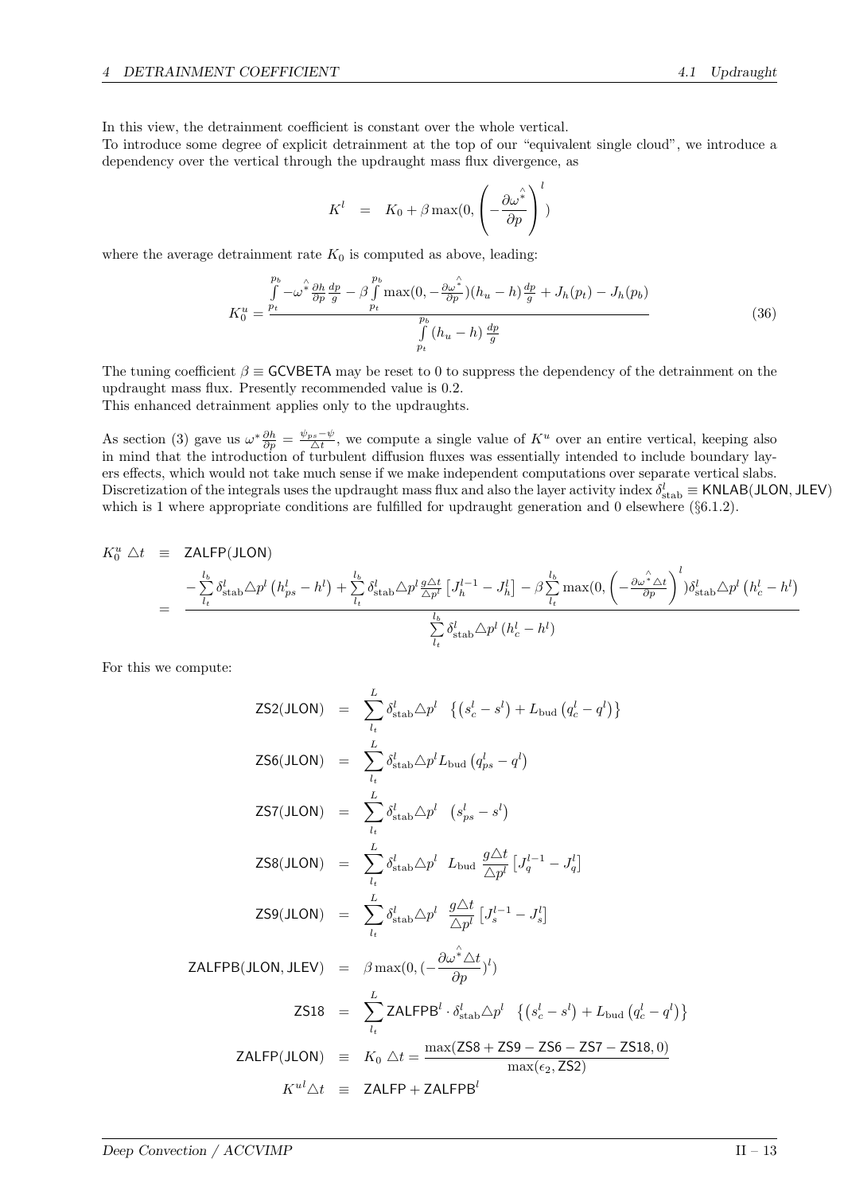In this view, the detrainment coefficient is constant over the whole vertical.
To introduce some degree of explicit detrainment at the top of our "equivalent single cloud", we introduce a dependency over the vertical through the updraught mass flux divergence, as

$$K^l \quad = \quad K_0 + \beta \max(0, \left(-\frac{\partial \hat{\omega^*}}{\partial p}\right)^l)$$

where the average detrainment rate $K_0$ is computed as above, leading:

$$K_0^u = \frac{\int\limits_{p_t}^{p_b} -\hat{\omega^*}\frac{\partial h}{\partial p}\frac{dp}{g} - \beta\int\limits_{p_t}^{p_b}\max(0, -\frac{\partial \hat{\omega^*}}{\partial p})(h_u - h)\frac{dp}{g} + J_h(p_t) - J_h(p_b)}{\int\limits_{p_t}^{p_b}(h_u - h)\,\frac{dp}{g}} \tag{36}$$

The tuning coefficient $\beta \equiv$ GCVBETA may be reset to 0 to suppress the dependency of the detrainment on the updraught mass flux. Presently recommended value is 0.2.
This enhanced detrainment applies only to the updraughts.

As section (3) gave us $\omega^*\frac{\partial h}{\partial p} = \frac{\psi_{ps} - \psi}{\triangle t}$, we compute a single value of $K^u$ over an entire vertical, keeping also in mind that the introduction of turbulent diffusion fluxes was essentially intended to include boundary layers effects, which would not take much sense if we make independent computations over separate vertical slabs. Discretization of the integrals uses the updraught mass flux and also the layer activity index $\delta^l_{\rm stab} \equiv$ KNLAB(JLON, JLEV) which is 1 where appropriate conditions are fulfilled for updraught generation and 0 elsewhere (§6.1.2).

$$\begin{aligned} K_0^u \triangle t \quad &\equiv \quad \mathsf{ZALFP(JLON)} \\ &= \quad \frac{-\sum\limits_{l_t}^{l_b}\delta^l_{\rm stab}\triangle p^l\left(h^l_{ps} - h^l\right) + \sum\limits_{l_t}^{l_b}\delta^l_{\rm stab}\triangle p^l\frac{g\triangle t}{\triangle p^l}\left[J_h^{l-1} - J_h^l\right] - \beta\sum\limits_{l_t}^{l_b}\max(0, \left(-\frac{\partial \hat{\omega^*}\triangle t}{\partial p}\right)^l)\delta^l_{\rm stab}\triangle p^l\left(h^l_c - h^l\right)}{\sum\limits_{l_t}^{l_b}\delta^l_{\rm stab}\triangle p^l\left(h^l_c - h^l\right)} \end{aligned}$$

For this we compute:

$$\begin{aligned}
\mathsf{ZS2(JLON)} \quad &= \quad \sum_{l_t}^{L}\delta^l_{\rm stab}\triangle p^l \quad \left\{\left(s^l_c - s^l\right) + L_{\rm bud}\left(q^l_c - q^l\right)\right\} \\
\mathsf{ZS6(JLON)} \quad &= \quad \sum_{l_t}^{L}\delta^l_{\rm stab}\triangle p^l L_{\rm bud}\left(q^l_{ps} - q^l\right) \\
\mathsf{ZS7(JLON)} \quad &= \quad \sum_{l_t}^{L}\delta^l_{\rm stab}\triangle p^l \quad \left(s^l_{ps} - s^l\right) \\
\mathsf{ZS8(JLON)} \quad &= \quad \sum_{l_t}^{L}\delta^l_{\rm stab}\triangle p^l \quad L_{\rm bud}\,\frac{g\triangle t}{\triangle p^l}\left[J_q^{l-1} - J_q^l\right] \\
\mathsf{ZS9(JLON)} \quad &= \quad \sum_{l_t}^{L}\delta^l_{\rm stab}\triangle p^l \quad \frac{g\triangle t}{\triangle p^l}\left[J_s^{l-1} - J_s^l\right] \\
\mathsf{ZALFPB(JLON, JLEV)} \quad &= \quad \beta\max(0, (-\frac{\partial \hat{\omega^*}\triangle t}{\partial p})^l) \\
\mathsf{ZS18} \quad &= \quad \sum_{l_t}^{L}\mathsf{ZALFPB}^l\cdot\delta^l_{\rm stab}\triangle p^l \quad \left\{\left(s^l_c - s^l\right) + L_{\rm bud}\left(q^l_c - q^l\right)\right\} \\
\mathsf{ZALFP(JLON)} \quad &\equiv \quad K_0\,\triangle t = \frac{\max(\mathsf{ZS8} + \mathsf{ZS9} - \mathsf{ZS6} - \mathsf{ZS7} - \mathsf{ZS18}, 0)}{\max(\epsilon_2, \mathsf{ZS2})} \\
K^{ul}\triangle t \quad &\equiv \quad \mathsf{ZALFP} + \mathsf{ZALFPB}^l
\end{aligned}$$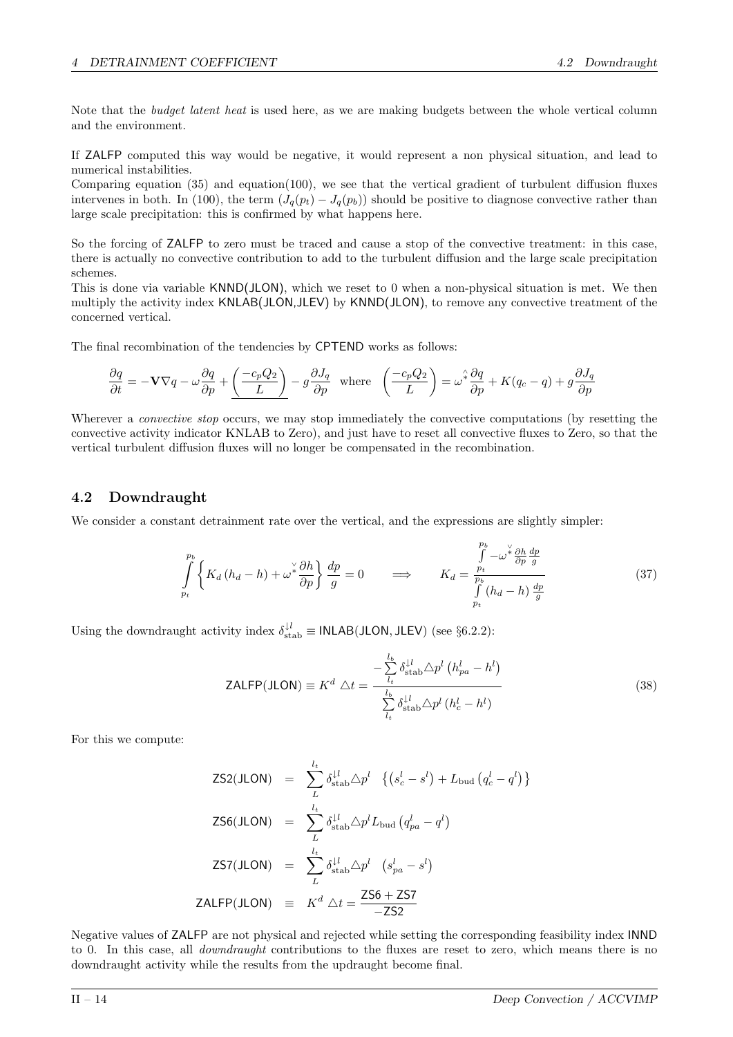Note that the *budget latent heat* is used here, as we are making budgets between the whole vertical column and the environment.

If ZALFP computed this way would be negative, it would represent a non physical situation, and lead to numerical instabilities.
Comparing equation (35) and equation(100), we see that the vertical gradient of turbulent diffusion fluxes intervenes in both. In (100), the term $(J_q(p_t) - J_q(p_b))$ should be positive to diagnose convective rather than large scale precipitation: this is confirmed by what happens here.

So the forcing of ZALFP to zero must be traced and cause a stop of the convective treatment: in this case, there is actually no convective contribution to add to the turbulent diffusion and the large scale precipitation schemes.
This is done via variable KNND(JLON), which we reset to 0 when a non-physical situation is met. We then multiply the activity index KNLAB(JLON,JLEV) by KNND(JLON), to remove any convective treatment of the concerned vertical.

The final recombination of the tendencies by CPTEND works as follows:

$$\frac{\partial q}{\partial t} = -\mathbf{V}\nabla q - \omega\frac{\partial q}{\partial p} + \underline{\left(\frac{-c_p Q_2}{L}\right)} - g\frac{\partial J_q}{\partial p} \quad \text{where} \quad \left(\frac{-c_p Q_2}{L}\right) = \hat{\omega^*}\frac{\partial q}{\partial p} + K(q_c - q) + g\frac{\partial J_q}{\partial p}$$

Wherever a *convective stop* occurs, we may stop immediately the convective computations (by resetting the convective activity indicator KNLAB to Zero), and just have to reset all convective fluxes to Zero, so that the vertical turbulent diffusion fluxes will no longer be compensated in the recombination.

## 4.2 Downdraught

We consider a constant detrainment rate over the vertical, and the expressions are slightly simpler:

$$\int_{p_t}^{p_b} \left\{ K_d\left(h_d - h\right) + \check{\omega^*}\frac{\partial h}{\partial p} \right\} \frac{dp}{g} = 0 \qquad \Longrightarrow \qquad K_d = \frac{\int_{p_t}^{p_b} -\check{\omega^*}\frac{\partial h}{\partial p}\frac{dp}{g}}{\int_{p_t}^{p_b} \left(h_d - h\right)\frac{dp}{g}} \tag{37}$$

Using the downdraught activity index $\delta_{\text{stab}}^{\downarrow l} \equiv \mathsf{INLAB(JLON, JLEV)}$ (see §6.2.2):

$$\mathsf{ZALFP(JLON)} \equiv K^d \triangle t = \frac{-\sum_{l_t}^{l_b} \delta_{\text{stab}}^{\downarrow l} \triangle p^l \left(h_{pa}^l - h^l\right)}{\sum_{l_t}^{l_b} \delta_{\text{stab}}^{\downarrow l} \triangle p^l \left(h_c^l - h^l\right)} \tag{38}$$

For this we compute:

$$\begin{aligned}
\mathsf{ZS2(JLON)} &= \sum_{L}^{l_t} \delta_{\text{stab}}^{\downarrow l} \triangle p^l \quad \left\{ \left(s_c^l - s^l\right) + L_{\text{bud}}\left(q_c^l - q^l\right) \right\} \\
\mathsf{ZS6(JLON)} &= \sum_{L}^{l_t} \delta_{\text{stab}}^{\downarrow l} \triangle p^l L_{\text{bud}}\left(q_{pa}^l - q^l\right) \\
\mathsf{ZS7(JLON)} &= \sum_{L}^{l_t} \delta_{\text{stab}}^{\downarrow l} \triangle p^l \quad \left(s_{pa}^l - s^l\right) \\
\mathsf{ZALFP(JLON)} &\equiv K^d \triangle t = \frac{\mathsf{ZS6} + \mathsf{ZS7}}{-\mathsf{ZS2}}
\end{aligned}$$

Negative values of ZALFP are not physical and rejected while setting the corresponding feasibility index INND to 0. In this case, all *downdraught* contributions to the fluxes are reset to zero, which means there is no downdraught activity while the results from the updraught become final.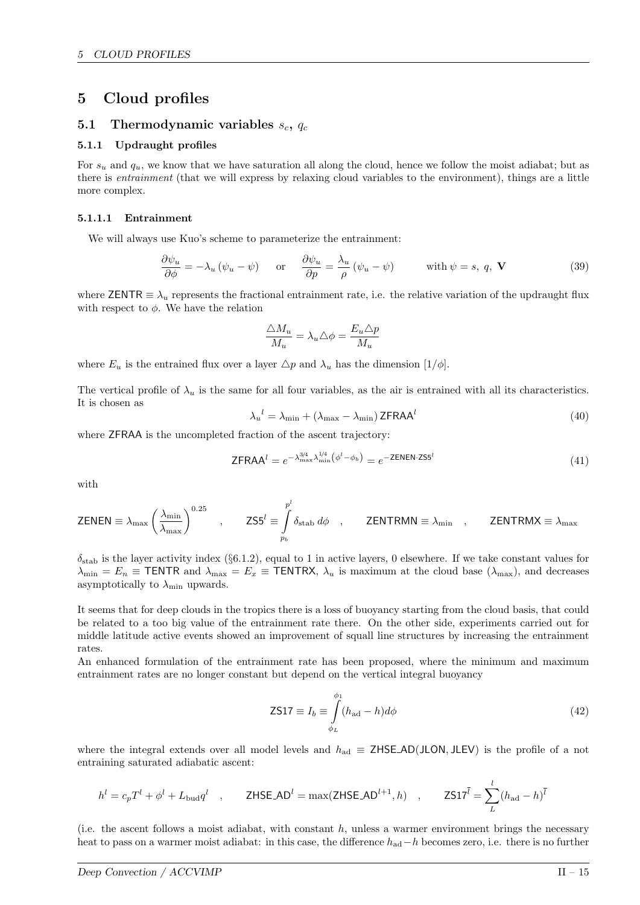# 5 Cloud profiles

## 5.1 Thermodynamic variables $s_c$, $q_c$

### 5.1.1 Updraught profiles

For $s_u$ and $q_u$, we know that we have saturation all along the cloud, hence we follow the moist adiabat; but as there is *entrainment* (that we will express by relaxing cloud variables to the environment), things are a little more complex.

#### 5.1.1.1 Entrainment

We will always use Kuo's scheme to parameterize the entrainment:

$$\frac{\partial \psi_u}{\partial \phi} = -\lambda_u \left(\psi_u - \psi\right) \quad \text{or} \quad \frac{\partial \psi_u}{\partial p} = \frac{\lambda_u}{\rho} \left(\psi_u - \psi\right) \qquad \text{with } \psi = s,\ q,\ \mathbf{V} \tag{39}$$

where $\mathsf{ZENTR} \equiv \lambda_u$ represents the fractional entrainment rate, i.e. the relative variation of the updraught flux with respect to $\phi$. We have the relation

$$\frac{\triangle M_u}{M_u} = \lambda_u \triangle \phi = \frac{E_u \triangle p}{M_u}$$

where $E_u$ is the entrained flux over a layer $\triangle p$ and $\lambda_u$ has the dimension $[1/\phi]$.

The vertical profile of $\lambda_u$ is the same for all four variables, as the air is entrained with all its characteristics. It is chosen as

$${\lambda_u}^l = \lambda_{\min} + \left(\lambda_{\max} - \lambda_{\min}\right) \mathsf{ZFRAA}^l \tag{40}$$

where ZFRAA is the uncompleted fraction of the ascent trajectory:

$$\mathsf{ZFRAA}^l = e^{-\lambda_{\max}^{3/4} \lambda_{\min}^{1/4} \left(\phi^l - \phi_b\right)} = e^{-\mathsf{ZENEN} \cdot \mathsf{ZS5}^l} \tag{41}$$

with

$$\mathsf{ZENEN} \equiv \lambda_{\max} \left(\frac{\lambda_{\min}}{\lambda_{\max}}\right)^{0.25} \quad , \qquad \mathsf{ZS5}^l \equiv \int_{p_b}^{p^l} \delta_{\text{stab}}\, d\phi \quad , \qquad \mathsf{ZENTRMN} \equiv \lambda_{\min} \quad , \qquad \mathsf{ZENTRMX} \equiv \lambda_{\max}$$

$\delta_{\text{stab}}$ is the layer activity index (§6.1.2), equal to 1 in active layers, 0 elsewhere. If we take constant values for $\lambda_{\min} = E_n \equiv \mathsf{TENTR}$ and $\lambda_{\max} = E_x \equiv \mathsf{TENTRX}$, $\lambda_u$ is maximum at the cloud base ($\lambda_{\max}$), and decreases asymptotically to $\lambda_{\min}$ upwards.

It seems that for deep clouds in the tropics there is a loss of buoyancy starting from the cloud basis, that could be related to a too big value of the entrainment rate there. On the other side, experiments carried out for middle latitude active events showed an improvement of squall line structures by increasing the entrainment rates.
An enhanced formulation of the entrainment rate has been proposed, where the minimum and maximum entrainment rates are no longer constant but depend on the vertical integral buoyancy

$$\mathsf{ZS17} \equiv I_b \equiv \int_{\phi_L}^{\phi_1} (h_{\text{ad}} - h) d\phi \tag{42}$$

where the integral extends over all model levels and $h_{\text{ad}} \equiv \mathsf{ZHSE\_AD(JLON, JLEV)}$ is the profile of a not entraining saturated adiabatic ascent:

$$h^l = c_p T^l + \phi^l + L_{\text{bud}} q^l \quad , \qquad \mathsf{ZHSE\_AD}^l = \max(\mathsf{ZHSE\_AD}^{l+1}, h) \quad , \qquad \mathsf{ZS17}^{\overline{l}} = \sum_{L}^{l} (h_{\text{ad}} - h)^{\overline{l}}$$

(i.e. the ascent follows a moist adiabat, with constant $h$, unless a warmer environment brings the necessary heat to pass on a warmer moist adiabat: in this case, the difference $h_{\text{ad}} - h$ becomes zero, i.e. there is no further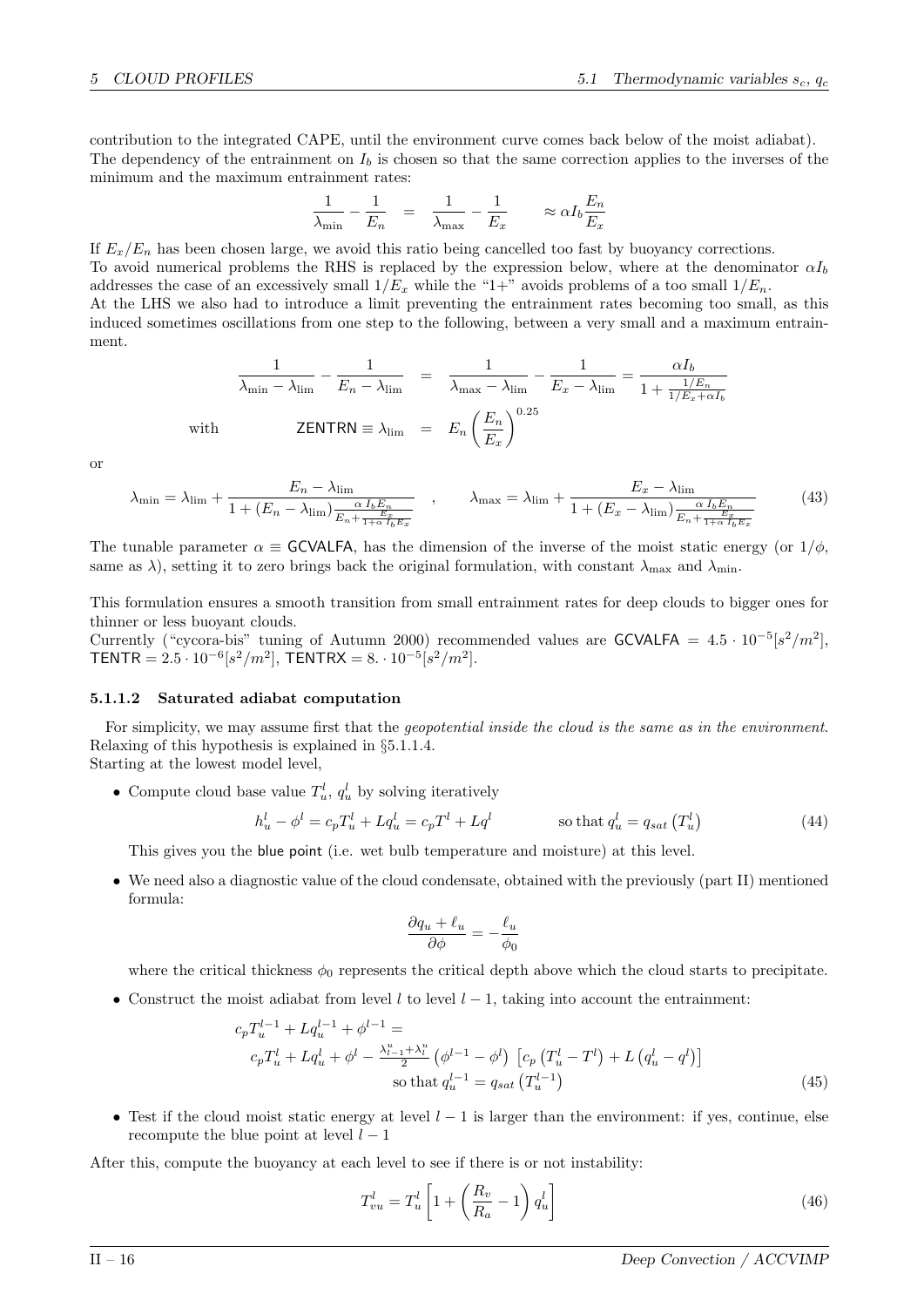contribution to the integrated CAPE, until the environment curve comes back below of the moist adiabat). The dependency of the entrainment on $I_b$ is chosen so that the same correction applies to the inverses of the minimum and the maximum entrainment rates:

$$\frac{1}{\lambda_{\min}} - \frac{1}{E_n} \quad = \quad \frac{1}{\lambda_{\max}} - \frac{1}{E_x} \qquad \approx \alpha I_b \frac{E_n}{E_x}$$

If $E_x/E_n$ has been chosen large, we avoid this ratio being cancelled too fast by buoyancy corrections.
To avoid numerical problems the RHS is replaced by the expression below, where at the denominator $\alpha I_b$ addresses the case of an excessively small $1/E_x$ while the "1+" avoids problems of a too small $1/E_n$.
At the LHS we also had to introduce a limit preventing the entrainment rates becoming too small, as this induced sometimes oscillations from one step to the following, between a very small and a maximum entrainment.

$$\frac{1}{\lambda_{\min} - \lambda_{\lim}} - \frac{1}{E_n - \lambda_{\lim}} \quad = \quad \frac{1}{\lambda_{\max} - \lambda_{\lim}} - \frac{1}{E_x - \lambda_{\lim}} = \frac{\alpha I_b}{1 + \frac{1/E_n}{1/E_x + \alpha I_b}}$$

$$\text{with} \qquad \mathsf{ZENTRN} \equiv \lambda_{\lim} \quad = \quad E_n \left(\frac{E_n}{E_x}\right)^{0.25}$$

or

$$\lambda_{\min} = \lambda_{\lim} + \frac{E_n - \lambda_{\lim}}{1 + (E_n - \lambda_{\lim}) \frac{\alpha \, I_b E_n}{E_n + \frac{E_x}{1+\alpha \, I_b E_x}}} \quad , \qquad \lambda_{\max} = \lambda_{\lim} + \frac{E_x - \lambda_{\lim}}{1 + (E_x - \lambda_{\lim}) \frac{\alpha \, I_b E_n}{E_n + \frac{E_x}{1+\alpha \, I_b E_x}}} \tag{43}$$

The tunable parameter $\alpha \equiv$ GCVALFA, has the dimension of the inverse of the moist static energy (or $1/\phi$, same as $\lambda$), setting it to zero brings back the original formulation, with constant $\lambda_{\max}$ and $\lambda_{\min}$.

This formulation ensures a smooth transition from small entrainment rates for deep clouds to bigger ones for thinner or less buoyant clouds.
Currently ("cycora-bis" tuning of Autumn 2000) recommended values are GCVALFA $= 4.5 \cdot 10^{-5} [s^2/m^2]$, TENTR $= 2.5 \cdot 10^{-6} [s^2/m^2]$, TENTRX $= 8. \cdot 10^{-5} [s^2/m^2]$.

#### 5.1.1.2 Saturated adiabat computation

For simplicity, we may assume first that the *geopotential inside the cloud is the same as in the environment*. Relaxing of this hypothesis is explained in §5.1.1.4.
Starting at the lowest model level,

- Compute cloud base value $T_u^l$, $q_u^l$ by solving iteratively

$$h_u^l - \phi^l = c_p T_u^l + L q_u^l = c_p T^l + L q^l \qquad \text{so that } q_u^l = q_{sat}\left(T_u^l\right) \tag{44}$$

  This gives you the blue point (i.e. wet bulb temperature and moisture) at this level.

- We need also a diagnostic value of the cloud condensate, obtained with the previously (part II) mentioned formula:

$$\frac{\partial q_u + \ell_u}{\partial \phi} = -\frac{\ell_u}{\phi_0}$$

  where the critical thickness $\phi_0$ represents the critical depth above which the cloud starts to precipitate.

- Construct the moist adiabat from level $l$ to level $l-1$, taking into account the entrainment:

$$\begin{aligned} c_p T_u^{l-1} + L q_u^{l-1} + \phi^{l-1} &= \\ c_p T_u^l + L q_u^l + \phi^l &- \tfrac{\lambda_{l-1}^u + \lambda_l^u}{2} \left(\phi^{l-1} - \phi^l\right) \left[c_p \left(T_u^l - T^l\right) + L \left(q_u^l - q^l\right)\right] \\ &\text{so that } q_u^{l-1} = q_{sat}\left(T_u^{l-1}\right) \end{aligned} \tag{45}$$

- Test if the cloud moist static energy at level $l-1$ is larger than the environment: if yes, continue, else recompute the blue point at level $l-1$

After this, compute the buoyancy at each level to see if there is or not instability:

$$T_{vu}^l = T_u^l \left[1 + \left(\frac{R_v}{R_a} - 1\right) q_u^l\right] \tag{46}$$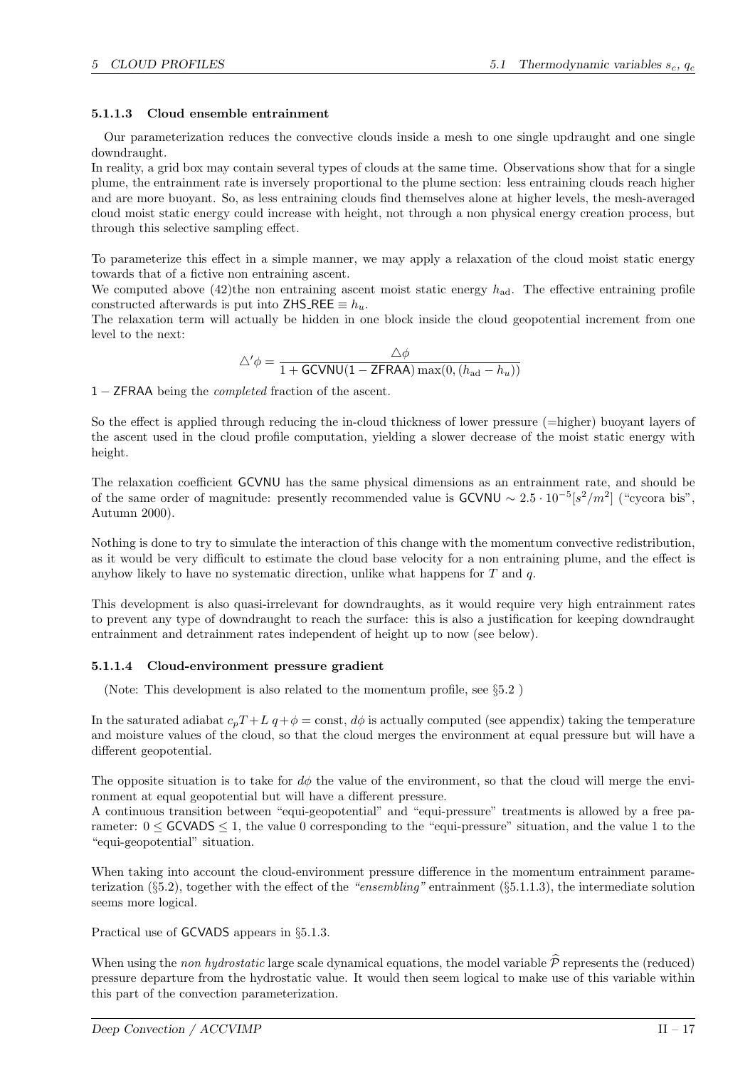#### 5.1.1.3 Cloud ensemble entrainment

Our parameterization reduces the convective clouds inside a mesh to one single updraught and one single downdraught.
In reality, a grid box may contain several types of clouds at the same time. Observations show that for a single plume, the entrainment rate is inversely proportional to the plume section: less entraining clouds reach higher and are more buoyant. So, as less entraining clouds find themselves alone at higher levels, the mesh-averaged cloud moist static energy could increase with height, not through a non physical energy creation process, but through this selective sampling effect.

To parameterize this effect in a simple manner, we may apply a relaxation of the cloud moist static energy towards that of a fictive non entraining ascent.
We computed above (42)the non entraining ascent moist static energy $h_{\text{ad}}$. The effective entraining profile constructed afterwards is put into ZHS_REE $\equiv h_u$.
The relaxation term will actually be hidden in one block inside the cloud geopotential increment from one level to the next:

$$\triangle'\phi = \frac{\triangle\phi}{1 + \mathsf{GCVNU}(1 - \mathsf{ZFRAA}) \max(0, (h_{\text{ad}} - h_u))}$$

$1 - \mathsf{ZFRAA}$ being the *completed* fraction of the ascent.

So the effect is applied through reducing the in-cloud thickness of lower pressure (=higher) buoyant layers of the ascent used in the cloud profile computation, yielding a slower decrease of the moist static energy with height.

The relaxation coefficient GCVNU has the same physical dimensions as an entrainment rate, and should be of the same order of magnitude: presently recommended value is $\mathsf{GCVNU} \sim 2.5 \cdot 10^{-5} [s^2/m^2]$ ("cycora bis", Autumn 2000).

Nothing is done to try to simulate the interaction of this change with the momentum convective redistribution, as it would be very difficult to estimate the cloud base velocity for a non entraining plume, and the effect is anyhow likely to have no systematic direction, unlike what happens for $T$ and $q$.

This development is also quasi-irrelevant for downdraughts, as it would require very high entrainment rates to prevent any type of downdraught to reach the surface: this is also a justification for keeping downdraught entrainment and detrainment rates independent of height up to now (see below).

#### 5.1.1.4 Cloud-environment pressure gradient

(Note: This development is also related to the momentum profile, see §5.2 )

In the saturated adiabat $c_pT + L\,q + \phi = \text{const}$, $d\phi$ is actually computed (see appendix) taking the temperature and moisture values of the cloud, so that the cloud merges the environment at equal pressure but will have a different geopotential.

The opposite situation is to take for $d\phi$ the value of the environment, so that the cloud will merge the environment at equal geopotential but will have a different pressure.
A continuous transition between "equi-geopotential" and "equi-pressure" treatments is allowed by a free parameter: $0 \leq \mathsf{GCVADS} \leq 1$, the value 0 corresponding to the "equi-pressure" situation, and the value 1 to the "equi-geopotential" situation.

When taking into account the cloud-environment pressure difference in the momentum entrainment parameterization (§5.2), together with the effect of the *"ensembling"* entrainment (§5.1.1.3), the intermediate solution seems more logical.

Practical use of GCVADS appears in §5.1.3.

When using the *non hydrostatic* large scale dynamical equations, the model variable $\widehat{\mathcal{P}}$ represents the (reduced) pressure departure from the hydrostatic value. It would then seem logical to make use of this variable within this part of the convection parameterization.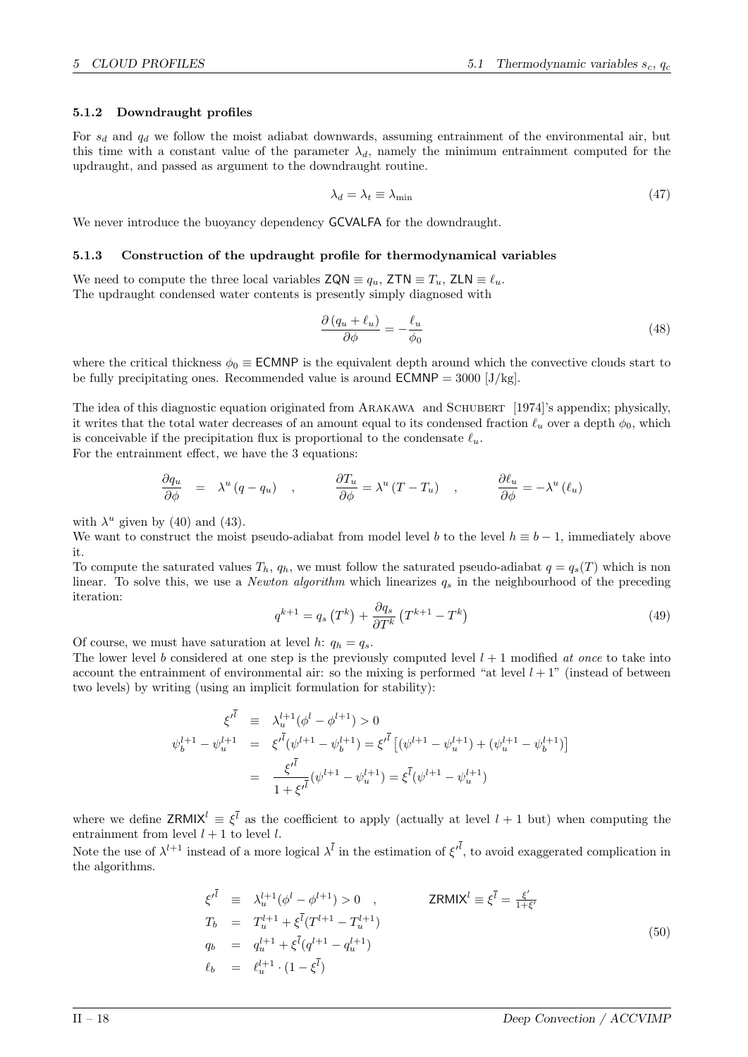### 5.1.2 Downdraught profiles

For $s_d$ and $q_d$ we follow the moist adiabat downwards, assuming entrainment of the environmental air, but this time with a constant value of the parameter $\lambda_d$, namely the minimum entrainment computed for the updraught, and passed as argument to the downdraught routine.

$$\lambda_d = \lambda_t \equiv \lambda_{\min} \tag{47}$$

We never introduce the buoyancy dependency GCVALFA for the downdraught.

### 5.1.3 Construction of the updraught profile for thermodynamical variables

We need to compute the three local variables $\mathsf{ZQN} \equiv q_u$, $\mathsf{ZTN} \equiv T_u$, $\mathsf{ZLN} \equiv \ell_u$.
The updraught condensed water contents is presently simply diagnosed with

$$\frac{\partial \left(q_u + \ell_u\right)}{\partial \phi} = -\frac{\ell_u}{\phi_0} \tag{48}$$

where the critical thickness $\phi_0 \equiv \mathsf{ECMNP}$ is the equivalent depth around which the convective clouds start to be fully precipitating ones. Recommended value is around $\mathsf{ECMNP} = 3000$ [J/kg].

The idea of this diagnostic equation originated from Arakawa and Schubert [1974]'s appendix; physically, it writes that the total water decreases of an amount equal to its condensed fraction $\ell_u$ over a depth $\phi_0$, which is conceivable if the precipitation flux is proportional to the condensate $\ell_u$.
For the entrainment effect, we have the 3 equations:

$$\frac{\partial q_u}{\partial \phi} = \lambda^u \left(q - q_u\right) \quad , \qquad \frac{\partial T_u}{\partial \phi} = \lambda^u \left(T - T_u\right) \quad , \qquad \frac{\partial \ell_u}{\partial \phi} = -\lambda^u \left(\ell_u\right)$$

with $\lambda^u$ given by (40) and (43).
We want to construct the moist pseudo-adiabat from model level $b$ to the level $h \equiv b-1$, immediately above it.
To compute the saturated values $T_h$, $q_h$, we must follow the saturated pseudo-adiabat $q = q_s(T)$ which is non linear. To solve this, we use a *Newton algorithm* which linearizes $q_s$ in the neighbourhood of the preceding iteration:

$$q^{k+1} = q_s\left(T^k\right) + \frac{\partial q_s}{\partial T^k}\left(T^{k+1} - T^k\right) \tag{49}$$

Of course, we must have saturation at level $h$: $q_h = q_s$.
The lower level $b$ considered at one step is the previously computed level $l+1$ modified *at once* to take into account the entrainment of environmental air: so the mixing is performed "at level $l+1$" (instead of between two levels) by writing (using an implicit formulation for stability):

$$\begin{aligned}
{\xi'}^{\bar{l}} &\equiv \lambda_u^{l+1}(\phi^l - \phi^{l+1}) > 0 \\
\psi_b^{l+1} - \psi_u^{l+1} &= {\xi'}^{\bar{l}}(\psi^{l+1} - \psi_b^{l+1}) = {\xi'}^{\bar{l}}\left[(\psi^{l+1} - \psi_u^{l+1}) + (\psi_u^{l+1} - \psi_b^{l+1})\right] \\
&= \frac{{\xi'}^{\bar{l}}}{1 + {\xi'}^{\bar{l}}}(\psi^{l+1} - \psi_u^{l+1}) = \xi^{\bar{l}}(\psi^{l+1} - \psi_u^{l+1})
\end{aligned}$$

where we define $\mathsf{ZRMIX}^l \equiv \xi^{\bar{l}}$ as the coefficient to apply (actually at level $l+1$ but) when computing the entrainment from level $l+1$ to level $l$.
Note the use of $\lambda^{l+1}$ instead of a more logical $\lambda^{\bar{l}}$ in the estimation of ${\xi'}^{\bar{l}}$, to avoid exaggerated complication in the algorithms.

$$\begin{aligned}
{\xi'}^{\bar{l}} &\equiv \lambda_u^{l+1}(\phi^l - \phi^{l+1}) > 0 \quad , \qquad \mathsf{ZRMIX}^l \equiv \xi^{\bar{l}} = \tfrac{\xi'}{1+\xi'} \\
T_b &= T_u^{l+1} + \xi^{\bar{l}}(T^{l+1} - T_u^{l+1}) \\
q_b &= q_u^{l+1} + \xi^{\bar{l}}(q^{l+1} - q_u^{l+1}) \\
\ell_b &= \ell_u^{l+1} \cdot (1 - \xi^{\bar{l}})
\end{aligned} \tag{50}$$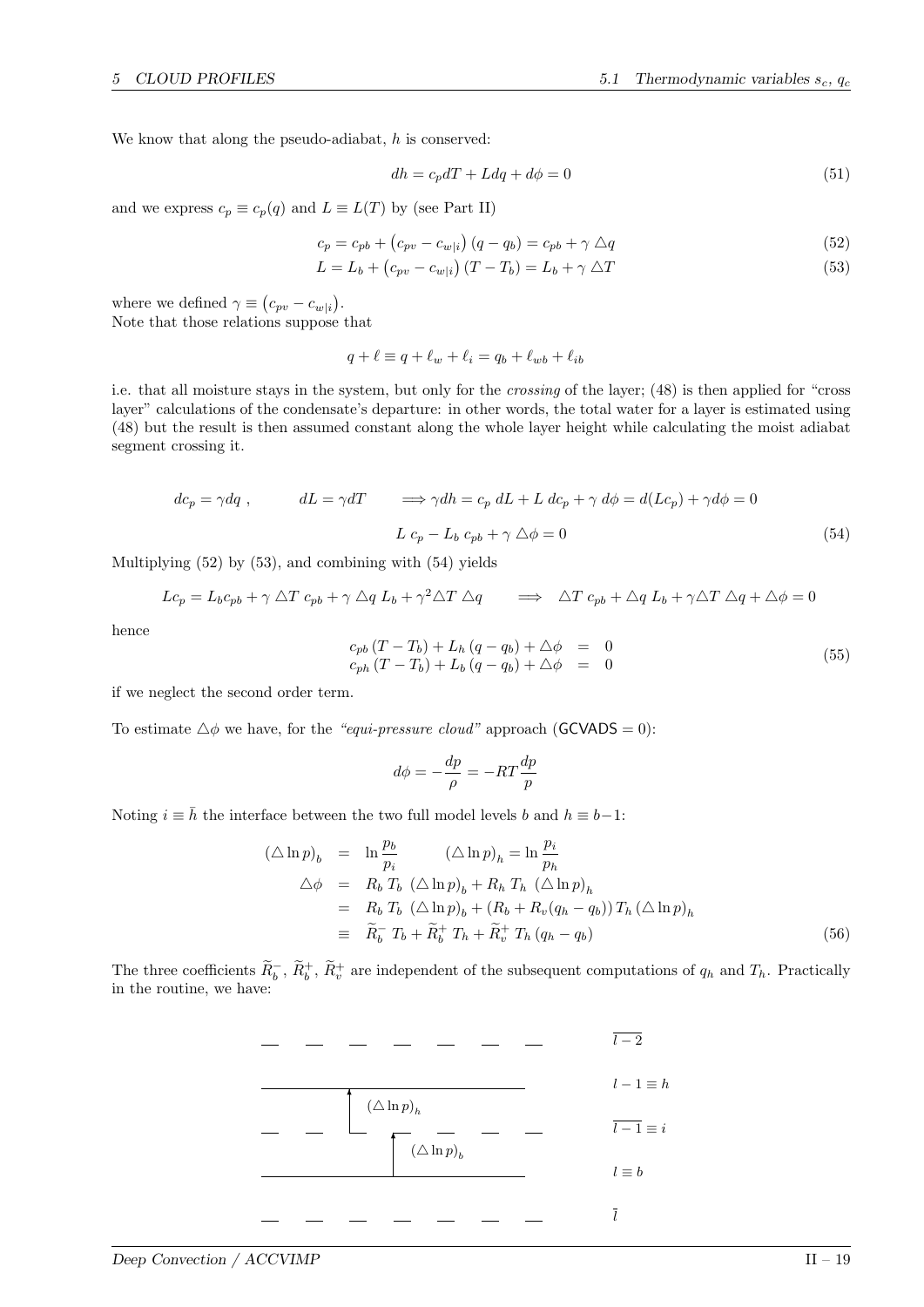We know that along the pseudo-adiabat, $h$ is conserved:

$$dh = c_p dT + L dq + d\phi = 0 \tag{51}$$

and we express $c_p \equiv c_p(q)$ and $L \equiv L(T)$ by (see Part II)

$$c_p = c_{pb} + \left(c_{pv} - c_{w|i}\right)(q - q_b) = c_{pb} + \gamma \,\triangle q \tag{52}$$

$$L = L_b + \left(c_{pv} - c_{w|i}\right)(T - T_b) = L_b + \gamma \,\triangle T \tag{53}$$

where we defined $\gamma \equiv \left(c_{pv} - c_{w|i}\right)$.
Note that those relations suppose that

$$q + \ell \equiv q + \ell_w + \ell_i = q_b + \ell_{wb} + \ell_{ib}$$

i.e. that all moisture stays in the system, but only for the *crossing* of the layer; (48) is then applied for "cross layer" calculations of the condensate's departure: in other words, the total water for a layer is estimated using (48) but the result is then assumed constant along the whole layer height while calculating the moist adiabat segment crossing it.

$$dc_p = \gamma dq\ , \qquad dL = \gamma dT \qquad \Longrightarrow \gamma dh = c_p\; dL + L\; dc_p + \gamma\; d\phi = d(Lc_p) + \gamma d\phi = 0$$

$$L\; c_p - L_b\; c_{pb} + \gamma\; \triangle\phi = 0 \tag{54}$$

Multiplying (52) by (53), and combining with (54) yields

$$Lc_p = L_b c_{pb} + \gamma\; \triangle T\; c_{pb} + \gamma\; \triangle q\; L_b + \gamma^2 \triangle T\; \triangle q \qquad \Longrightarrow \quad \triangle T\; c_{pb} + \triangle q\; L_b + \gamma \triangle T\; \triangle q + \triangle\phi = 0$$

hence

$$\begin{aligned} c_{pb}\,(T - T_b) + L_h\,(q - q_b) + \triangle\phi &= 0 \\ c_{ph}\,(T - T_b) + L_b\,(q - q_b) + \triangle\phi &= 0 \end{aligned} \tag{55}$$

if we neglect the second order term.

To estimate $\triangle\phi$ we have, for the *"equi-pressure cloud"* approach (GCVADS = 0):

$$d\phi = -\frac{dp}{\rho} = -RT\frac{dp}{p}$$

Noting $i \equiv \bar{h}$ the interface between the two full model levels $b$ and $h \equiv b-1$:

$$\begin{aligned}
\left(\triangle \ln p\right)_b &= \ln\frac{p_b}{p_i} \qquad \left(\triangle \ln p\right)_h = \ln\frac{p_i}{p_h} \\
\triangle\phi &= R_b\; T_b\; \left(\triangle \ln p\right)_b + R_h\; T_h\; \left(\triangle \ln p\right)_h \\
&= R_b\; T_b\; \left(\triangle \ln p\right)_b + \left(R_b + R_v(q_h - q_b)\right) T_h \left(\triangle \ln p\right)_h \\
&\equiv \widetilde{R}_b^-\; T_b + \widetilde{R}_b^+\; T_h + \widetilde{R}_v^+\; T_h\,(q_h - q_b)
\end{aligned} \tag{56}$$

The three coefficients $\widetilde{R}_b^-$, $\widetilde{R}_b^+$, $\widetilde{R}_v^+$ are independent of the subsequent computations of $q_h$ and $T_h$. Practically in the routine, we have:

$\overline{l-2}$

$l-1 \equiv h$ — $\left(\triangle \ln p\right)_h$

$\overline{l-1} \equiv i$ — $\left(\triangle \ln p\right)_b$

$l \equiv b$

$\bar{l}$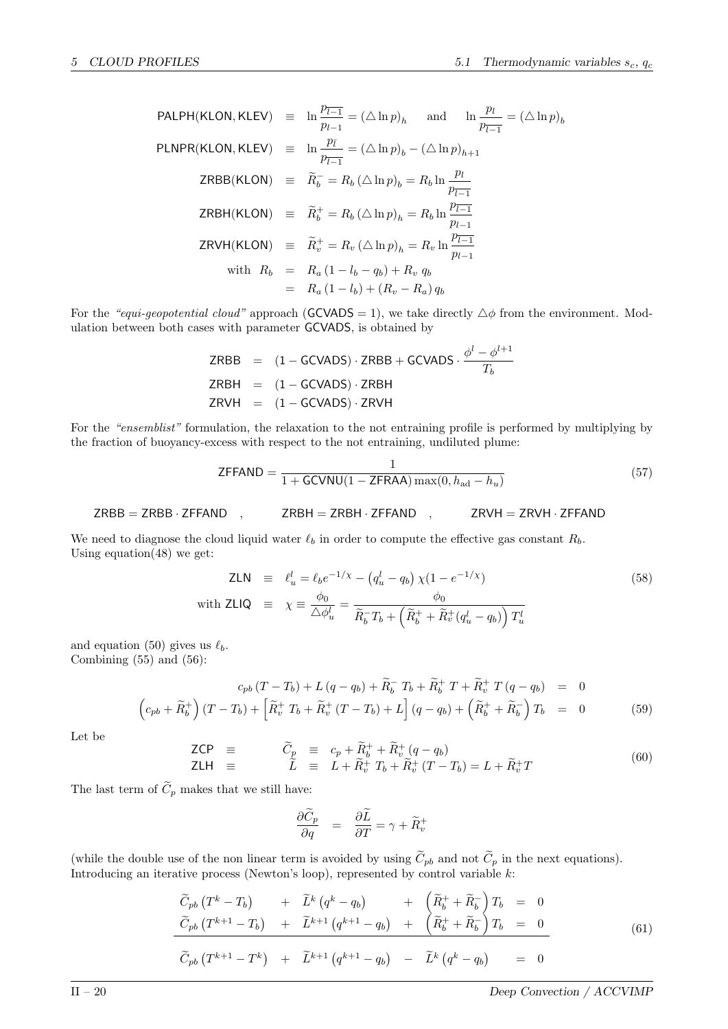$$
\begin{aligned}
\mathsf{PALPH(KLON, KLEV)} &\equiv \ln \frac{p_{\overline{l-1}}}{p_{l-1}} = (\triangle \ln p)_h \quad \text{and} \quad \ln \frac{p_l}{p_{\overline{l-1}}} = (\triangle \ln p)_b \\
\mathsf{PLNPR(KLON, KLEV)} &\equiv \ln \frac{p_{\bar{l}}}{p_{\overline{l-1}}} = (\triangle \ln p)_b - (\triangle \ln p)_{h+1} \\
\mathsf{ZRBB(KLON)} &\equiv \widetilde{R}_b^- = R_b \, (\triangle \ln p)_b = R_b \ln \frac{p_l}{p_{\overline{l-1}}} \\
\mathsf{ZRBH(KLON)} &\equiv \widetilde{R}_b^+ = R_b \, (\triangle \ln p)_h = R_b \ln \frac{p_{\overline{l-1}}}{p_{l-1}} \\
\mathsf{ZRVH(KLON)} &\equiv \widetilde{R}_v^+ = R_v \, (\triangle \ln p)_h = R_v \ln \frac{p_{\overline{l-1}}}{p_{l-1}} \\
\text{with } R_b &= R_a \, (1 - l_b - q_b) + R_v \, q_b \\
&= R_a \, (1 - l_b) + (R_v - R_a) \, q_b
\end{aligned}
$$

For the *"equi-geopotential cloud"* approach (GCVADS = 1), we take directly $\triangle\phi$ from the environment. Modulation between both cases with parameter GCVADS, is obtained by

$$
\begin{aligned}
\mathsf{ZRBB} &= (1 - \mathsf{GCVADS}) \cdot \mathsf{ZRBB} + \mathsf{GCVADS} \cdot \frac{\phi^l - \phi^{l+1}}{T_b} \\
\mathsf{ZRBH} &= (1 - \mathsf{GCVADS}) \cdot \mathsf{ZRBH} \\
\mathsf{ZRVH} &= (1 - \mathsf{GCVADS}) \cdot \mathsf{ZRVH}
\end{aligned}
$$

For the *"ensemblist"* formulation, the relaxation to the not entraining profile is performed by multiplying by the fraction of buoyancy-excess with respect to the not entraining, undiluted plume:

$$
\mathsf{ZFFAND} = \frac{1}{1 + \mathsf{GCVNU}(1 - \mathsf{ZFRAA}) \max(0, h_{\mathrm{ad}} - h_u)} \tag{57}
$$

$$
\mathsf{ZRBB} = \mathsf{ZRBB} \cdot \mathsf{ZFFAND} \quad , \qquad \mathsf{ZRBH} = \mathsf{ZRBH} \cdot \mathsf{ZFFAND} \quad , \qquad \mathsf{ZRVH} = \mathsf{ZRVH} \cdot \mathsf{ZFFAND}
$$

We need to diagnose the cloud liquid water $\ell_b$ in order to compute the effective gas constant $R_b$.
Using equation(48) we get:

$$
\begin{aligned}
\mathsf{ZLN} &\equiv \ell_u^l = \ell_b e^{-1/\chi} - \left(q_u^l - q_b\right) \chi (1 - e^{-1/\chi}) \\
\text{with } \mathsf{ZLIQ} &\equiv \chi \equiv \frac{\phi_0}{\triangle \phi_u^l} = \frac{\phi_0}{\widetilde{R}_b^- T_b + \left(\widetilde{R}_b^+ + \widetilde{R}_v^+ (q_u^l - q_b)\right) T_u^l}
\end{aligned}
\tag{58}
$$

and equation (50) gives us $\ell_b$.
Combining (55) and (56):

$$
\begin{aligned}
c_{pb} \, (T - T_b) + L \, (q - q_b) + \widetilde{R}_b^- \, T_b + \widetilde{R}_b^+ \, T + \widetilde{R}_v^+ \, T \, (q - q_b) &= 0 \\
\left(c_{pb} + \widetilde{R}_b^+\right) (T - T_b) + \left[\widetilde{R}_v^+ \, T_b + \widetilde{R}_v^+ \, (T - T_b) + L\right] (q - q_b) + \left(\widetilde{R}_b^+ + \widetilde{R}_b^-\right) T_b &= 0
\end{aligned}
\tag{59}
$$

Let be

$$
\begin{aligned}
\mathsf{ZCP} \equiv \quad \widetilde{C}_p &\equiv c_p + \widetilde{R}_b^+ + \widetilde{R}_v^+ \, (q - q_b) \\
\mathsf{ZLH} \equiv \quad \widetilde{L} &\equiv L + \widetilde{R}_v^+ \, T_b + \widetilde{R}_v^+ \, (T - T_b) = L + \widetilde{R}_v^+ T
\end{aligned}
\tag{60}
$$

The last term of $\widetilde{C}_p$ makes that we still have:

$$
\frac{\partial \widetilde{C}_p}{\partial q} = \frac{\partial \widetilde{L}}{\partial T} = \gamma + \widetilde{R}_v^+
$$

(while the double use of the non linear term is avoided by using $\widetilde{C}_{pb}$ and not $\widetilde{C}_p$ in the next equations).
Introducing an iterative process (Newton's loop), represented by control variable $k$:

$$
\begin{aligned}
\widetilde{C}_{pb} \left(T^k - T_b\right) &+ \widetilde{L}^k \left(q^k - q_b\right) + \left(\widetilde{R}_b^+ + \widetilde{R}_b^-\right) T_b = 0 \\
\widetilde{C}_{pb} \left(T^{k+1} - T_b\right) &+ \widetilde{L}^{k+1} \left(q^{k+1} - q_b\right) + \left(\widetilde{R}_b^+ + \widetilde{R}_b^-\right) T_b = 0 \\
\hline
\widetilde{C}_{pb} \left(T^{k+1} - T^k\right) &+ \widetilde{L}^{k+1} \left(q^{k+1} - q_b\right) - \widetilde{L}^k \left(q^k - q_b\right) = 0
\end{aligned}
\tag{61}
$$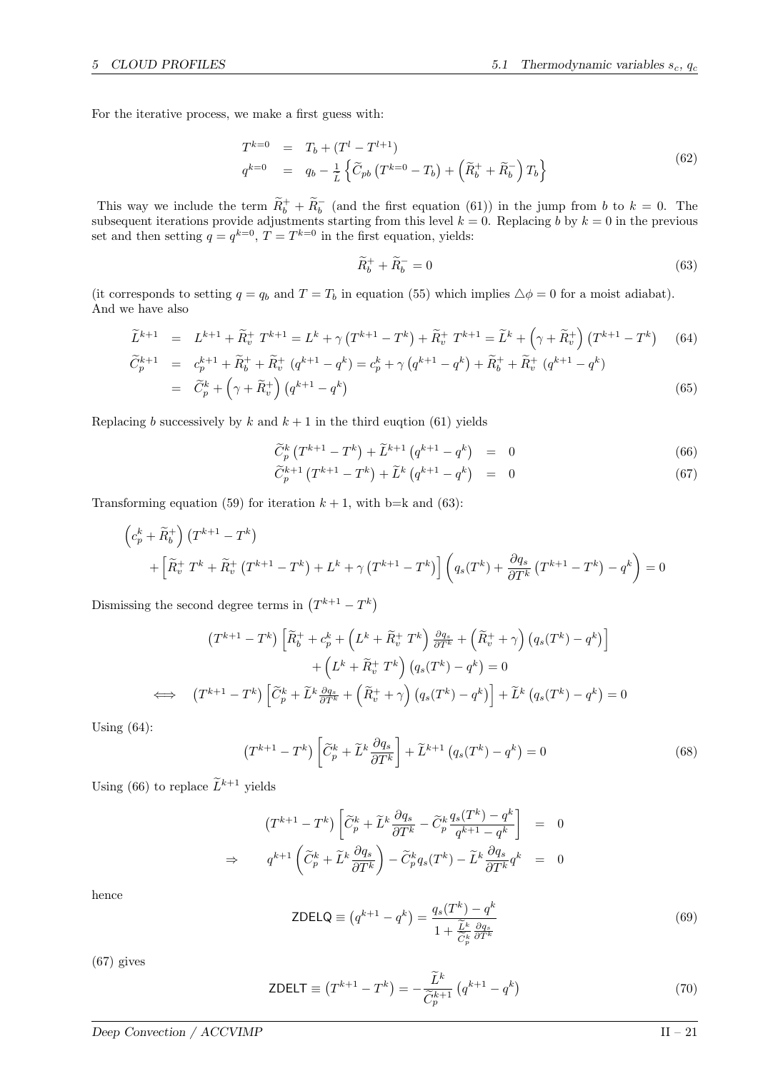For the iterative process, we make a first guess with:

$$
\begin{aligned}
T^{k=0} &= T_b + \left(T^l - T^{l+1}\right) \\
q^{k=0} &= q_b - \frac{1}{L}\left\{ \widetilde{C}_{pb}\left(T^{k=0} - T_b\right) + \left(\widetilde{R}_b^+ + \widetilde{R}_b^-\right) T_b \right\}
\end{aligned} \tag{62}
$$

This way we include the term $\widetilde{R}_b^+ + \widetilde{R}_b^-$ (and the first equation (61)) in the jump from $b$ to $k = 0$. The subsequent iterations provide adjustments starting from this level $k = 0$. Replacing $b$ by $k = 0$ in the previous set and then setting $q = q^{k=0}$, $T = T^{k=0}$ in the first equation, yields:

$$
\widetilde{R}_b^+ + \widetilde{R}_b^- = 0 \tag{63}
$$

(it corresponds to setting $q = q_b$ and $T = T_b$ in equation (55) which implies $\triangle\phi = 0$ for a moist adiabat). And we have also

$$
\widetilde{L}^{k+1} = L^{k+1} + \widetilde{R}_v^+ \, T^{k+1} = L^k + \gamma\left(T^{k+1} - T^k\right) + \widetilde{R}_v^+ \, T^{k+1} = \widetilde{L}^k + \left(\gamma + \widetilde{R}_v^+\right)\left(T^{k+1} - T^k\right) \tag{64}
$$

$$
\begin{aligned}
\widetilde{C}_p^{k+1} &= c_p^{k+1} + \widetilde{R}_b^+ + \widetilde{R}_v^+ \, \left(q^{k+1} - q^k\right) = c_p^k + \gamma\left(q^{k+1} - q^k\right) + \widetilde{R}_b^+ + \widetilde{R}_v^+ \, \left(q^{k+1} - q^k\right) \\
&= \widetilde{C}_p^k + \left(\gamma + \widetilde{R}_v^+\right)\left(q^{k+1} - q^k\right)
\end{aligned} \tag{65}
$$

Replacing $b$ successively by $k$ and $k+1$ in the third euqtion (61) yields

$$
\widetilde{C}_p^k\left(T^{k+1} - T^k\right) + \widetilde{L}^{k+1}\left(q^{k+1} - q^k\right) = 0 \tag{66}
$$

$$
\widetilde{C}_p^{k+1}\left(T^{k+1} - T^k\right) + \widetilde{L}^k\left(q^{k+1} - q^k\right) = 0 \tag{67}
$$

Transforming equation (59) for iteration $k+1$, with b=k and (63):

$$
\begin{aligned}
&\left(c_p^k + \widetilde{R}_b^+\right)\left(T^{k+1} - T^k\right) \\
&\quad + \left[\widetilde{R}_v^+ \, T^k + \widetilde{R}_v^+\left(T^{k+1} - T^k\right) + L^k + \gamma\left(T^{k+1} - T^k\right)\right]\left(q_s(T^k) + \frac{\partial q_s}{\partial T^k}\left(T^{k+1} - T^k\right) - q^k\right) = 0
\end{aligned}
$$

Dismissing the second degree terms in $\left(T^{k+1} - T^k\right)$

$$
\begin{aligned}
&\left(T^{k+1} - T^k\right)\left[\widetilde{R}_b^+ + c_p^k + \left(L^k + \widetilde{R}_v^+ \, T^k\right)\frac{\partial q_s}{\partial T^k} + \left(\widetilde{R}_v^+ + \gamma\right)\left(q_s(T^k) - q^k\right)\right] \\
&\qquad + \left(L^k + \widetilde{R}_v^+ \, T^k\right)\left(q_s(T^k) - q^k\right) = 0 \\
\iff \quad &\left(T^{k+1} - T^k\right)\left[\widetilde{C}_p^k + \widetilde{L}^k \frac{\partial q_s}{\partial T^k} + \left(\widetilde{R}_v^+ + \gamma\right)\left(q_s(T^k) - q^k\right)\right] + \widetilde{L}^k\left(q_s(T^k) - q^k\right) = 0
\end{aligned}
$$

Using (64):

$$
\left(T^{k+1} - T^k\right)\left[\widetilde{C}_p^k + \widetilde{L}^k \frac{\partial q_s}{\partial T^k}\right] + \widetilde{L}^{k+1}\left(q_s(T^k) - q^k\right) = 0 \tag{68}
$$

Using (66) to replace $\widetilde{L}^{k+1}$ yields

$$
\begin{aligned}
&\left(T^{k+1} - T^k\right)\left[\widetilde{C}_p^k + \widetilde{L}^k \frac{\partial q_s}{\partial T^k} - \widetilde{C}_p^k \frac{q_s(T^k) - q^k}{q^{k+1} - q^k}\right] = 0 \\
\Rightarrow \quad & q^{k+1}\left(\widetilde{C}_p^k + \widetilde{L}^k \frac{\partial q_s}{\partial T^k}\right) - \widetilde{C}_p^k q_s(T^k) - \widetilde{L}^k \frac{\partial q_s}{\partial T^k} q^k = 0
\end{aligned}
$$

hence

$$
\mathsf{ZDELQ} \equiv \left(q^{k+1} - q^k\right) = \frac{q_s(T^k) - q^k}{1 + \frac{\widetilde{L}^k}{\widetilde{C}_p^k}\frac{\partial q_s}{\partial T^k}} \tag{69}
$$

(67) gives

$$
\mathsf{ZDELT} \equiv \left(T^{k+1} - T^k\right) = -\frac{\widetilde{L}^k}{\widetilde{C}_p^{k+1}}\left(q^{k+1} - q^k\right) \tag{70}
$$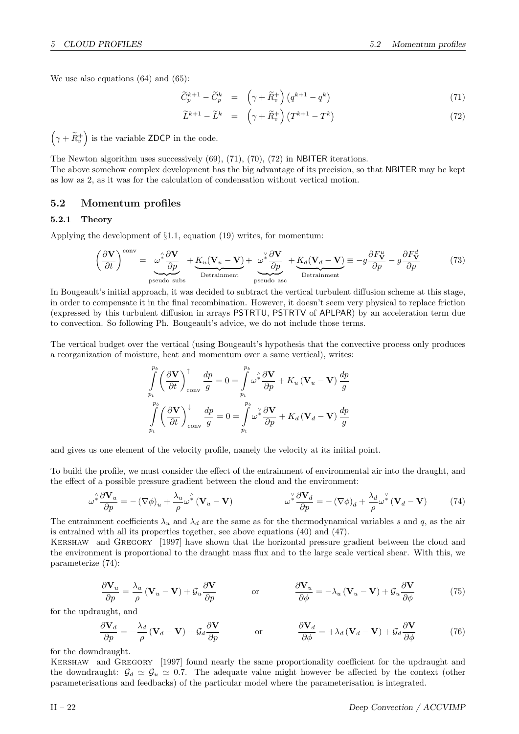We use also equations (64) and (65):

$$\widetilde{C}_p^{k+1} - \widetilde{C}_p^k = \left(\gamma + \widetilde{R}_v^+\right)\left(q^{k+1} - q^k\right) \tag{71}$$

$$\widetilde{L}^{k+1} - \widetilde{L}^k = \left(\gamma + \widetilde{R}_v^+\right)\left(T^{k+1} - T^k\right) \tag{72}$$

$\left(\gamma + \widetilde{R}_v^+\right)$ is the variable ZDCP in the code.

The Newton algorithm uses successively (69), (71), (70), (72) in NBITER iterations.
The above somehow complex development has the big advantage of its precision, so that NBITER may be kept as low as 2, as it was for the calculation of condensation without vertical motion.

## 5.2 Momentum profiles

### 5.2.1 Theory

Applying the development of §1.1, equation (19) writes, for momentum:

$$\left(\frac{\partial \mathbf{V}}{\partial t}\right)^{\text{conv}} = \underbrace{\omega^{\hat{*}}\frac{\partial \mathbf{V}}{\partial p}}_{\text{pseudo subs}} + \underbrace{K_u(\mathbf{V}_u - \mathbf{V})}_{\text{Detrainment}} + \underbrace{\omega^{\check{*}}\frac{\partial \mathbf{V}}{\partial p}}_{\text{pseudo asc}} + \underbrace{K_d(\mathbf{V}_d - \mathbf{V})}_{\text{Detrainment}} \equiv -g\frac{\partial F^u_{\mathbf{V}}}{\partial p} - g\frac{\partial F^d_{\mathbf{V}}}{\partial p} \tag{73}$$

In Bougeault's initial approach, it was decided to subtract the vertical turbulent diffusion scheme at this stage, in order to compensate it in the final recombination. However, it doesn't seem very physical to replace friction (expressed by this turbulent diffusion in arrays PSTRTU, PSTRTV of APLPAR) by an acceleration term due to convection. So following Ph. Bougeault's advice, we do not include those terms.

The vertical budget over the vertical (using Bougeault's hypothesis that the convective process only produces a reorganization of moisture, heat and momentum over a same vertical), writes:

$$\int_{p_t}^{p_b} \left(\frac{\partial \mathbf{V}}{\partial t}\right)^{\uparrow}_{\text{conv}} \frac{dp}{g} = 0 = \int_{p_t}^{p_b} \omega^{\hat{*}}\frac{\partial \mathbf{V}}{\partial p} + K_u\left(\mathbf{V}_u - \mathbf{V}\right)\frac{dp}{g}$$

$$\int_{p_t}^{p_b} \left(\frac{\partial \mathbf{V}}{\partial t}\right)^{\downarrow}_{\text{conv}} \frac{dp}{g} = 0 = \int_{p_t}^{p_b} \omega^{\check{*}}\frac{\partial \mathbf{V}}{\partial p} + K_d\left(\mathbf{V}_d - \mathbf{V}\right)\frac{dp}{g}$$

and gives us one element of the velocity profile, namely the velocity at its initial point.

To build the profile, we must consider the effect of the entrainment of environmental air into the draught, and the effect of a possible pressure gradient between the cloud and the environment:

$$\omega^{\hat{*}}\frac{\partial \mathbf{V}_u}{\partial p} = -\left(\nabla\phi\right)_u + \frac{\lambda_u}{\rho}\omega^{\hat{*}}\left(\mathbf{V}_u - \mathbf{V}\right) \qquad\qquad \omega^{\check{*}}\frac{\partial \mathbf{V}_d}{\partial p} = -\left(\nabla\phi\right)_d + \frac{\lambda_d}{\rho}\omega^{\check{*}}\left(\mathbf{V}_d - \mathbf{V}\right) \tag{74}$$

The entrainment coefficients $\lambda_u$ and $\lambda_d$ are the same as for the thermodynamical variables $s$ and $q$, as the air is entrained with all its properties together, see above equations (40) and (47).
Kershaw and Gregory [1997] have shown that the horizontal pressure gradient between the cloud and the environment is proportional to the draught mass flux and to the large scale vertical shear. With this, we parameterize (74):

$$\frac{\partial \mathbf{V}_u}{\partial p} = \frac{\lambda_u}{\rho}\left(\mathbf{V}_u - \mathbf{V}\right) + \mathcal{G}_u\frac{\partial \mathbf{V}}{\partial p} \qquad \text{or} \qquad \frac{\partial \mathbf{V}_u}{\partial \phi} = -\lambda_u\left(\mathbf{V}_u - \mathbf{V}\right) + \mathcal{G}_u\frac{\partial \mathbf{V}}{\partial \phi} \tag{75}$$

for the updraught, and

$$\frac{\partial \mathbf{V}_d}{\partial p} = -\frac{\lambda_d}{\rho}\left(\mathbf{V}_d - \mathbf{V}\right) + \mathcal{G}_d\frac{\partial \mathbf{V}}{\partial p} \qquad \text{or} \qquad \frac{\partial \mathbf{V}_d}{\partial \phi} = +\lambda_d\left(\mathbf{V}_d - \mathbf{V}\right) + \mathcal{G}_d\frac{\partial \mathbf{V}}{\partial \phi} \tag{76}$$

for the downdraught.
Kershaw and Gregory [1997] found nearly the same proportionality coefficient for the updraught and the downdraught: $\mathcal{G}_d \simeq \mathcal{G}_u \simeq 0.7$. The adequate value might however be affected by the context (other parameterisations and feedbacks) of the particular model where the parameterisation is integrated.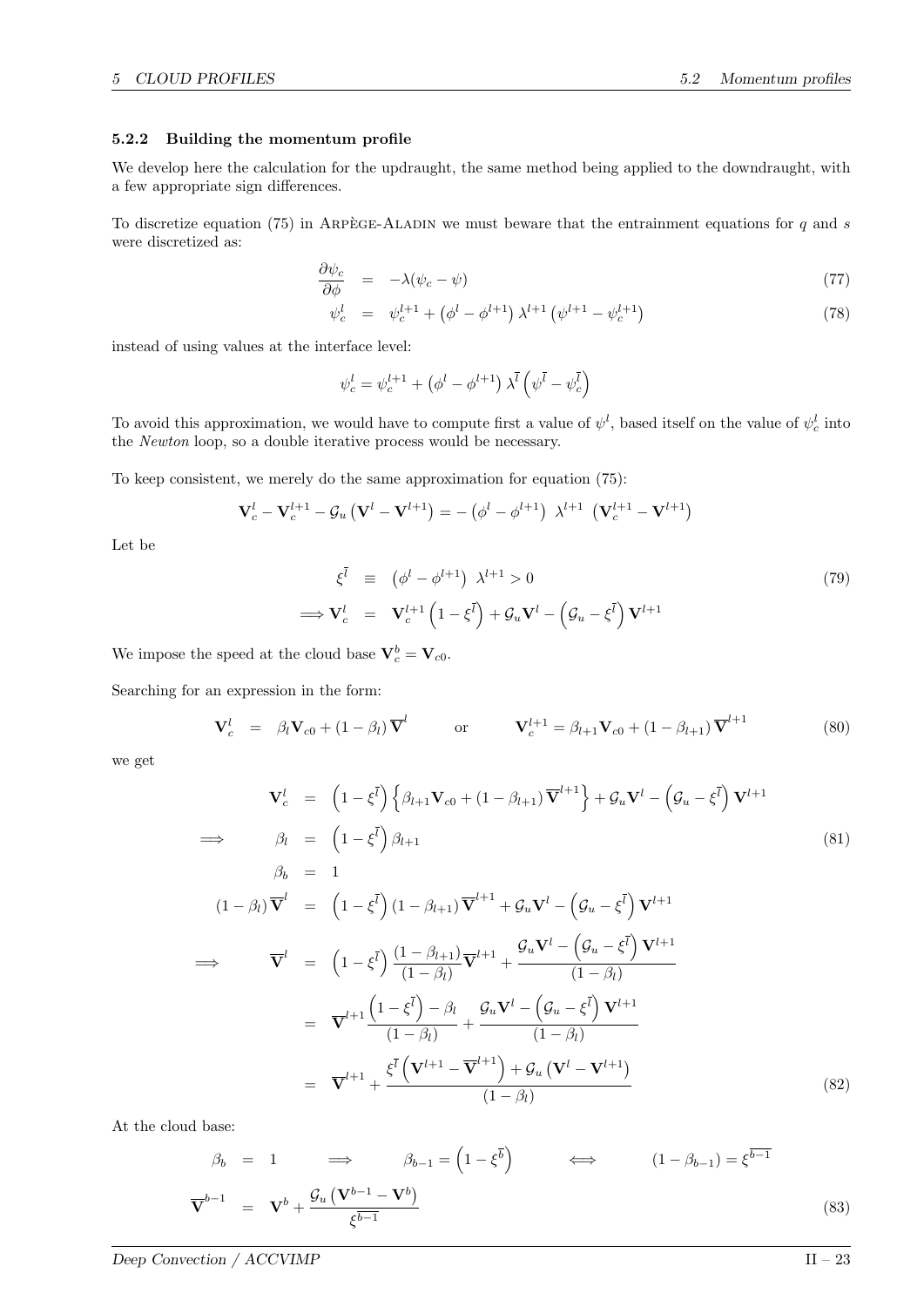### 5.2.2 Building the momentum profile

We develop here the calculation for the updraught, the same method being applied to the downdraught, with a few appropriate sign differences.

To discretize equation (75) in ARPÈGE-ALADIN we must beware that the entrainment equations for $q$ and $s$ were discretized as:

$$
\begin{aligned}
\frac{\partial \psi_c}{\partial \phi} &= -\lambda(\psi_c - \psi) && (77) \\
\psi_c^l &= \psi_c^{l+1} + \left(\phi^l - \phi^{l+1}\right) \lambda^{l+1} \left(\psi^{l+1} - \psi_c^{l+1}\right) && (78)
\end{aligned}
$$

instead of using values at the interface level:

$$
\psi_c^l = \psi_c^{l+1} + \left(\phi^l - \phi^{l+1}\right) \lambda^{\bar{l}} \left(\psi^{\bar{l}} - \psi_c^{\bar{l}}\right)
$$

To avoid this approximation, we would have to compute first a value of $\psi^l$, based itself on the value of $\psi_c^l$ into the *Newton* loop, so a double iterative process would be necessary.

To keep consistent, we merely do the same approximation for equation (75):

$$
\mathbf{V}_c^l - \mathbf{V}_c^{l+1} - \mathcal{G}_u \left(\mathbf{V}^l - \mathbf{V}^{l+1}\right) = -\left(\phi^l - \phi^{l+1}\right)\ \lambda^{l+1}\ \left(\mathbf{V}_c^{l+1} - \mathbf{V}^{l+1}\right)
$$

Let be

$$
\begin{aligned}
\xi^{\bar{l}} &\equiv \left(\phi^l - \phi^{l+1}\right)\ \lambda^{l+1} > 0 && (79) \\
\Longrightarrow \mathbf{V}_c^l &= \mathbf{V}_c^{l+1}\left(1 - \xi^{\bar{l}}\right) + \mathcal{G}_u \mathbf{V}^l - \left(\mathcal{G}_u - \xi^{\bar{l}}\right)\mathbf{V}^{l+1}
\end{aligned}
$$

We impose the speed at the cloud base $\mathbf{V}_c^b = \mathbf{V}_{c0}$.

Searching for an expression in the form:

$$
\mathbf{V}_c^l = \beta_l \mathbf{V}_{c0} + (1 - \beta_l)\,\overline{\mathbf{V}}^l \qquad \text{or} \qquad \mathbf{V}_c^{l+1} = \beta_{l+1}\mathbf{V}_{c0} + (1 - \beta_{l+1})\,\overline{\mathbf{V}}^{l+1} \qquad (80)
$$

we get

$$
\begin{aligned}
\mathbf{V}_c^l &= \left(1 - \xi^{\bar{l}}\right)\left\{\beta_{l+1}\mathbf{V}_{c0} + (1 - \beta_{l+1})\,\overline{\mathbf{V}}^{l+1}\right\} + \mathcal{G}_u \mathbf{V}^l - \left(\mathcal{G}_u - \xi^{\bar{l}}\right)\mathbf{V}^{l+1} \\
\Longrightarrow \quad \beta_l &= \left(1 - \xi^{\bar{l}}\right)\beta_{l+1} && (81) \\
\beta_b &= 1 \\
(1 - \beta_l)\,\overline{\mathbf{V}}^l &= \left(1 - \xi^{\bar{l}}\right)(1 - \beta_{l+1})\,\overline{\mathbf{V}}^{l+1} + \mathcal{G}_u \mathbf{V}^l - \left(\mathcal{G}_u - \xi^{\bar{l}}\right)\mathbf{V}^{l+1} \\
\Longrightarrow \quad \overline{\mathbf{V}}^l &= \left(1 - \xi^{\bar{l}}\right)\frac{(1 - \beta_{l+1})}{(1 - \beta_l)}\overline{\mathbf{V}}^{l+1} + \frac{\mathcal{G}_u \mathbf{V}^l - \left(\mathcal{G}_u - \xi^{\bar{l}}\right)\mathbf{V}^{l+1}}{(1 - \beta_l)} \\
&= \overline{\mathbf{V}}^{l+1}\frac{\left(1 - \xi^{\bar{l}}\right) - \beta_l}{(1 - \beta_l)} + \frac{\mathcal{G}_u \mathbf{V}^l - \left(\mathcal{G}_u - \xi^{\bar{l}}\right)\mathbf{V}^{l+1}}{(1 - \beta_l)} \\
&= \overline{\mathbf{V}}^{l+1} + \frac{\xi^{\bar{l}}\left(\mathbf{V}^{l+1} - \overline{\mathbf{V}}^{l+1}\right) + \mathcal{G}_u\left(\mathbf{V}^l - \mathbf{V}^{l+1}\right)}{(1 - \beta_l)} && (82)
\end{aligned}
$$

At the cloud base:

$$
\begin{aligned}
\beta_b &= 1 \qquad \Longrightarrow \qquad \beta_{b-1} = \left(1 - \xi^{\bar{b}}\right) \qquad \Longleftrightarrow \qquad (1 - \beta_{b-1}) = \xi^{\overline{b-1}} \\
\overline{\mathbf{V}}^{b-1} &= \mathbf{V}^b + \frac{\mathcal{G}_u\left(\mathbf{V}^{b-1} - \mathbf{V}^b\right)}{\xi^{\overline{b-1}}} && (83)
\end{aligned}
$$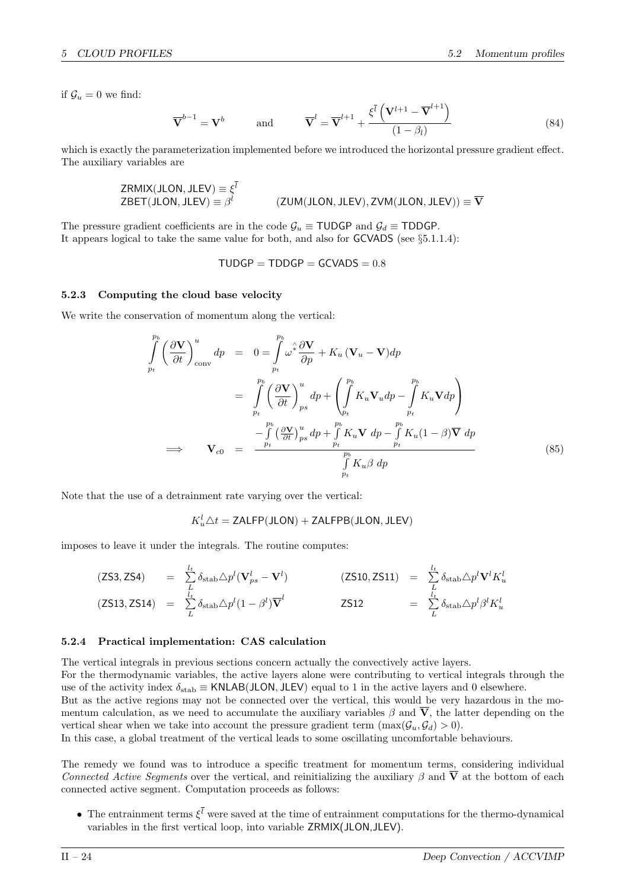if $\mathcal{G}_u = 0$ we find:

$$\overline{\mathbf{V}}^{b-1} = \mathbf{V}^b \qquad \text{and} \qquad \overline{\mathbf{V}}^l = \overline{\mathbf{V}}^{l+1} + \frac{\xi^{\bar{l}}\left(\mathbf{V}^{l+1} - \overline{\mathbf{V}}^{l+1}\right)}{(1-\beta_l)} \tag{84}$$

which is exactly the parameterization implemented before we introduced the horizontal pressure gradient effect. The auxiliary variables are

$$\begin{array}{ll} \mathsf{ZRMIX(JLON, JLEV)} \equiv \xi^{\bar{l}} & \\ \mathsf{ZBET(JLON, JLEV)} \equiv \beta^l & \qquad (\mathsf{ZUM(JLON, JLEV)}, \mathsf{ZVM(JLON, JLEV)}) \equiv \overline{\mathbf{V}} \end{array}$$

The pressure gradient coefficients are in the code $\mathcal{G}_u \equiv$ TUDGP and $\mathcal{G}_d \equiv$ TDDGP.
It appears logical to take the same value for both, and also for GCVADS (see §5.1.1.4):

$$\mathsf{TUDGP} = \mathsf{TDDGP} = \mathsf{GCVADS} = 0.8$$

### 5.2.3 Computing the cloud base velocity

We write the conservation of momentum along the vertical:

$$\begin{aligned}
\int_{p_t}^{p_b} \left(\frac{\partial \mathbf{V}}{\partial t}\right)^u_{\text{conv}} dp &= 0 = \int_{p_t}^{p_b} \hat{\omega^*} \frac{\partial \mathbf{V}}{\partial p} + K_u\left(\mathbf{V}_u - \mathbf{V}\right) dp \\
&= \int_{p_t}^{p_b} \left(\frac{\partial \mathbf{V}}{\partial t}\right)^u_{ps} dp + \left(\int_{p_t}^{p_b} K_u \mathbf{V}_u dp - \int_{p_t}^{p_b} K_u \mathbf{V} dp\right) \\
\Longrightarrow \qquad \mathbf{V}_{c0} &= \frac{-\int_{p_t}^{p_b} \left(\frac{\partial \mathbf{V}}{\partial t}\right)^u_{ps} dp + \int_{p_t}^{p_b} K_u \mathbf{V}\, dp - \int_{p_t}^{p_b} K_u (1-\beta)\overline{\mathbf{V}}\, dp}{\int_{p_t}^{p_b} K_u \beta\, dp}
\end{aligned} \tag{85}$$

Note that the use of a detrainment rate varying over the vertical:

$$K_u^l \triangle t = \mathsf{ZALFP(JLON)} + \mathsf{ZALFPB(JLON, JLEV)}$$

imposes to leave it under the integrals. The routine computes:

$$\begin{array}{llll}
(\mathsf{ZS3}, \mathsf{ZS4}) = \sum_L^{l_t} \delta_{\text{stab}} \triangle p^l (\mathbf{V}^l_{ps} - \mathbf{V}^l) & & (\mathsf{ZS10}, \mathsf{ZS11}) = \sum_L^{l_t} \delta_{\text{stab}} \triangle p^l \mathbf{V}^l K_u^l \\
(\mathsf{ZS13}, \mathsf{ZS14}) = \sum_L^{l_t} \delta_{\text{stab}} \triangle p^l (1-\beta^l)\overline{\mathbf{V}}^l & & \mathsf{ZS12} = \sum_L^{l_t} \delta_{\text{stab}} \triangle p^l \beta^l K_u^l
\end{array}$$

### 5.2.4 Practical implementation: CAS calculation

The vertical integrals in previous sections concern actually the convectively active layers.
For the thermodynamic variables, the active layers alone were contributing to vertical integrals through the use of the activity index $\delta_{\text{stab}} \equiv$ KNLAB(JLON, JLEV) equal to 1 in the active layers and 0 elsewhere.
But as the active regions may not be connected over the vertical, this would be very hazardous in the momentum calculation, as we need to accumulate the auxiliary variables $\beta$ and $\overline{\mathbf{V}}$, the latter depending on the vertical shear when we take into account the pressure gradient term ($\max(\mathcal{G}_u, \mathcal{G}_d) > 0$).
In this case, a global treatment of the vertical leads to some oscillating uncomfortable behaviours.

The remedy we found was to introduce a specific treatment for momentum terms, considering individual *Connected Active Segments* over the vertical, and reinitializing the auxiliary $\beta$ and $\overline{\mathbf{V}}$ at the bottom of each connected active segment. Computation proceeds as follows:

- The entrainment terms $\xi^{\bar{l}}$ were saved at the time of entrainment computations for the thermo-dynamical variables in the first vertical loop, into variable ZRMIX(JLON,JLEV).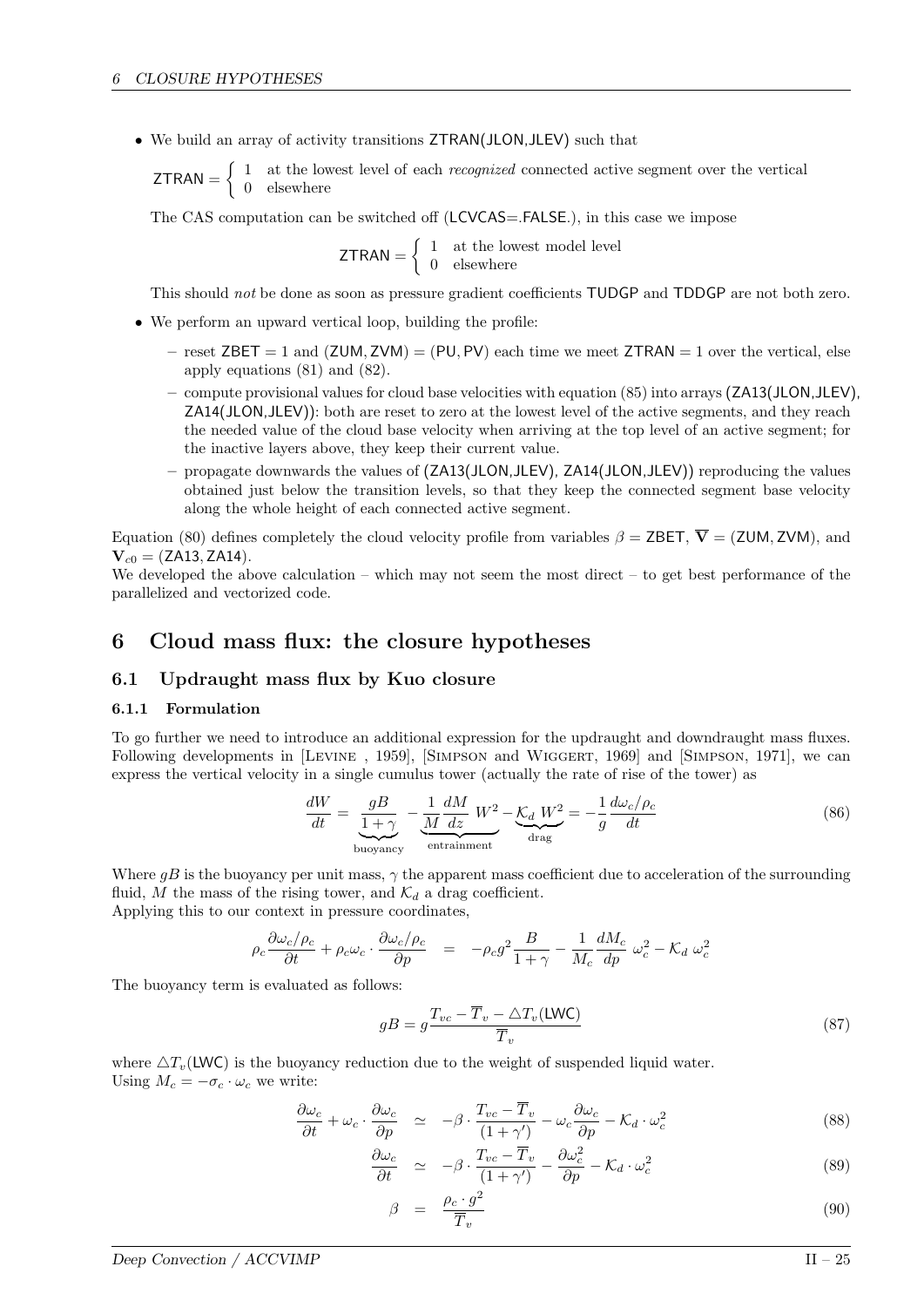- We build an array of activity transitions ZTRAN(JLON,JLEV) such that

$$\text{ZTRAN} = \begin{cases} 1 & \text{at the lowest level of each } \textit{recognized} \text{ connected active segment over the vertical} \\ 0 & \text{elsewhere} \end{cases}$$

  The CAS computation can be switched off (LCVCAS=.FALSE.), in this case we impose

$$\text{ZTRAN} = \begin{cases} 1 & \text{at the lowest model level} \\ 0 & \text{elsewhere} \end{cases}$$

  This should *not* be done as soon as pressure gradient coefficients TUDGP and TDDGP are not both zero.

- We perform an upward vertical loop, building the profile:
  - reset ZBET = 1 and (ZUM, ZVM) = (PU, PV) each time we meet ZTRAN = 1 over the vertical, else apply equations (81) and (82).
  - compute provisional values for cloud base velocities with equation (85) into arrays (ZA13(JLON,JLEV), ZA14(JLON,JLEV)): both are reset to zero at the lowest level of the active segments, and they reach the needed value of the cloud base velocity when arriving at the top level of an active segment; for the inactive layers above, they keep their current value.
  - propagate downwards the values of (ZA13(JLON,JLEV), ZA14(JLON,JLEV)) reproducing the values obtained just below the transition levels, so that they keep the connected segment base velocity along the whole height of each connected active segment.

Equation (80) defines completely the cloud velocity profile from variables $\beta =$ ZBET, $\overline{\mathbf{V}} =$ (ZUM, ZVM), and $\mathbf{V}_{c0} =$ (ZA13, ZA14).
We developed the above calculation – which may not seem the most direct – to get best performance of the parallelized and vectorized code.

# 6 Cloud mass flux: the closure hypotheses

## 6.1 Updraught mass flux by Kuo closure

### 6.1.1 Formulation

To go further we need to introduce an additional expression for the updraught and downdraught mass fluxes. Following developments in [Levine , 1959], [Simpson and Wiggert, 1969] and [Simpson, 1971], we can express the vertical velocity in a single cumulus tower (actually the rate of rise of the tower) as

$$\frac{dW}{dt} = \underbrace{\frac{gB}{1+\gamma}}_{\text{buoyancy}} - \underbrace{\frac{1}{M}\frac{dM}{dz}\,W^2}_{\text{entrainment}} - \underbrace{\mathcal{K}_d\,W^2}_{\text{drag}} = -\frac{1}{g}\frac{d\omega_c/\rho_c}{dt} \tag{86}$$

Where $gB$ is the buoyancy per unit mass, $\gamma$ the apparent mass coefficient due to acceleration of the surrounding fluid, $M$ the mass of the rising tower, and $\mathcal{K}_d$ a drag coefficient.
Applying this to our context in pressure coordinates,

$$\rho_c \frac{\partial \omega_c/\rho_c}{\partial t} + \rho_c \omega_c \cdot \frac{\partial \omega_c/\rho_c}{\partial p} \quad = \quad -\rho_c g^2 \frac{B}{1+\gamma} - \frac{1}{M_c}\frac{dM_c}{dp}\,\omega_c^2 - \mathcal{K}_d\,\omega_c^2$$

The buoyancy term is evaluated as follows:

$$gB = g\frac{T_{vc} - \overline{T}_v - \triangle T_v(\text{LWC})}{\overline{T}_v} \tag{87}$$

where $\triangle T_v(\text{LWC})$ is the buoyancy reduction due to the weight of suspended liquid water.
Using $M_c = -\sigma_c \cdot \omega_c$ we write:

$$\frac{\partial \omega_c}{\partial t} + \omega_c \cdot \frac{\partial \omega_c}{\partial p} \quad \simeq \quad -\beta \cdot \frac{T_{vc} - \overline{T}_v}{(1+\gamma')} - \omega_c \frac{\partial \omega_c}{\partial p} - \mathcal{K}_d \cdot \omega_c^2 \tag{88}$$

$$\frac{\partial \omega_c}{\partial t} \quad \simeq \quad -\beta \cdot \frac{T_{vc} - \overline{T}_v}{(1+\gamma')} - \frac{\partial \omega_c^2}{\partial p} - \mathcal{K}_d \cdot \omega_c^2 \tag{89}$$

$$\beta \quad = \quad \frac{\rho_c \cdot g^2}{\overline{T}_v} \tag{90}$$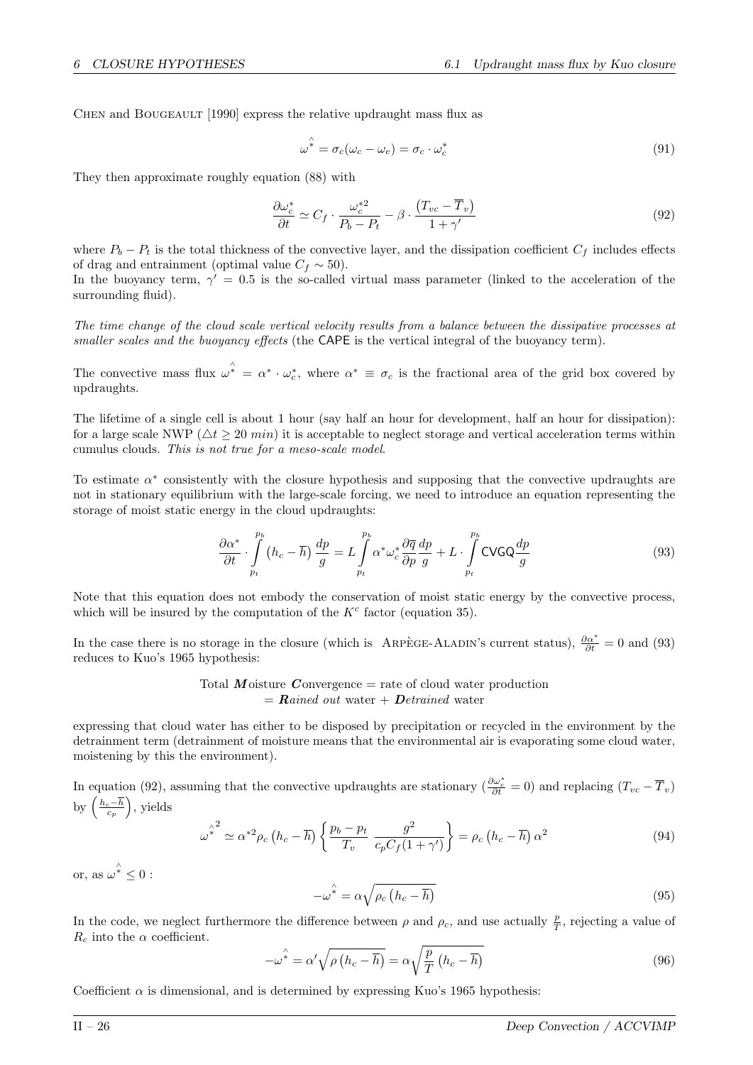Chen and Bougeault [1990] express the relative updraught mass flux as

$$\hat{\omega^*} = \sigma_c(\omega_c - \omega_e) = \sigma_c \cdot \omega_c^* \tag{91}$$

They then approximate roughly equation (88) with

$$\frac{\partial \omega_c^*}{\partial t} \simeq C_f \cdot \frac{\omega_c^{*2}}{P_b - P_t} - \beta \cdot \frac{\left(T_{vc} - \overline{T}_v\right)}{1 + \gamma'} \tag{92}$$

where $P_b - P_t$ is the total thickness of the convective layer, and the dissipation coefficient $C_f$ includes effects of drag and entrainment (optimal value $C_f \sim 50$).
In the buoyancy term, $\gamma' = 0.5$ is the so-called virtual mass parameter (linked to the acceleration of the surrounding fluid).

*The time change of the cloud scale vertical velocity results from a balance between the dissipative processes at smaller scales and the buoyancy effects* (the CAPE is the vertical integral of the buoyancy term).

The convective mass flux $\hat{\omega^*} = \alpha^* \cdot \omega_c^*$, where $\alpha^* \equiv \sigma_c$ is the fractional area of the grid box covered by updraughts.

The lifetime of a single cell is about 1 hour (say half an hour for development, half an hour for dissipation): for a large scale NWP ($\triangle t \geq 20\ min$) it is acceptable to neglect storage and vertical acceleration terms within cumulus clouds. *This is not true for a meso-scale model*.

To estimate $\alpha^*$ consistently with the closure hypothesis and supposing that the convective updraughts are not in stationary equilibrium with the large-scale forcing, we need to introduce an equation representing the storage of moist static energy in the cloud updraughts:

$$\frac{\partial \alpha^*}{\partial t} \cdot \int_{p_t}^{p_b} \left(h_c - \overline{h}\right) \frac{dp}{g} = L \int_{p_t}^{p_b} \alpha^* \omega_c^* \frac{\partial \overline{q}}{\partial p} \frac{dp}{g} + L \cdot \int_{p_t}^{p_b} \mathsf{CVGQ} \frac{dp}{g} \tag{93}$$

Note that this equation does not embody the conservation of moist static energy by the convective process, which will be insured by the computation of the $K^c$ factor (equation 35).

In the case there is no storage in the closure (which is Arpège-Aladin's current status), $\frac{\partial \alpha^*}{\partial t} = 0$ and (93) reduces to Kuo's 1965 hypothesis:

Total ***M***oisture ***C***onvergence = rate of cloud water production
= ***R****ained out* water + ***D****etrained* water

expressing that cloud water has either to be disposed by precipitation or recycled in the environment by the detrainment term (detrainment of moisture means that the environmental air is evaporating some cloud water, moistening by this the environment).

In equation (92), assuming that the convective updraughts are stationary ($\frac{\partial \omega_c^*}{\partial t} = 0$) and replacing $(T_{vc} - \overline{T}_v)$ by $\left(\frac{h_c - \overline{h}}{c_p}\right)$, yields

$$\hat{\omega^*}^2 \simeq \alpha^{*2} \rho_c \left(h_c - \overline{h}\right) \left\{ \frac{p_b - p_t}{T_v} \; \frac{g^2}{c_p C_f (1 + \gamma')} \right\} = \rho_c \left(h_c - \overline{h}\right) \alpha^2 \tag{94}$$

or, as $\hat{\omega^*} \leq 0$ :

$$-\hat{\omega^*} = \alpha \sqrt{\rho_c \left(h_c - \overline{h}\right)} \tag{95}$$

In the code, we neglect furthermore the difference between $\rho$ and $\rho_c$, and use actually $\frac{p}{T}$, rejecting a value of $R_c$ into the $\alpha$ coefficient.

$$-\hat{\omega^*} = \alpha' \sqrt{\rho \left(h_c - \overline{h}\right)} = \alpha \sqrt{\frac{p}{T} \left(h_c - \overline{h}\right)} \tag{96}$$

Coefficient $\alpha$ is dimensional, and is determined by expressing Kuo's 1965 hypothesis: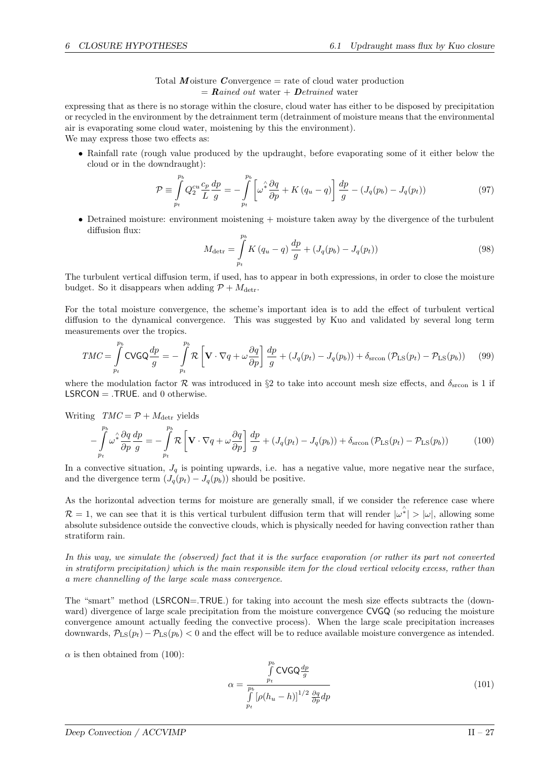Total ***M***oisture ***C***onvergence = rate of cloud water production
= ***R****ained out* water + ***D****etrained* water

expressing that as there is no storage within the closure, cloud water has either to be disposed by precipitation or recycled in the environment by the detrainment term (detrainment of moisture means that the environmental air is evaporating some cloud water, moistening by this the environment).
We may express those two effects as:

- Rainfall rate (rough value produced by the updraught, before evaporating some of it either below the cloud or in the downdraught):

$$\mathcal{P} \equiv \int_{p_t}^{p_b} Q_2^{cu} \frac{c_p}{L} \frac{dp}{g} = -\int_{p_t}^{p_b} \left[ \hat{\omega^*} \frac{\partial q}{\partial p} + K\left(q_u - q\right) \right] \frac{dp}{g} - \left(J_q(p_b) - J_q(p_t)\right) \tag{97}$$

- Detrained moisture: environment moistening + moisture taken away by the divergence of the turbulent diffusion flux:

$$M_{\text{detr}} = \int_{p_t}^{p_b} K\left(q_u - q\right) \frac{dp}{g} + \left(J_q(p_b) - J_q(p_t)\right) \tag{98}$$

The turbulent vertical diffusion term, if used, has to appear in both expressions, in order to close the moisture budget. So it disappears when adding $\mathcal{P} + M_{\text{detr}}$.

For the total moisture convergence, the scheme's important idea is to add the effect of turbulent vertical diffusion to the dynamical convergence. This was suggested by Kuo and validated by several long term measurements over the tropics.

$$TMC = \int_{p_t}^{p_b} \mathsf{CVGQ} \frac{dp}{g} = -\int_{p_t}^{p_b} \mathcal{R} \left[ \mathbf{V} \cdot \nabla q + \omega \frac{\partial q}{\partial p} \right] \frac{dp}{g} + \left(J_q(p_t) - J_q(p_b)\right) + \delta_{\text{srcon}} \left(\mathcal{P}_{\text{LS}}(p_t) - \mathcal{P}_{\text{LS}}(p_b)\right) \tag{99}$$

where the modulation factor $\mathcal{R}$ was introduced in §2 to take into account mesh size effects, and $\delta_{\text{srcon}}$ is 1 if LSRCON = .TRUE. and 0 otherwise.

Writing $TMC = \mathcal{P} + M_{\text{detr}}$ yields

$$-\int_{p_t}^{p_b} \hat{\omega^*} \frac{\partial q}{\partial p} \frac{dp}{g} = -\int_{p_t}^{p_b} \mathcal{R} \left[ \mathbf{V} \cdot \nabla q + \omega \frac{\partial q}{\partial p} \right] \frac{dp}{g} + \left(J_q(p_t) - J_q(p_b)\right) + \delta_{\text{srcon}} \left(\mathcal{P}_{\text{LS}}(p_t) - \mathcal{P}_{\text{LS}}(p_b)\right) \tag{100}$$

In a convective situation, $J_q$ is pointing upwards, i.e. has a negative value, more negative near the surface, and the divergence term $(J_q(p_t) - J_q(p_b))$ should be positive.

As the horizontal advection terms for moisture are generally small, if we consider the reference case where $\mathcal{R} = 1$, we can see that it is this vertical turbulent diffusion term that will render $|\hat{\omega^*}| > |\omega|$, allowing some absolute subsidence outside the convective clouds, which is physically needed for having convection rather than stratiform rain.

*In this way, we simulate the (observed) fact that it is the surface evaporation (or rather its part not converted in stratiform precipitation) which is the main responsible item for the cloud vertical velocity excess, rather than a mere channelling of the large scale mass convergence.*

The "smart" method (LSRCON=.TRUE.) for taking into account the mesh size effects subtracts the (downward) divergence of large scale precipitation from the moisture convergence CVGQ (so reducing the moisture convergence amount actually feeding the convective process). When the large scale precipitation increases downwards, $\mathcal{P}_{\text{LS}}(p_t) - \mathcal{P}_{\text{LS}}(p_b) < 0$ and the effect will be to reduce available moisture convergence as intended.

$\alpha$ is then obtained from (100):

$$\alpha = \frac{\int_{p_t}^{p_b} \mathsf{CVGQ} \frac{dp}{g}}{\int_{p_t}^{p_b} \left[\rho(h_u - h)\right]^{1/2} \frac{\partial q}{\partial p} dp} \tag{101}$$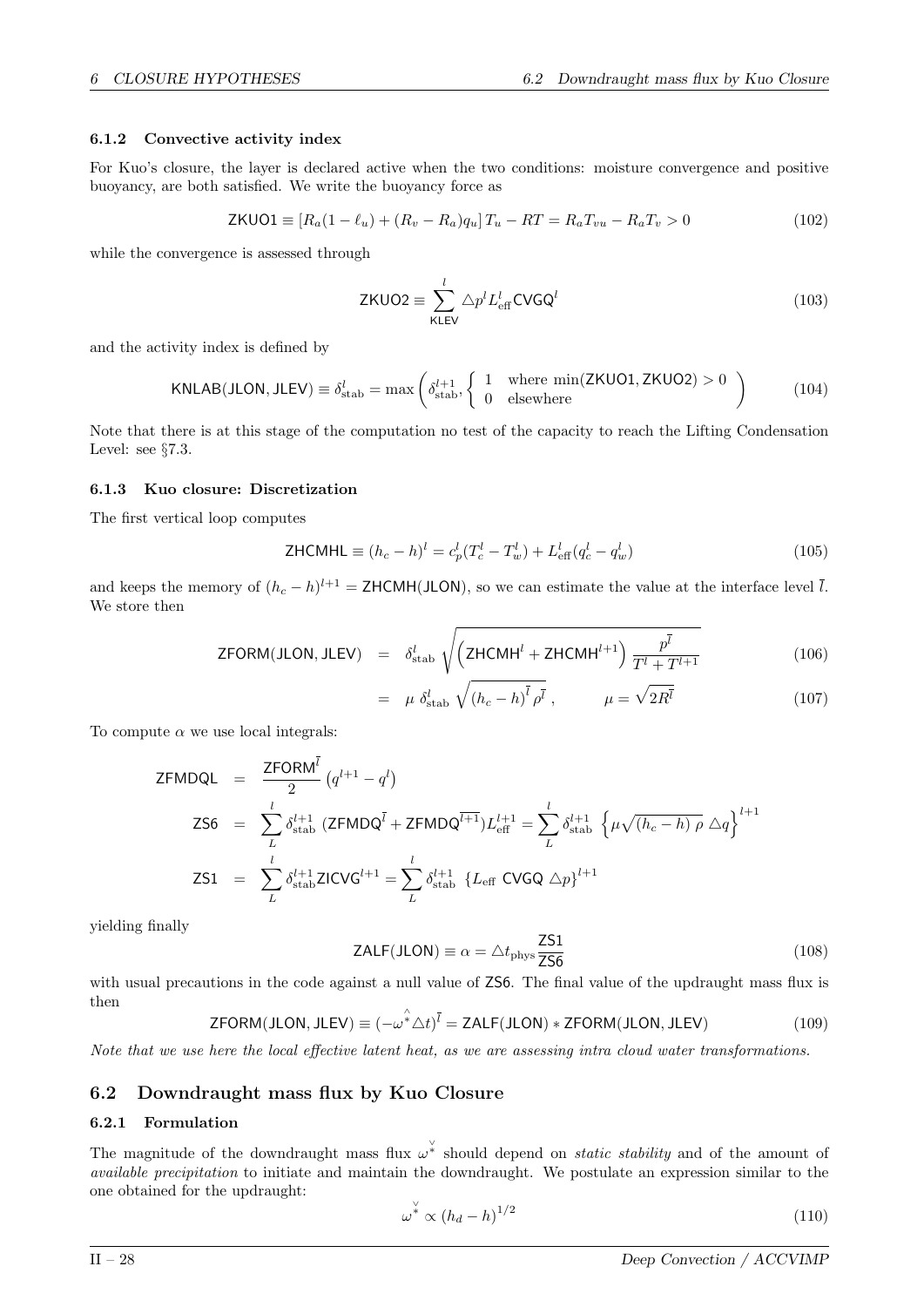### 6.1.2 Convective activity index

For Kuo's closure, the layer is declared active when the two conditions: moisture convergence and positive buoyancy, are both satisfied. We write the buoyancy force as

$$\mathsf{ZKUO1} \equiv \left[R_a(1-\ell_u)+(R_v-R_a)q_u\right]T_u - RT = R_aT_{vu} - R_aT_v > 0 \tag{102}$$

while the convergence is assessed through

$$\mathsf{ZKUO2} \equiv \sum_{\mathsf{KLEV}}^{l} \triangle p^l L_{\mathrm{eff}}^l \mathsf{CVGQ}^l \tag{103}$$

and the activity index is defined by

$$\mathsf{KNLAB(JLON,JLEV)} \equiv \delta_{\mathrm{stab}}^l = \max\left(\delta_{\mathrm{stab}}^{l+1}, \begin{cases} 1 & \text{where } \min(\mathsf{ZKUO1},\mathsf{ZKUO2})>0 \\ 0 & \text{elsewhere} \end{cases}\right) \tag{104}$$

Note that there is at this stage of the computation no test of the capacity to reach the Lifting Condensation Level: see §7.3.

### 6.1.3 Kuo closure: Discretization

The first vertical loop computes

$$\mathsf{ZHCMHL} \equiv (h_c-h)^l = c_p^l(T_c^l - T_w^l) + L_{\mathrm{eff}}^l(q_c^l - q_w^l) \tag{105}$$

and keeps the memory of $(h_c-h)^{l+1} = \mathsf{ZHCMH(JLON)}$, so we can estimate the value at the interface level $\overline{l}$. We store then

$$\begin{aligned}
\mathsf{ZFORM(JLON,JLEV)} &= \delta_{\mathrm{stab}}^l \sqrt{\left(\mathsf{ZHCMH}^l + \mathsf{ZHCMH}^{l+1}\right)\frac{p^{\overline{l}}}{T^l+T^{l+1}}} && (106)\\
&= \mu\ \delta_{\mathrm{stab}}^l \sqrt{\overline{(h_c-h)}^{\overline{l}}\rho^{\overline{l}}}\,, \qquad \mu=\sqrt{2R^{\overline{l}}} && (107)
\end{aligned}$$

To compute $\alpha$ we use local integrals:

$$\begin{aligned}
\mathsf{ZFMDQL} &= \frac{\mathsf{ZFORM}^{\overline{l}}}{2}\left(q^{l+1}-q^l\right)\\
\mathsf{ZS6} &= \sum_{L}^{l} \delta_{\mathrm{stab}}^{l+1}\ (\mathsf{ZFMDQ}^{\overline{l}} + \mathsf{ZFMDQ}^{\overline{l+1}})L_{\mathrm{eff}}^{l+1} = \sum_{L}^{l} \delta_{\mathrm{stab}}^{l+1}\ \left\{\mu\sqrt{(h_c-h)\ \rho}\ \triangle q\right\}^{l+1}\\
\mathsf{ZS1} &= \sum_{L}^{l} \delta_{\mathrm{stab}}^{l+1}\mathsf{ZICVG}^{l+1} = \sum_{L}^{l} \delta_{\mathrm{stab}}^{l+1}\ \left\{L_{\mathrm{eff}}\ \mathsf{CVGQ}\ \triangle p\right\}^{l+1}
\end{aligned}$$

yielding finally

$$\mathsf{ZALF(JLON)} \equiv \alpha = \triangle t_{\mathrm{phys}}\frac{\mathsf{ZS1}}{\mathsf{ZS6}} \tag{108}$$

with usual precautions in the code against a null value of ZS6. The final value of the updraught mass flux is then

$$\mathsf{ZFORM(JLON,JLEV)} \equiv (-\hat{\omega}^{*}\triangle t)^{\overline{l}} = \mathsf{ZALF(JLON)} * \mathsf{ZFORM(JLON,JLEV)} \tag{109}$$

*Note that we use here the local effective latent heat, as we are assessing intra cloud water transformations.*

## 6.2 Downdraught mass flux by Kuo Closure

### 6.2.1 Formulation

The magnitude of the downdraught mass flux $\check{\omega}^{*}$ should depend on *static stability* and of the amount of *available precipitation* to initiate and maintain the downdraught. We postulate an expression similar to the one obtained for the updraught:

$$\check{\omega}^{*} \propto (h_d - h)^{1/2} \tag{110}$$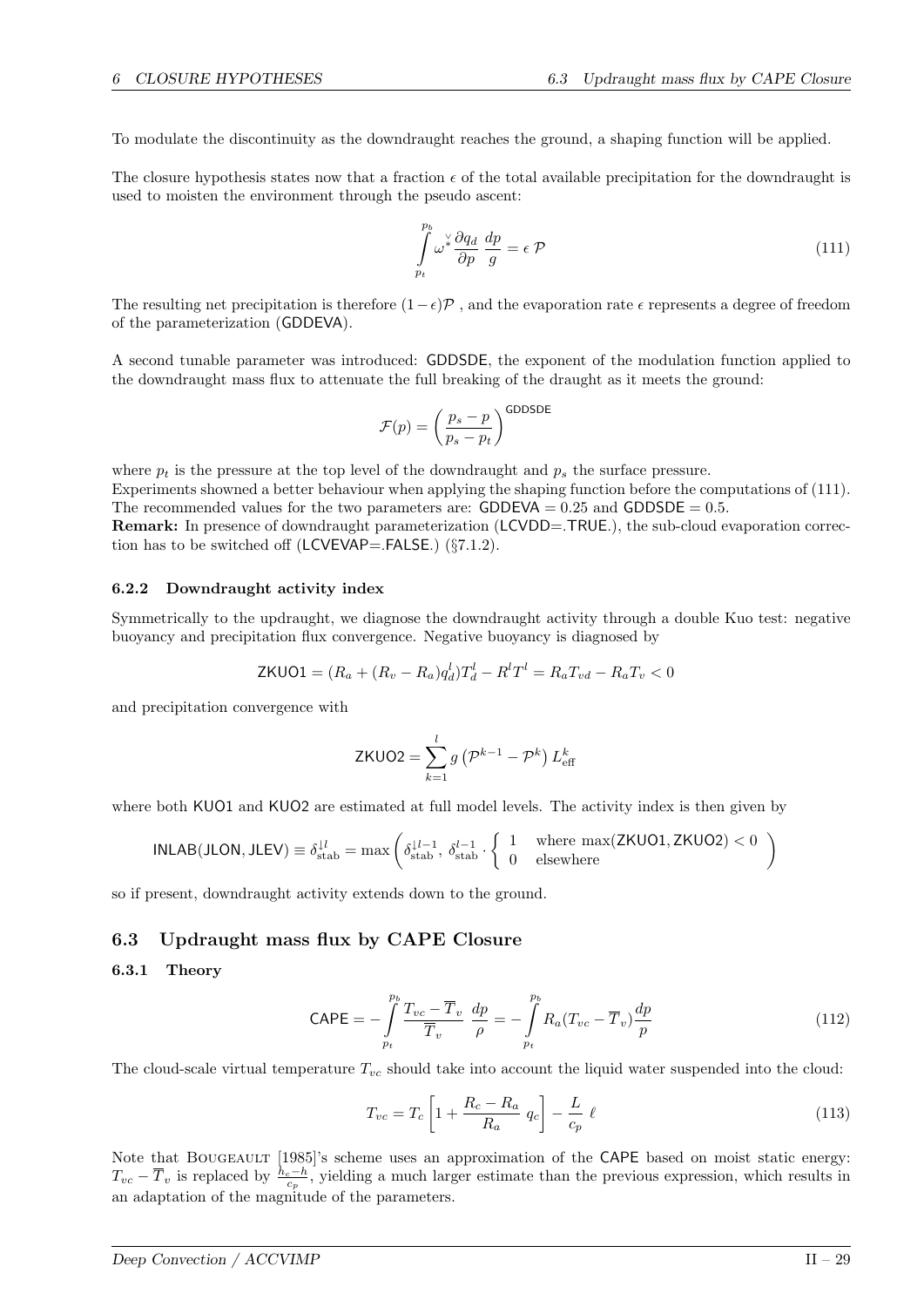To modulate the discontinuity as the downdraught reaches the ground, a shaping function will be applied.

The closure hypothesis states now that a fraction $\epsilon$ of the total available precipitation for the downdraught is used to moisten the environment through the pseudo ascent:

$$\int_{p_t}^{p_b} \overset{\vee}{\omega^*}{}^* \frac{\partial q_d}{\partial p} \frac{dp}{g} = \epsilon \, \mathcal{P} \tag{111}$$

The resulting net precipitation is therefore $(1-\epsilon)\mathcal{P}$ , and the evaporation rate $\epsilon$ represents a degree of freedom of the parameterization (GDDEVA).

A second tunable parameter was introduced: GDDSDE, the exponent of the modulation function applied to the downdraught mass flux to attenuate the full breaking of the draught as it meets the ground:

$$\mathcal{F}(p) = \left( \frac{p_s - p}{p_s - p_t} \right)^{\mathsf{GDDSDE}}$$

where $p_t$ is the pressure at the top level of the downdraught and $p_s$ the surface pressure.
Experiments showned a better behaviour when applying the shaping function before the computations of (111). The recommended values for the two parameters are: GDDEVA $= 0.25$ and GDDSDE $= 0.5$.
**Remark:** In presence of downdraught parameterization (LCVDD=.TRUE.), the sub-cloud evaporation correction has to be switched off (LCVEVAP=.FALSE.) (§7.1.2).

### 6.2.2 Downdraught activity index

Symmetrically to the updraught, we diagnose the downdraught activity through a double Kuo test: negative buoyancy and precipitation flux convergence. Negative buoyancy is diagnosed by

$$\mathsf{ZKUO1} = (R_a + (R_v - R_a) q_d^l) T_d^l - R^l T^l = R_a T_{vd} - R_a T_v < 0$$

and precipitation convergence with

$$\mathsf{ZKUO2} = \sum_{k=1}^{l} g \left( \mathcal{P}^{k-1} - \mathcal{P}^{k} \right) L_{\text{eff}}^{k}$$

where both KUO1 and KUO2 are estimated at full model levels. The activity index is then given by

$$\mathsf{INLAB(JLON, JLEV)} \equiv \delta_{\text{stab}}^{\downarrow l} = \max \left( \delta_{\text{stab}}^{\downarrow l-1},\ \delta_{\text{stab}}^{l-1} \cdot \begin{cases} 1 & \text{where } \max(\mathsf{ZKUO1}, \mathsf{ZKUO2}) < 0 \\ 0 & \text{elsewhere} \end{cases} \right)$$

so if present, downdraught activity extends down to the ground.

## 6.3 Updraught mass flux by CAPE Closure

### 6.3.1 Theory

$$\mathsf{CAPE} = -\int_{p_t}^{p_b} \frac{T_{vc} - \overline{T}_v}{\overline{T}_v} \frac{dp}{\rho} = -\int_{p_t}^{p_b} R_a (T_{vc} - \overline{T}_v) \frac{dp}{p} \tag{112}$$

The cloud-scale virtual temperature $T_{vc}$ should take into account the liquid water suspended into the cloud:

$$T_{vc} = T_c \left[ 1 + \frac{R_c - R_a}{R_a} q_c \right] - \frac{L}{c_p} \ell \tag{113}$$

Note that Bougeault [1985]'s scheme uses an approximation of the CAPE based on moist static energy: $T_{vc} - \overline{T}_v$ is replaced by $\frac{h_c - h}{c_p}$, yielding a much larger estimate than the previous expression, which results in an adaptation of the magnitude of the parameters.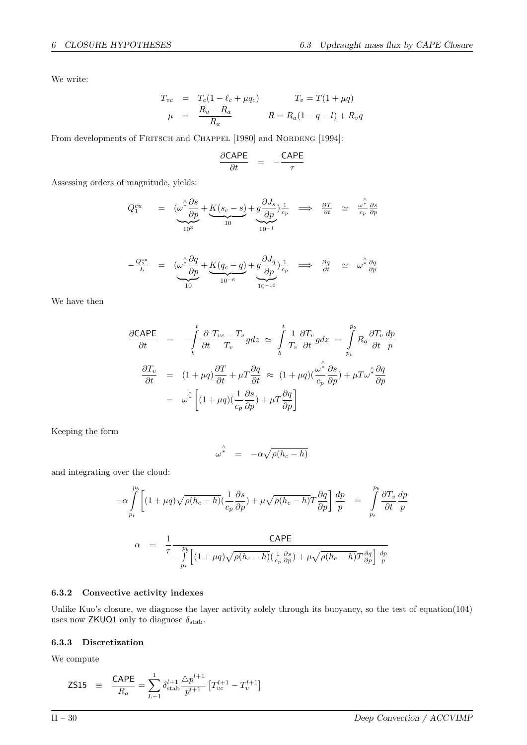We write:

$$
\begin{aligned}
T_{vc} &= T_c(1 - \ell_c + \mu q_c) \qquad\qquad T_v = T(1+\mu q) \\
\mu &= \frac{R_v - R_a}{R_a} \qquad\qquad R = R_a(1-q-l) + R_v q
\end{aligned}
$$

From developments of Fritsch and Chappel [1980] and Nordeng [1994]:

$$
\frac{\partial \mathsf{CAPE}}{\partial t} = -\frac{\mathsf{CAPE}}{\tau}
$$

Assessing orders of magnitude, yields:

$$
Q_1^{cu} = (\underbrace{\hat{\omega^*}\frac{\partial s}{\partial p}}_{10^3} + \underbrace{K(s_c - s)}_{10} + \underbrace{g\frac{\partial J_s}{\partial p}}_{10^{-1}})\frac{1}{c_p} \implies \frac{\partial T}{\partial t} \simeq \frac{\hat{\omega^*}}{c_p}\frac{\partial s}{\partial p}
$$

$$
-\frac{Q_2^{cu}}{L} = (\underbrace{\hat{\omega^*}\frac{\partial q}{\partial p}}_{10} + \underbrace{K(q_c - q)}_{10^{-6}} + \underbrace{g\frac{\partial J_q}{\partial p}}_{10^{-10}})\frac{1}{c_p} \implies \frac{\partial q}{\partial t} \simeq \hat{\omega^*}\frac{\partial q}{\partial p}
$$

We have then

$$
\begin{aligned}
\frac{\partial \mathsf{CAPE}}{\partial t} &= -\int_b^t \frac{\partial}{\partial t}\frac{T_{vc} - T_v}{T_v} g dz \simeq \int_b^t \frac{1}{T_v}\frac{\partial T_v}{\partial t} g dz = \int_{p_t}^{p_b} R_a \frac{\partial T_v}{\partial t}\frac{dp}{p} \\
\frac{\partial T_v}{\partial t} &= (1+\mu q)\frac{\partial T}{\partial t} + \mu T \frac{\partial q}{\partial t} \approx (1+\mu q)(\frac{\hat{\omega^*}}{c_p}\frac{\partial s}{\partial p}) + \mu T \hat{\omega^*}\frac{\partial q}{\partial p} \\
&= \hat{\omega^*}\left[(1+\mu q)(\frac{1}{c_p}\frac{\partial s}{\partial p}) + \mu T \frac{\partial q}{\partial p}\right]
\end{aligned}
$$

Keeping the form

$$
\hat{\omega^*} = -\alpha\sqrt{\rho(h_c - h)}
$$

and integrating over the cloud:

$$
-\alpha \int_{p_t}^{p_b} \left[(1+\mu q)\sqrt{\rho(h_c - h)}(\frac{1}{c_p}\frac{\partial s}{\partial p}) + \mu\sqrt{\rho(h_c-h)} T \frac{\partial q}{\partial p}\right]\frac{dp}{p} = \int_{p_t}^{p_b} \frac{\partial T_v}{\partial t}\frac{dp}{p}
$$

$$
\alpha = \frac{1}{\tau}\frac{\mathsf{CAPE}}{-\int_{p_t}^{p_b}\left[(1+\mu q)\sqrt{\rho(h_c-h)}(\frac{1}{c_p}\frac{\partial s}{\partial p}) + \mu\sqrt{\rho(h_c-h)} T \frac{\partial q}{\partial p}\right]\frac{dp}{p}}
$$

### 6.3.2 Convective activity indexes

Unlike Kuo's closure, we diagnose the layer activity solely through its buoyancy, so the test of equation(104) uses now ZKUO1 only to diagnose $\delta_{\text{stab}}$.

### 6.3.3 Discretization

We compute

$$
\mathsf{ZS15} \equiv \frac{\mathsf{CAPE}}{R_a} = \sum_{L-1}^{1} \delta_{\text{stab}}^{l+1} \frac{\triangle p^{l+1}}{p^{l+1}}\left[T_{vc}^{l+1} - T_v^{l+1}\right]
$$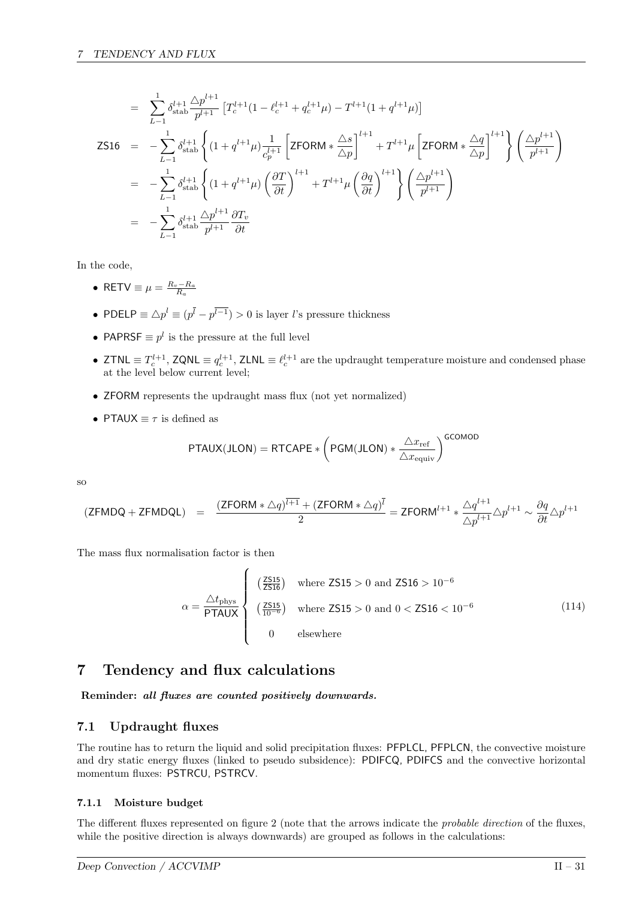$$
\begin{aligned}
&= \sum_{L-1}^{1} \delta_{\text{stab}}^{l+1} \frac{\triangle p^{l+1}}{p^{l+1}} \left[ T_c^{l+1}(1 - \ell_c^{l+1} + q_c^{l+1}\mu) - T^{l+1}(1 + q^{l+1}\mu) \right] \\
\mathsf{ZS16} &= -\sum_{L-1}^{1} \delta_{\text{stab}}^{l+1} \left\{ (1 + q^{l+1}\mu) \frac{1}{c_p^{l+1}} \left[ \mathsf{ZFORM} * \frac{\triangle s}{\triangle p} \right]^{l+1} + T^{l+1}\mu \left[ \mathsf{ZFORM} * \frac{\triangle q}{\triangle p} \right]^{l+1} \right\} \left( \frac{\triangle p^{l+1}}{p^{l+1}} \right) \\
&= -\sum_{L-1}^{1} \delta_{\text{stab}}^{l+1} \left\{ (1 + q^{l+1}\mu) \left( \frac{\partial T}{\partial t} \right)^{l+1} + T^{l+1}\mu \left( \frac{\partial q}{\partial t} \right)^{l+1} \right\} \left( \frac{\triangle p^{l+1}}{p^{l+1}} \right) \\
&= -\sum_{L-1}^{1} \delta_{\text{stab}}^{l+1} \frac{\triangle p^{l+1}}{p^{l+1}} \frac{\partial T_v}{\partial t}
\end{aligned}
$$

In the code,

- RETV $\equiv \mu = \frac{R_v - R_a}{R_a}$
- PDELP $\equiv \triangle p^l \equiv (p^{\bar{l}} - p^{\overline{l-1}}) > 0$ is layer $l$'s pressure thickness
- PAPRSF $\equiv p^l$ is the pressure at the full level
- ZTNL $\equiv T_c^{l+1}$, ZQNL $\equiv q_c^{l+1}$, ZLNL $\equiv \ell_c^{l+1}$ are the updraught temperature moisture and condensed phase at the level below current level;
- ZFORM represents the updraught mass flux (not yet normalized)
- PTAUX $\equiv \tau$ is defined as

$$
\mathsf{PTAUX(JLON)} = \mathsf{RTCAPE} * \left( \mathsf{PGM(JLON)} * \frac{\triangle x_{\text{ref}}}{\triangle x_{\text{equiv}}} \right)^{\mathsf{GCOMOD}}
$$

so

$$
(\mathsf{ZFMDQ} + \mathsf{ZFMDQL}) \quad = \quad \frac{(\mathsf{ZFORM} * \triangle q)^{\overline{l+1}} + (\mathsf{ZFORM} * \triangle q)^{\bar{l}}}{2} = \mathsf{ZFORM}^{l+1} * \frac{\triangle q^{l+1}}{\triangle p^{l+1}} \triangle p^{l+1} \sim \frac{\partial q}{\partial t} \triangle p^{l+1}
$$

The mass flux normalisation factor is then

$$
\alpha = \frac{\triangle t_{\text{phys}}}{\mathsf{PTAUX}} \begin{cases} \left( \frac{\mathsf{ZS15}}{\mathsf{ZS16}} \right) & \text{where } \mathsf{ZS15} > 0 \text{ and } \mathsf{ZS16} > 10^{-6} \\ \left( \frac{\mathsf{ZS15}}{10^{-6}} \right) & \text{where } \mathsf{ZS15} > 0 \text{ and } 0 < \mathsf{ZS16} < 10^{-6} \\ 0 & \text{elsewhere} \end{cases} \tag{114}
$$

# 7 Tendency and flux calculations

**Reminder:** ***all fluxes are counted positively downwards.***

## 7.1 Updraught fluxes

The routine has to return the liquid and solid precipitation fluxes: PFPLCL, PFPLCN, the convective moisture and dry static energy fluxes (linked to pseudo subsidence): PDIFCQ, PDIFCS and the convective horizontal momentum fluxes: PSTRCU, PSTRCV.

### 7.1.1 Moisture budget

The different fluxes represented on figure 2 (note that the arrows indicate the *probable direction* of the fluxes, while the positive direction is always downwards) are grouped as follows in the calculations: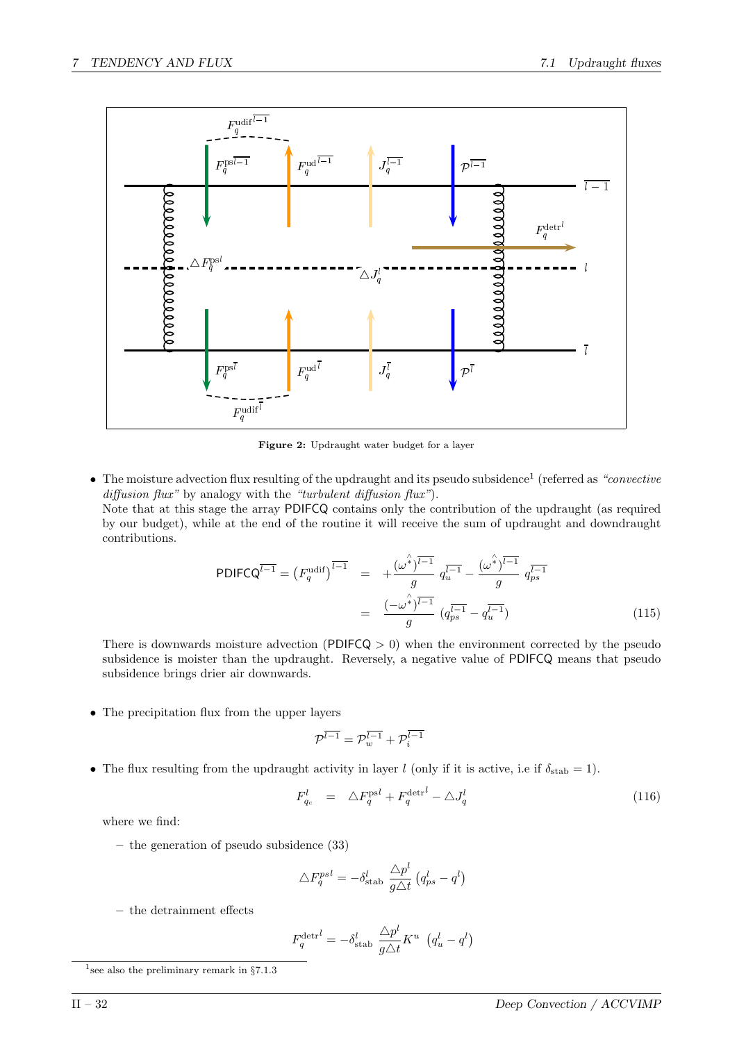**Figure 2:** Updraught water budget for a layer

- The moisture advection flux resulting of the updraught and its pseudo subsidence[1] (referred as *"convective diffusion flux"* by analogy with the *"turbulent diffusion flux"*).
  Note that at this stage the array PDIFCQ contains only the contribution of the updraught (as required by our budget), while at the end of the routine it will receive the sum of updraught and downdraught contributions.

$$\mathsf{PDIFCQ}^{\overline{l-1}} = \left(F_q^{\mathrm{udif}}\right)^{\overline{l-1}} = +\frac{(\hat{\omega^*})^{\overline{l-1}}}{g}\, q_u^{\overline{l-1}} - \frac{(\hat{\omega^*})^{\overline{l-1}}}{g}\, q_{ps}^{\overline{l-1}} = \frac{(-\hat{\omega^*})^{\overline{l-1}}}{g}\,(q_{ps}^{\overline{l-1}} - q_u^{\overline{l-1}}) \tag{115}$$

  There is downwards moisture advection (PDIFCQ $> 0$) when the environment corrected by the pseudo subsidence is moister than the updraught. Reversely, a negative value of PDIFCQ means that pseudo subsidence brings drier air downwards.

- The precipitation flux from the upper layers

$$\mathcal{P}^{\overline{l-1}} = \mathcal{P}_w^{\overline{l-1}} + \mathcal{P}_i^{\overline{l-1}}$$

- The flux resulting from the updraught activity in layer $l$ (only if it is active, i.e if $\delta_{\mathrm{stab}} = 1$).

$$F_{q_c}^{l} = \triangle F_q^{\mathrm{ps}l} + F_q^{\mathrm{detr}^l} - \triangle J_q^l \tag{116}$$

  where we find:

  - the generation of pseudo subsidence (33)

$$\triangle F_q^{psl} = -\delta_{\mathrm{stab}}^l\,\frac{\triangle p^l}{g\triangle t}\left(q_{ps}^l - q^l\right)$$

  - the detrainment effects

$$F_q^{\mathrm{detr}^l} = -\delta_{\mathrm{stab}}^l\,\frac{\triangle p^l}{g\triangle t}K^u\,\left(q_u^l - q^l\right)$$

[1] see also the preliminary remark in §7.1.3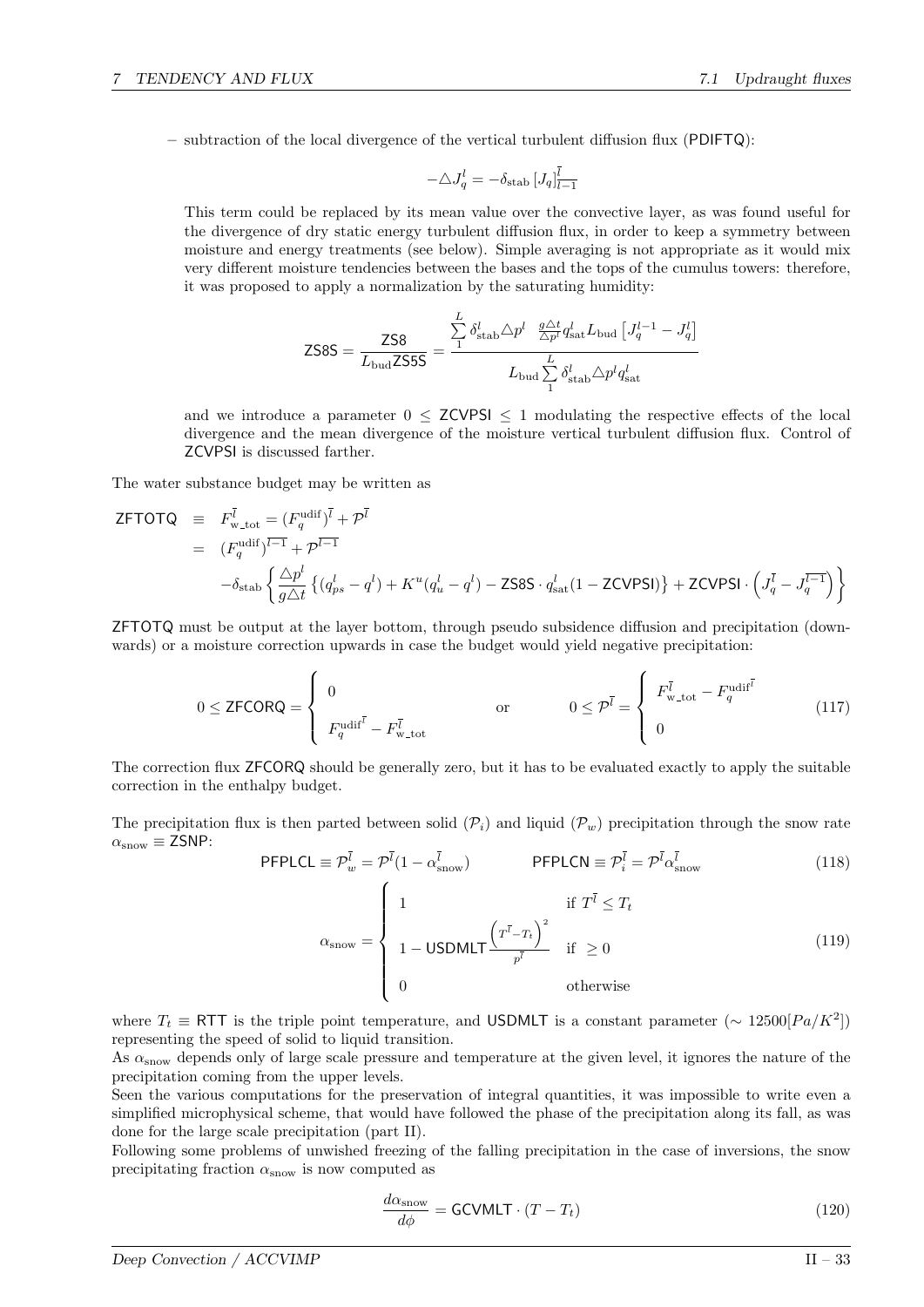– subtraction of the local divergence of the vertical turbulent diffusion flux (PDIFTQ):

$$-\triangle J_q^l = -\delta_{\text{stab}} \left[J_q\right]_{\overline{l-1}}^{\overline{l}}$$

This term could be replaced by its mean value over the convective layer, as was found useful for the divergence of dry static energy turbulent diffusion flux, in order to keep a symmetry between moisture and energy treatments (see below). Simple averaging is not appropriate as it would mix very different moisture tendencies between the bases and the tops of the cumulus towers: therefore, it was proposed to apply a normalization by the saturating humidity:

$$\mathsf{ZS8S} = \frac{\mathsf{ZS8}}{L_{\text{bud}}\mathsf{ZS5S}} = \frac{\sum_1^L \delta_{\text{stab}}^l \triangle p^l \ \ \frac{g\triangle t}{\triangle p^l} q_{\text{sat}}^l L_{\text{bud}} \left[J_q^{l-1} - J_q^l\right]}{L_{\text{bud}} \sum_1^L \delta_{\text{stab}}^l \triangle p^l q_{\text{sat}}^l}$$

and we introduce a parameter $0 \leq \mathsf{ZCVPSI} \leq 1$ modulating the respective effects of the local divergence and the mean divergence of the moisture vertical turbulent diffusion flux. Control of ZCVPSI is discussed farther.

The water substance budget may be written as

$$\begin{aligned}
\mathsf{ZFTOTQ} \ &\equiv \ F_{\text{w\_tot}}^{\overline{l}} = (F_q^{\text{udif}})^{\overline{l}} + \mathcal{P}^{\overline{l}} \\
&= \ (F_q^{\text{udif}})^{\overline{l-1}} + \mathcal{P}^{\overline{l-1}} \\
&\quad -\delta_{\text{stab}} \left\{ \frac{\triangle p^l}{g\triangle t} \left\{ (q_{ps}^l - q^l) + K^u(q_u^l - q^l) - \mathsf{ZS8S} \cdot q_{\text{sat}}^l(1 - \mathsf{ZCVPSI}) \right\} + \mathsf{ZCVPSI} \cdot \left( J_q^{\overline{l}} - J_q^{\overline{l-1}} \right) \right\}
\end{aligned}$$

ZFTOTQ must be output at the layer bottom, through pseudo subsidence diffusion and precipitation (downwards) or a moisture correction upwards in case the budget would yield negative precipitation:

$$0 \leq \mathsf{ZFCORQ} = \begin{cases} 0 \\ F_q^{\text{udif}^{\overline{l}}} - F_{\text{w\_tot}}^{\overline{l}} \end{cases} \qquad \text{or} \qquad 0 \leq \mathcal{P}^{\overline{l}} = \begin{cases} F_{\text{w\_tot}}^{\overline{l}} - F_q^{\text{udif}^{\overline{l}}} \\ 0 \end{cases} \tag{117}$$

The correction flux ZFCORQ should be generally zero, but it has to be evaluated exactly to apply the suitable correction in the enthalpy budget.

The precipitation flux is then parted between solid ($\mathcal{P}_i$) and liquid ($\mathcal{P}_w$) precipitation through the snow rate $\alpha_{\text{snow}} \equiv \mathsf{ZSNP}$:

$$\mathsf{PFPLCL} \equiv \mathcal{P}_w^{\overline{l}} = \mathcal{P}^{\overline{l}}(1 - \alpha_{\text{snow}}^{\overline{l}}) \qquad\qquad \mathsf{PFPLCN} \equiv \mathcal{P}_i^{\overline{l}} = \mathcal{P}^{\overline{l}} \alpha_{\text{snow}}^{\overline{l}} \tag{118}$$

$$\alpha_{\text{snow}} = \begin{cases} 1 & \text{if } T^{\overline{l}} \leq T_t \\ 1 - \mathsf{USDMLT} \dfrac{\left(T^{\overline{l}} - T_t\right)^2}{p^{\overline{l}}} & \text{if } \geq 0 \\ 0 & \text{otherwise} \end{cases} \tag{119}$$

where $T_t \equiv \mathsf{RTT}$ is the triple point temperature, and USDMLT is a constant parameter ($\sim 12500[Pa/K^2]$) representing the speed of solid to liquid transition.

As $\alpha_{\text{snow}}$ depends only of large scale pressure and temperature at the given level, it ignores the nature of the precipitation coming from the upper levels.

Seen the various computations for the preservation of integral quantities, it was impossible to write even a simplified microphysical scheme, that would have followed the phase of the precipitation along its fall, as was done for the large scale precipitation (part II).

Following some problems of unwished freezing of the falling precipitation in the case of inversions, the snow precipitating fraction $\alpha_{\text{snow}}$ is now computed as

$$\frac{d\alpha_{\text{snow}}}{d\phi} = \mathsf{GCVMLT} \cdot (T - T_t) \tag{120}$$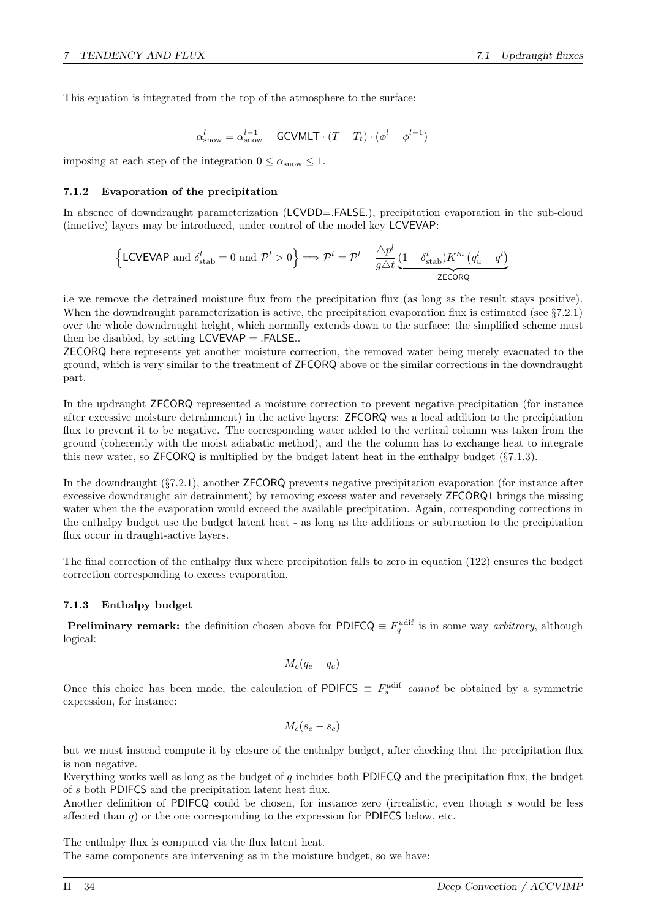This equation is integrated from the top of the atmosphere to the surface:

$$\alpha_{\rm snow}^l = \alpha_{\rm snow}^{l-1} + \mathsf{GCVMLT} \cdot (T - T_t) \cdot (\phi^l - \phi^{l-1})$$

imposing at each step of the integration $0 \leq \alpha_{\rm snow} \leq 1$.

### 7.1.2 Evaporation of the precipitation

In absence of downdraught parameterization (LCVDD=.FALSE.), precipitation evaporation in the sub-cloud (inactive) layers may be introduced, under control of the model key LCVEVAP:

$$\left\{ \mathsf{LCVEVAP} \text{ and } \delta_{\rm stab}^l = 0 \text{ and } \mathcal{P}^{\bar{l}} > 0 \right\} \Longrightarrow \mathcal{P}^{\bar{l}} = \mathcal{P}^{\bar{l}} - \frac{\triangle p^l}{g\triangle t} \underbrace{(1 - \delta_{\rm stab}^l) K'^u \left(q_u^l - q^l\right)}_{\mathsf{ZECORQ}}$$

i.e we remove the detrained moisture flux from the precipitation flux (as long as the result stays positive). When the downdraught parameterization is active, the precipitation evaporation flux is estimated (see §7.2.1) over the whole downdraught height, which normally extends down to the surface: the simplified scheme must then be disabled, by setting LCVEVAP = .FALSE..

ZECORQ here represents yet another moisture correction, the removed water being merely evacuated to the ground, which is very similar to the treatment of ZFCORQ above or the similar corrections in the downdraught part.

In the updraught ZFCORQ represented a moisture correction to prevent negative precipitation (for instance after excessive moisture detrainment) in the active layers: ZFCORQ was a local addition to the precipitation flux to prevent it to be negative. The corresponding water added to the vertical column was taken from the ground (coherently with the moist adiabatic method), and the the column has to exchange heat to integrate this new water, so ZFCORQ is multiplied by the budget latent heat in the enthalpy budget (§7.1.3).

In the downdraught (§7.2.1), another ZFCORQ prevents negative precipitation evaporation (for instance after excessive downdraught air detrainment) by removing excess water and reversely ZFCORQ1 brings the missing water when the the evaporation would exceed the available precipitation. Again, corresponding corrections in the enthalpy budget use the budget latent heat - as long as the additions or subtraction to the precipitation flux occur in draught-active layers.

The final correction of the enthalpy flux where precipitation falls to zero in equation (122) ensures the budget correction corresponding to excess evaporation.

### 7.1.3 Enthalpy budget

**Preliminary remark:** the definition chosen above for PDIFCQ $\equiv F_q^{u\rm dif}$ is in some way *arbitrary*, although logical:

$$M_c(q_e - q_c)$$

Once this choice has been made, the calculation of PDIFCS $\equiv F_s^{u\rm dif}$ *cannot* be obtained by a symmetric expression, for instance:

$$M_c(s_e - s_c)$$

but we must instead compute it by closure of the enthalpy budget, after checking that the precipitation flux is non negative.

Everything works well as long as the budget of $q$ includes both PDIFCQ and the precipitation flux, the budget of $s$ both PDIFCS and the precipitation latent heat flux.

Another definition of PDIFCQ could be chosen, for instance zero (irrealistic, even though $s$ would be less affected than $q$) or the one corresponding to the expression for PDIFCS below, etc.

The enthalpy flux is computed via the flux latent heat.

The same components are intervening as in the moisture budget, so we have: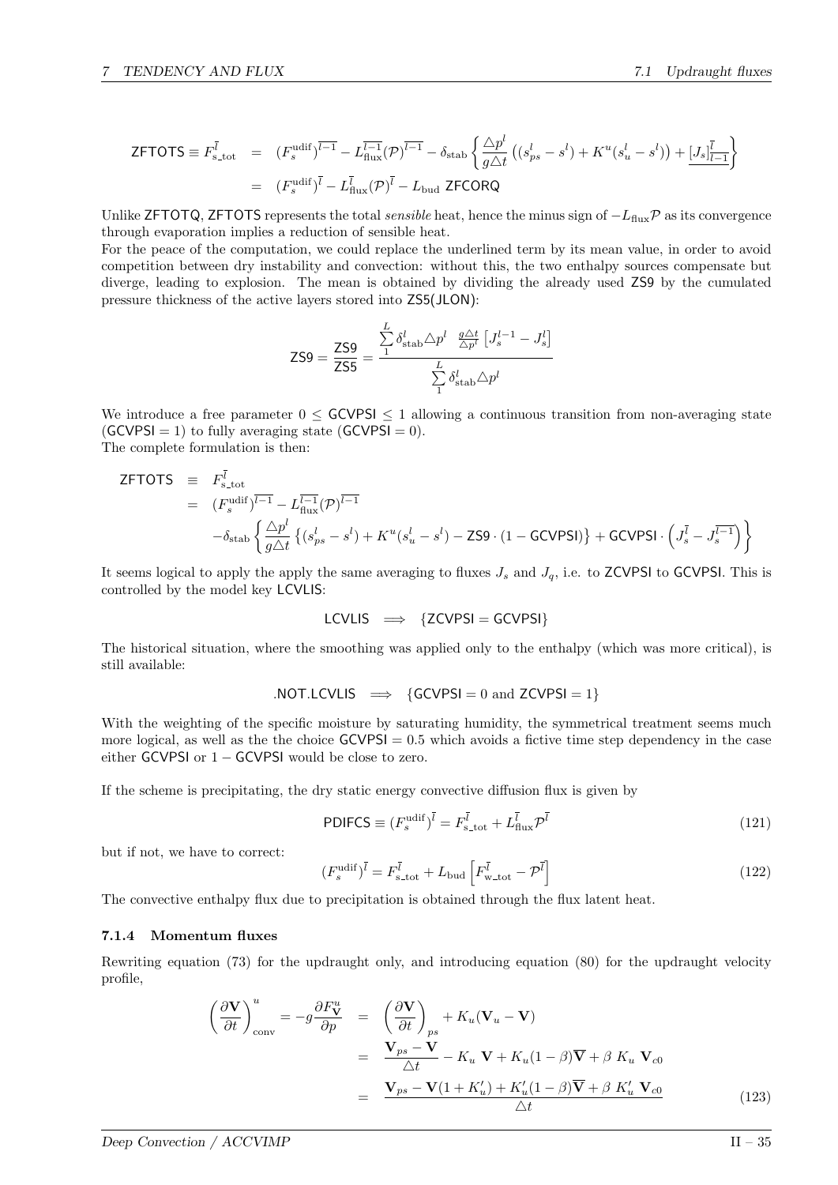$$
\begin{aligned}
\mathsf{ZFTOTS} \equiv F_{\mathrm{s\_tot}}^{\bar{l}} &= (F_s^{\mathrm{udif}})^{\overline{l-1}} - L_{\mathrm{flux}}^{\overline{l-1}}(\mathcal{P})^{\overline{l-1}} - \delta_{\mathrm{stab}} \left\{ \frac{\triangle p^l}{g\triangle t} \left( (s_{ps}^l - s^l) + K^u(s_u^l - s^l) \right) + \underline{[J_s]_{l-1}^{\bar{l}}} \right\} \\
&= (F_s^{\mathrm{udif}})^{\bar{l}} - L_{\mathrm{flux}}^{\bar{l}}(\mathcal{P})^{\bar{l}} - L_{\mathrm{bud}}\ \mathsf{ZFCORQ}
\end{aligned}
$$

Unlike ZFTOTQ, ZFTOTS represents the total *sensible* heat, hence the minus sign of $-L_{\mathrm{flux}}\mathcal{P}$ as its convergence through evaporation implies a reduction of sensible heat.

For the peace of the computation, we could replace the underlined term by its mean value, in order to avoid competition between dry instability and convection: without this, the two enthalpy sources compensate but diverge, leading to explosion. The mean is obtained by dividing the already used ZS9 by the cumulated pressure thickness of the active layers stored into ZS5(JLON):

$$
\mathsf{ZS9} = \frac{\mathsf{ZS9}}{\mathsf{ZS5}} = \frac{\sum_1^L \delta_{\mathrm{stab}}^l \triangle p^l \ \ \frac{g\triangle t}{\triangle p^l} \left[ J_s^{l-1} - J_s^l \right]}{\sum_1^L \delta_{\mathrm{stab}}^l \triangle p^l}
$$

We introduce a free parameter $0 \leq \mathsf{GCVPSI} \leq 1$ allowing a continuous transition from non-averaging state ($\mathsf{GCVPSI} = 1$) to fully averaging state ($\mathsf{GCVPSI} = 0$).
The complete formulation is then:

$$
\begin{aligned}
\mathsf{ZFTOTS} &\equiv F_{\mathrm{s\_tot}}^{\bar{l}} \\
&= (F_s^{\mathrm{udif}})^{\overline{l-1}} - L_{\mathrm{flux}}^{\overline{l-1}}(\mathcal{P})^{\overline{l-1}} \\
&\quad - \delta_{\mathrm{stab}} \left\{ \frac{\triangle p^l}{g\triangle t} \left\{ (s_{ps}^l - s^l) + K^u(s_u^l - s^l) - \mathsf{ZS9} \cdot (1 - \mathsf{GCVPSI}) \right\} + \mathsf{GCVPSI} \cdot \left( J_s^{\bar{l}} - J_s^{\overline{l-1}} \right) \right\}
\end{aligned}
$$

It seems logical to apply the apply the same averaging to fluxes $J_s$ and $J_q$, i.e. to ZCVPSI to GCVPSI. This is controlled by the model key LCVLIS:

$$
\mathsf{LCVLIS} \implies \{\mathsf{ZCVPSI} = \mathsf{GCVPSI}\}
$$

The historical situation, where the smoothing was applied only to the enthalpy (which was more critical), is still available:

$$
\mathsf{.NOT.LCVLIS} \implies \{\mathsf{GCVPSI} = 0 \text{ and } \mathsf{ZCVPSI} = 1\}
$$

With the weighting of the specific moisture by saturating humidity, the symmetrical treatment seems much more logical, as well as the the choice $\mathsf{GCVPSI} = 0.5$ which avoids a fictive time step dependency in the case either GCVPSI or $1 - \mathsf{GCVPSI}$ would be close to zero.

If the scheme is precipitating, the dry static energy convective diffusion flux is given by

$$
\mathsf{PDIFCS} \equiv (F_s^{\mathrm{udif}})^{\bar{l}} = F_{\mathrm{s\_tot}}^{\bar{l}} + L_{\mathrm{flux}}^{\bar{l}} \mathcal{P}^{\bar{l}} \tag{121}
$$

but if not, we have to correct:

$$
(F_s^{\mathrm{udif}})^{\bar{l}} = F_{\mathrm{s\_tot}}^{\bar{l}} + L_{\mathrm{bud}} \left[ F_{\mathrm{w\_tot}}^{\bar{l}} - \mathcal{P}^{\bar{l}} \right] \tag{122}
$$

The convective enthalpy flux due to precipitation is obtained through the flux latent heat.

### 7.1.4 Momentum fluxes

Rewriting equation (73) for the updraught only, and introducing equation (80) for the updraught velocity profile,

$$
\begin{aligned}
\left( \frac{\partial \mathbf{V}}{\partial t} \right)_{\mathrm{conv}}^u = -g \frac{\partial F_{\mathbf{V}}^u}{\partial p} &= \left( \frac{\partial \mathbf{V}}{\partial t} \right)_{ps} + K_u(\mathbf{V}_u - \mathbf{V}) \\
&= \frac{\mathbf{V}_{ps} - \mathbf{V}}{\triangle t} - K_u\ \mathbf{V} + K_u(1-\beta)\overline{\mathbf{V}} + \beta\ K_u\ \mathbf{V}_{c0} \\
&= \frac{\mathbf{V}_{ps} - \mathbf{V}(1 + K_u') + K_u'(1-\beta)\overline{\mathbf{V}} + \beta\ K_u'\ \mathbf{V}_{c0}}{\triangle t}
\end{aligned} \tag{123}
$$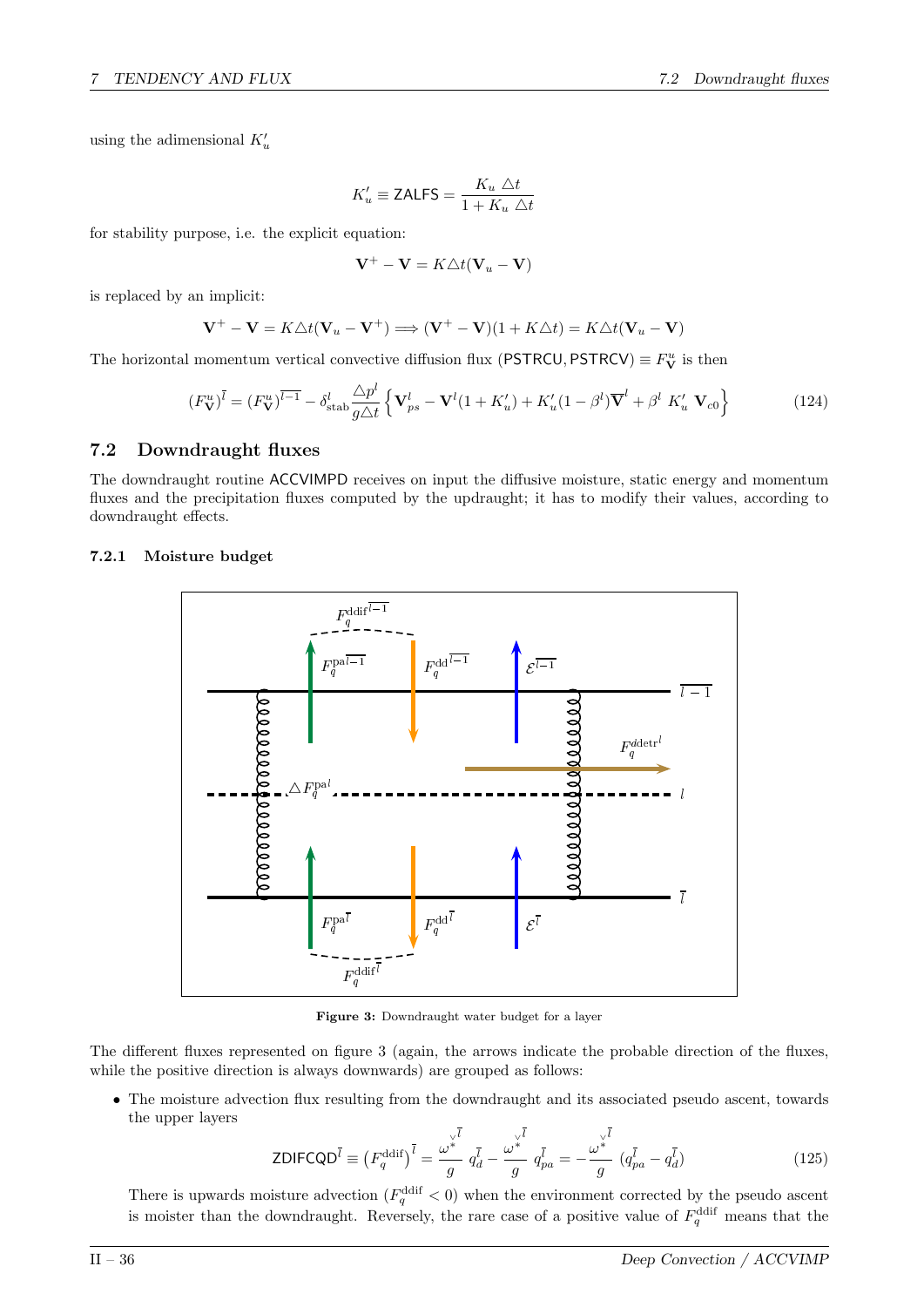using the adimensional $K'_u$

$$K'_u \equiv \mathsf{ZALFS} = \frac{K_u \, \triangle t}{1 + K_u \, \triangle t}$$

for stability purpose, i.e. the explicit equation:

$$\mathbf{V}^+ - \mathbf{V} = K \triangle t(\mathbf{V}_u - \mathbf{V})$$

is replaced by an implicit:

$$\mathbf{V}^+ - \mathbf{V} = K \triangle t(\mathbf{V}_u - \mathbf{V}^+) \Longrightarrow (\mathbf{V}^+ - \mathbf{V})(1 + K\triangle t) = K\triangle t(\mathbf{V}_u - \mathbf{V})$$

The horizontal momentum vertical convective diffusion flux ($\mathsf{PSTRCU}, \mathsf{PSTRCV}) \equiv F^u_{\mathbf{V}}$ is then

$$(F^u_{\mathbf{V}})^{\overline{l}} = (F^u_{\mathbf{V}})^{\overline{l-1}} - \delta^l_{\text{stab}} \frac{\triangle p^l}{g \triangle t} \left\{ \mathbf{V}^l_{ps} - \mathbf{V}^l(1 + K'_u) + K'_u(1 - \beta^l)\overline{\mathbf{V}}^l + \beta^l \; K'_u \; \mathbf{V}_{c0} \right\} \tag{124}$$

## 7.2 Downdraught fluxes

The downdraught routine ACCVIMPD receives on input the diffusive moisture, static energy and momentum fluxes and the precipitation fluxes computed by the updraught; it has to modify their values, according to downdraught effects.

### 7.2.1 Moisture budget

**Figure 3:** Downdraught water budget for a layer

The different fluxes represented on figure 3 (again, the arrows indicate the probable direction of the fluxes, while the positive direction is always downwards) are grouped as follows:

- The moisture advection flux resulting from the downdraught and its associated pseudo ascent, towards the upper layers

$$\mathsf{ZDIFCQD}^{\overline{l}} \equiv \left(F_q^{\text{ddif}}\right)^{\overline{l}} = \frac{\overset{\vee}{\omega^*}^{\overline{l}}}{g} \; q_d^{\overline{l}} - \frac{\overset{\vee}{\omega^*}^{\overline{l}}}{g} \; q_{pa}^{\overline{l}} = -\frac{\overset{\vee}{\omega^*}^{\overline{l}}}{g} \; (q_{pa}^{\overline{l}} - q_d^{\overline{l}}) \tag{125}$$

  There is upwards moisture advection ($F_q^{\text{ddif}} < 0$) when the environment corrected by the pseudo ascent is moister than the downdraught. Reversely, the rare case of a positive value of $F_q^{\text{ddif}}$ means that the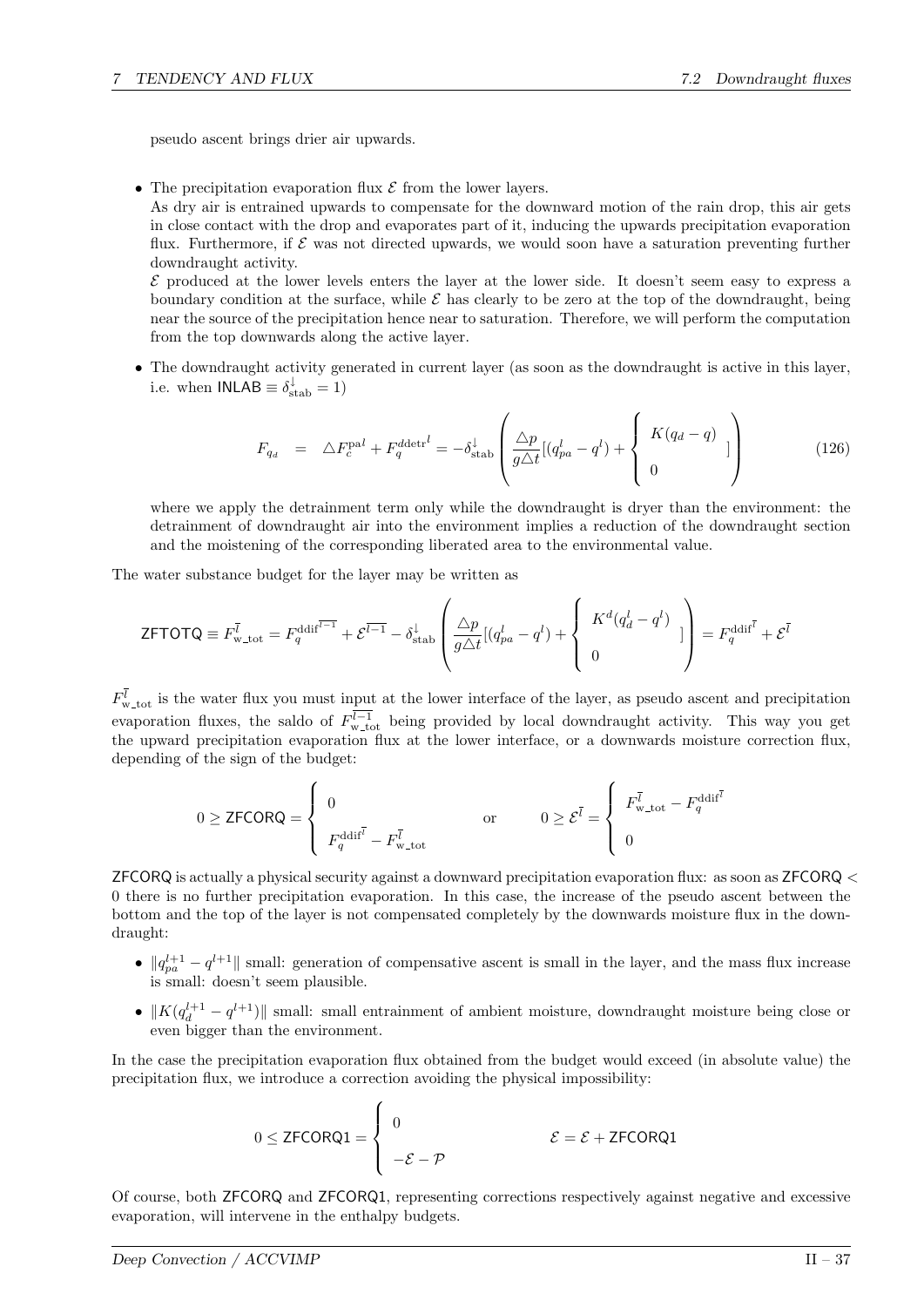pseudo ascent brings drier air upwards.

- The precipitation evaporation flux $\mathcal{E}$ from the lower layers.
  As dry air is entrained upwards to compensate for the downward motion of the rain drop, this air gets in close contact with the drop and evaporates part of it, inducing the upwards precipitation evaporation flux. Furthermore, if $\mathcal{E}$ was not directed upwards, we would soon have a saturation preventing further downdraught activity.
  $\mathcal{E}$ produced at the lower levels enters the layer at the lower side. It doesn't seem easy to express a boundary condition at the surface, while $\mathcal{E}$ has clearly to be zero at the top of the downdraught, being near the source of the precipitation hence near to saturation. Therefore, we will perform the computation from the top downwards along the active layer.

- The downdraught activity generated in current layer (as soon as the downdraught is active in this layer, i.e. when $\mathsf{INLAB} \equiv \delta^{\downarrow}_{\text{stab}} = 1$)

$$F_{q_d} \quad = \quad \triangle F_c^{\text{pa}l} + F_q^{\text{ddetr}^l} = -\delta^{\downarrow}_{\text{stab}} \left( \frac{\triangle p}{g\triangle t}[(q^l_{pa} - q^l) + \begin{cases} K(q_d - q) \\ 0 \end{cases} ] \right) \tag{126}$$

  where we apply the detrainment term only while the downdraught is dryer than the environment: the detrainment of downdraught air into the environment implies a reduction of the downdraught section and the moistening of the corresponding liberated area to the environmental value.

The water substance budget for the layer may be written as

$$\mathsf{ZFTOTQ} \equiv F^{\bar{l}}_{\text{w\_tot}} = F_q^{\text{ddif}^{\overline{l-1}}} + \mathcal{E}^{\overline{l-1}} - \delta^{\downarrow}_{\text{stab}} \left( \frac{\triangle p}{g\triangle t}[(q^l_{pa} - q^l) + \begin{cases} K^d(q^l_d - q^l) \\ 0 \end{cases} ] \right) = F_q^{\text{ddif}^{\bar{l}}} + \mathcal{E}^{\bar{l}}$$

$F^{\bar{l}}_{\text{w\_tot}}$ is the water flux you must input at the lower interface of the layer, as pseudo ascent and precipitation evaporation fluxes, the saldo of $F^{\overline{l-1}}_{\text{w\_tot}}$ being provided by local downdraught activity. This way you get the upward precipitation evaporation flux at the lower interface, or a downwards moisture correction flux, depending of the sign of the budget:

$$0 \geq \mathsf{ZFCORQ} = \begin{cases} 0 \\ F_q^{\text{ddif}^{\bar{l}}} - F^{\bar{l}}_{\text{w\_tot}} \end{cases} \qquad \text{or} \qquad 0 \geq \mathcal{E}^{\bar{l}} = \begin{cases} F^{\bar{l}}_{\text{w\_tot}} - F_q^{\text{ddif}^{\bar{l}}} \\ 0 \end{cases}$$

$\mathsf{ZFCORQ}$ is actually a physical security against a downward precipitation evaporation flux: as soon as $\mathsf{ZFCORQ} < 0$ there is no further precipitation evaporation. In this case, the increase of the pseudo ascent between the bottom and the top of the layer is not compensated completely by the downwards moisture flux in the downdraught:

- $\|q^{l+1}_{pa} - q^{l+1}\|$ small: generation of compensative ascent is small in the layer, and the mass flux increase is small: doesn't seem plausible.
- $\|K(q^{l+1}_d - q^{l+1})\|$ small: small entrainment of ambient moisture, downdraught moisture being close or even bigger than the environment.

In the case the precipitation evaporation flux obtained from the budget would exceed (in absolute value) the precipitation flux, we introduce a correction avoiding the physical impossibility:

$$0 \leq \mathsf{ZFCORQ1} = \begin{cases} 0 \\ -\mathcal{E} - \mathcal{P} \end{cases} \qquad \qquad \mathcal{E} = \mathcal{E} + \mathsf{ZFCORQ1}$$

Of course, both $\mathsf{ZFCORQ}$ and $\mathsf{ZFCORQ1}$, representing corrections respectively against negative and excessive evaporation, will intervene in the enthalpy budgets.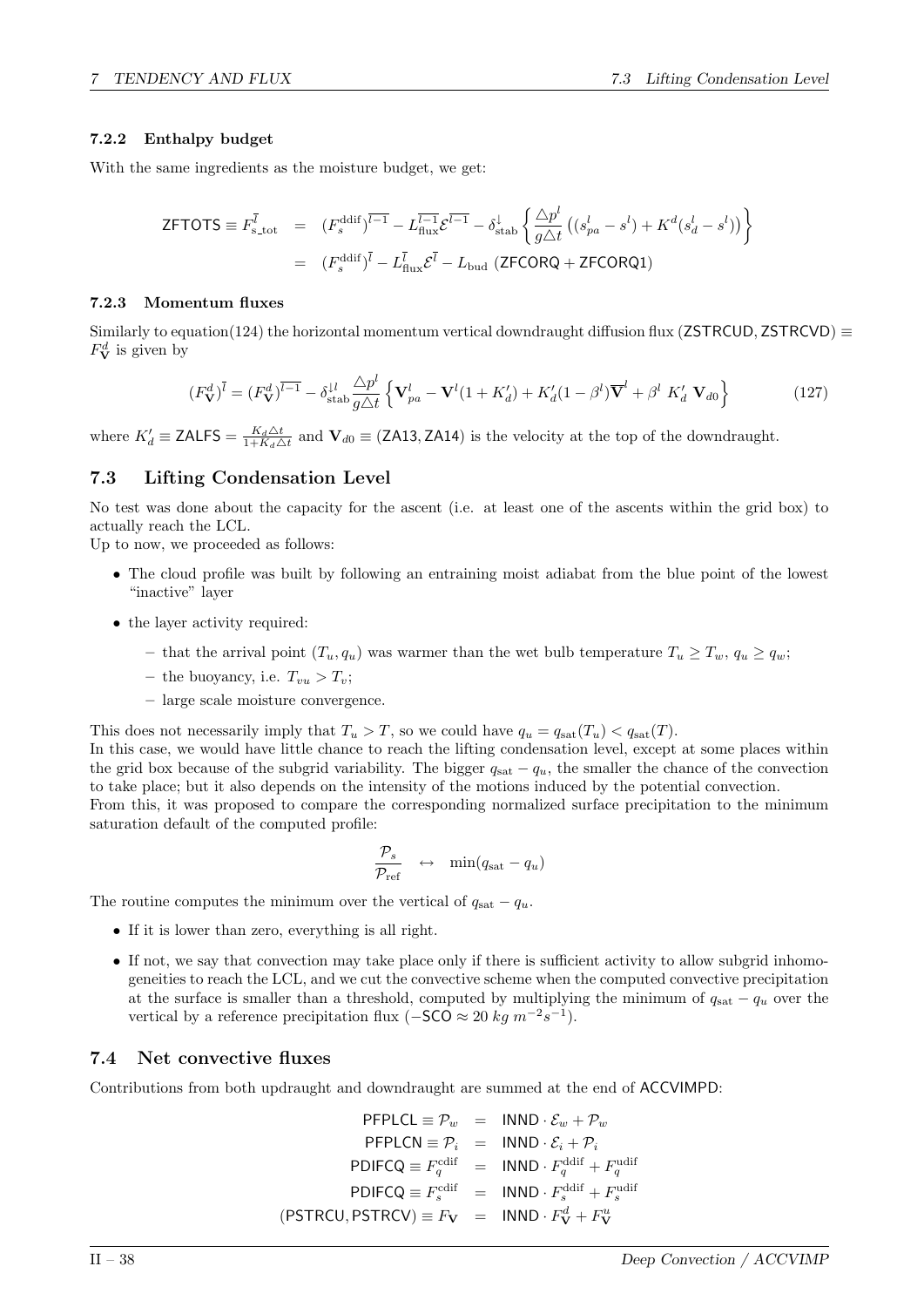### 7.2.2 Enthalpy budget

With the same ingredients as the moisture budget, we get:

$$
\begin{aligned}
\mathsf{ZFTOTS} \equiv F^{\bar{l}}_{s\_\mathrm{tot}} &= (F^{\mathrm{ddif}}_s)^{\overline{l-1}} - L^{\overline{l-1}}_{\mathrm{flux}} \mathcal{E}^{\overline{l-1}} - \delta^{\downarrow}_{\mathrm{stab}} \left\{ \frac{\triangle p^l}{g \triangle t} \left( (s^l_{pa} - s^l) + K^d (s^l_d - s^l) \right) \right\} \\
&= (F^{\mathrm{ddif}}_s)^{\bar{l}} - L^{\bar{l}}_{\mathrm{flux}} \mathcal{E}^{\bar{l}} - L_{\mathrm{bud}} \; (\mathsf{ZFCORQ} + \mathsf{ZFCORQ1})
\end{aligned}
$$

### 7.2.3 Momentum fluxes

Similarly to equation(124) the horizontal momentum vertical downdraught diffusion flux (ZSTRCUD, ZSTRCVD) $\equiv F^d_{\mathbf{V}}$ is given by

$$
(F^d_{\mathbf{V}})^{\bar{l}} = (F^d_{\mathbf{V}})^{\overline{l-1}} - \delta^{\downarrow l}_{\mathrm{stab}} \frac{\triangle p^l}{g \triangle t} \left\{ \mathbf{V}^l_{pa} - \mathbf{V}^l (1 + K'_d) + K'_d (1 - \beta^l) \overline{\mathbf{V}}^l + \beta^l \; K'_d \; \mathbf{V}_{d0} \right\} \tag{127}
$$

where $K'_d \equiv \mathsf{ZALFS} = \frac{K_d \triangle t}{1 + K_d \triangle t}$ and $\mathbf{V}_{d0} \equiv (\mathsf{ZA13}, \mathsf{ZA14})$ is the velocity at the top of the downdraught.

## 7.3 Lifting Condensation Level

No test was done about the capacity for the ascent (i.e. at least one of the ascents within the grid box) to actually reach the LCL.
Up to now, we proceeded as follows:

- The cloud profile was built by following an entraining moist adiabat from the blue point of the lowest "inactive" layer
- the layer activity required:
  - that the arrival point $(T_u, q_u)$ was warmer than the wet bulb temperature $T_u \geq T_w$, $q_u \geq q_w$;
  - the buoyancy, i.e. $T_{vu} > T_v$;
  - large scale moisture convergence.

This does not necessarily imply that $T_u > T$, so we could have $q_u = q_{\mathrm{sat}}(T_u) < q_{\mathrm{sat}}(T)$.
In this case, we would have little chance to reach the lifting condensation level, except at some places within the grid box because of the subgrid variability. The bigger $q_{\mathrm{sat}} - q_u$, the smaller the chance of the convection to take place; but it also depends on the intensity of the motions induced by the potential convection.
From this, it was proposed to compare the corresponding normalized surface precipitation to the minimum saturation default of the computed profile:

$$
\frac{\mathcal{P}_s}{\mathcal{P}_{\mathrm{ref}}} \quad \leftrightarrow \quad \min(q_{\mathrm{sat}} - q_u)
$$

The routine computes the minimum over the vertical of $q_{\mathrm{sat}} - q_u$.

- If it is lower than zero, everything is all right.
- If not, we say that convection may take place only if there is sufficient activity to allow subgrid inhomogeneities to reach the LCL, and we cut the convective scheme when the computed convective precipitation at the surface is smaller than a threshold, computed by multiplying the minimum of $q_{\mathrm{sat}} - q_u$ over the vertical by a reference precipitation flux ($-\mathsf{SCO} \approx 20 \; kg \; m^{-2} s^{-1}$).

## 7.4 Net convective fluxes

Contributions from both updraught and downdraught are summed at the end of ACCVIMPD:

$$
\begin{aligned}
\mathsf{PFPLCL} \equiv \mathcal{P}_w &= \mathsf{INND} \cdot \mathcal{E}_w + \mathcal{P}_w \\
\mathsf{PFPLCN} \equiv \mathcal{P}_i &= \mathsf{INND} \cdot \mathcal{E}_i + \mathcal{P}_i \\
\mathsf{PDIFCQ} \equiv F^{\mathrm{cdif}}_q &= \mathsf{INND} \cdot F^{\mathrm{ddif}}_q + F^{\mathrm{udif}}_q \\
\mathsf{PDIFCQ} \equiv F^{\mathrm{cdif}}_s &= \mathsf{INND} \cdot F^{\mathrm{ddif}}_s + F^{\mathrm{udif}}_s \\
(\mathsf{PSTRCU}, \mathsf{PSTRCV}) \equiv F_{\mathbf{V}} &= \mathsf{INND} \cdot F^d_{\mathbf{V}} + F^u_{\mathbf{V}}
\end{aligned}
$$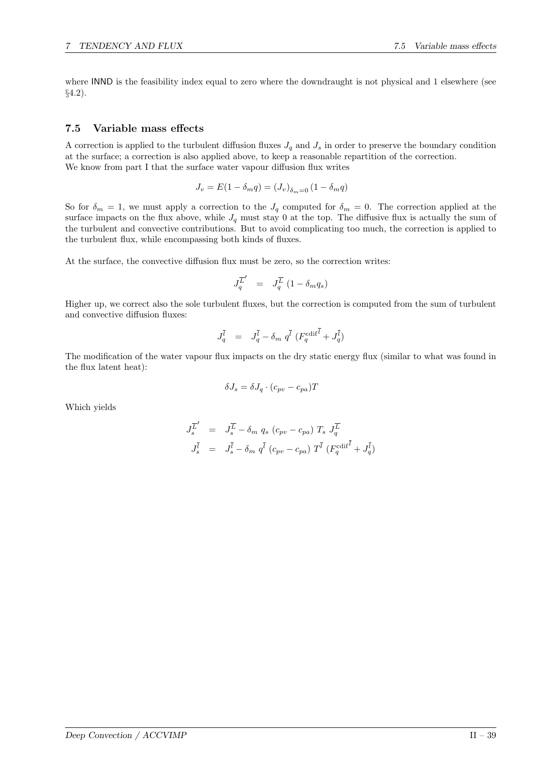where INND is the feasibility index equal to zero where the downdraught is not physical and 1 elsewhere (see §4.2).

## 7.5 Variable mass effects

A correction is applied to the turbulent diffusion fluxes $J_q$ and $J_s$ in order to preserve the boundary condition at the surface; a correction is also applied above, to keep a reasonable repartition of the correction.
We know from part I that the surface water vapour diffusion flux writes

$$J_v = E(1 - \delta_m q) = (J_v)_{\delta_m = 0}(1 - \delta_m q)$$

So for $\delta_m = 1$, we must apply a correction to the $J_q$ computed for $\delta_m = 0$. The correction applied at the surface impacts on the flux above, while $J_q$ must stay 0 at the top. The diffusive flux is actually the sum of the turbulent and convective contributions. But to avoid complicating too much, the correction is applied to the turbulent flux, while encompassing both kinds of fluxes.

At the surface, the convective diffusion flux must be zero, so the correction writes:

$$J_q^{\overline{L}'} = J_q^{\overline{L}}\,(1 - \delta_m q_s)$$

Higher up, we correct also the sole turbulent fluxes, but the correction is computed from the sum of turbulent and convective diffusion fluxes:

$$J_q^{\overline{l}} = J_q^{\overline{l}} - \delta_m\, q^{\overline{l}}\,(F_q^{\mathrm{cdif}^{\overline{l}}} + J_q^{\overline{l}})$$

The modification of the water vapour flux impacts on the dry static energy flux (similar to what was found in the flux latent heat):

$$\delta J_s = \delta J_q \cdot (c_{pv} - c_{pa})T$$

Which yields

$$\begin{aligned}
J_s^{\overline{L}'} &= J_s^{\overline{L}} - \delta_m\, q_s\,(c_{pv} - c_{pa})\,T_s\,J_q^{\overline{L}} \\
J_s^{\overline{l}} &= J_s^{\overline{l}} - \delta_m\, q^{\overline{l}}\,(c_{pv} - c_{pa})\,T^{\overline{l}}\,(F_q^{\mathrm{cdif}^{\overline{l}}} + J_q^{\overline{l}})
\end{aligned}$$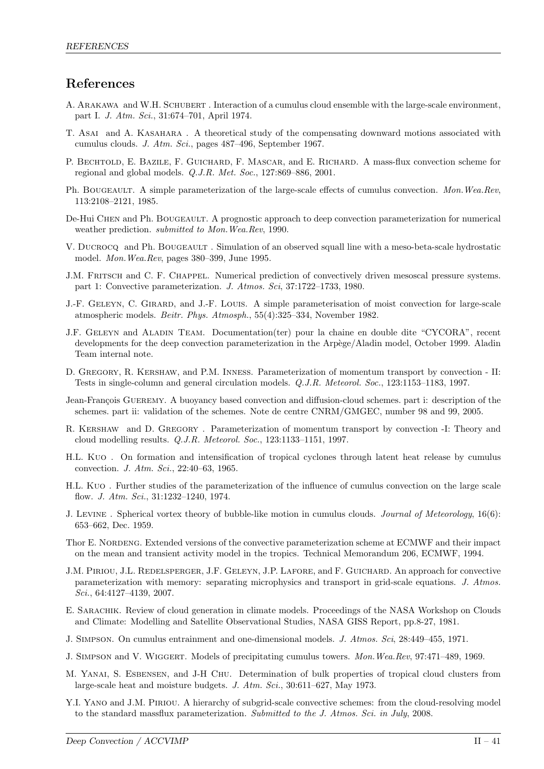# References

A. Arakawa and W.H. Schubert . Interaction of a cumulus cloud ensemble with the large-scale environment, part I. *J. Atm. Sci.*, 31:674–701, April 1974.

T. Asai and A. Kasahara . A theoretical study of the compensating downward motions associated with cumulus clouds. *J. Atm. Sci.*, pages 487–496, September 1967.

P. Bechtold, E. Bazile, F. Guichard, F. Mascar, and E. Richard. A mass-flux convection scheme for regional and global models. *Q.J.R. Met. Soc.*, 127:869–886, 2001.

Ph. Bougeault. A simple parameterization of the large-scale effects of cumulus convection. *Mon.Wea.Rev*, 113:2108–2121, 1985.

De-Hui Chen and Ph. Bougeault. A prognostic approach to deep convection parameterization for numerical weather prediction. *submitted to Mon.Wea.Rev*, 1990.

V. Ducrocq and Ph. Bougeault . Simulation of an observed squall line with a meso-beta-scale hydrostatic model. *Mon.Wea.Rev*, pages 380–399, June 1995.

J.M. Fritsch and C. F. Chappel. Numerical prediction of convectively driven mesoscal pressure systems. part 1: Convective parameterization. *J. Atmos. Sci*, 37:1722–1733, 1980.

J.-F. Geleyn, C. Girard, and J.-F. Louis. A simple parameterisation of moist convection for large-scale atmospheric models. *Beitr. Phys. Atmosph.*, 55(4):325–334, November 1982.

J.F. Geleyn and Aladin Team. Documentation(ter) pour la chaine en double dite "CYCORA", recent developments for the deep convection parameterization in the Arpège/Aladin model, October 1999. Aladin Team internal note.

D. Gregory, R. Kershaw, and P.M. Inness. Parameterization of momentum transport by convection - II: Tests in single-column and general circulation models. *Q.J.R. Meteorol. Soc.*, 123:1153–1183, 1997.

Jean-François Gueremy. A buoyancy based convection and diffusion-cloud schemes. part i: description of the schemes. part ii: validation of the schemes. Note de centre CNRM/GMGEC, number 98 and 99, 2005.

R. Kershaw and D. Gregory . Parameterization of momentum transport by convection -I: Theory and cloud modelling results. *Q.J.R. Meteorol. Soc.*, 123:1133–1151, 1997.

H.L. Kuo . On formation and intensification of tropical cyclones through latent heat release by cumulus convection. *J. Atm. Sci.*, 22:40–63, 1965.

H.L. Kuo . Further studies of the parameterization of the influence of cumulus convection on the large scale flow. *J. Atm. Sci.*, 31:1232–1240, 1974.

J. Levine . Spherical vortex theory of bubble-like motion in cumulus clouds. *Journal of Meteorology*, 16(6): 653–662, Dec. 1959.

Thor E. Nordeng. Extended versions of the convective parameterization scheme at ECMWF and their impact on the mean and transient activity model in the tropics. Technical Memorandum 206, ECMWF, 1994.

J.M. Piriou, J.L. Redelsperger, J.F. Geleyn, J.P. Lafore, and F. Guichard. An approach for convective parameterization with memory: separating microphysics and transport in grid-scale equations. *J. Atmos. Sci.*, 64:4127–4139, 2007.

E. Sarachik. Review of cloud generation in climate models. Proceedings of the NASA Workshop on Clouds and Climate: Modelling and Satellite Observational Studies, NASA GISS Report, pp.8-27, 1981.

J. Simpson. On cumulus entrainment and one-dimensional models. *J. Atmos. Sci*, 28:449–455, 1971.

J. Simpson and V. Wiggert. Models of precipitating cumulus towers. *Mon.Wea.Rev*, 97:471–489, 1969.

M. Yanai, S. Esbensen, and J-H Chu. Determination of bulk properties of tropical cloud clusters from large-scale heat and moisture budgets. *J. Atm. Sci.*, 30:611–627, May 1973.

Y.I. Yano and J.M. Piriou. A hierarchy of subgrid-scale convective schemes: from the cloud-resolving model to the standard massflux parameterization. *Submitted to the J. Atmos. Sci. in July*, 2008.